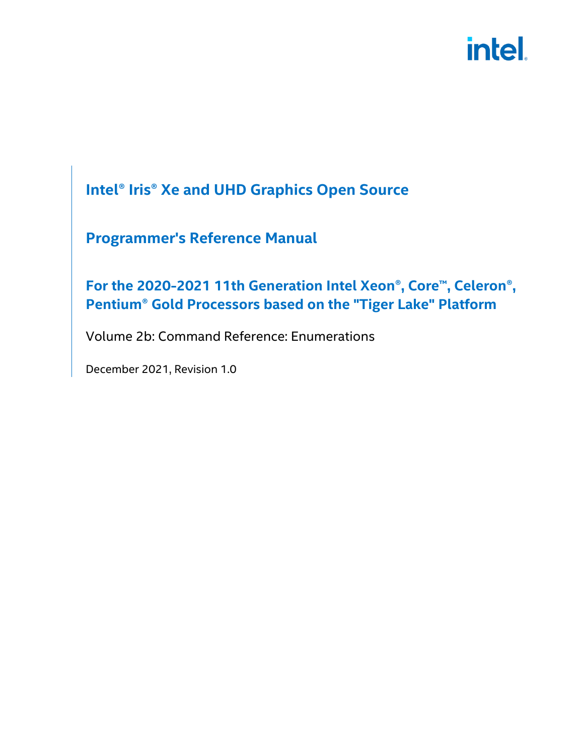# Intel® Iris® Xe and UHD Graphics Open Source

# Programmer's Reference Manual

## For the 2020-2021 11th Generation Intel Xeon®, Core™, Celeron®, Pentium® Gold Processors based on the "Tiger Lake" Platform

Volume 2b: Command Reference: Enumerations

December 2021, Revision 1.0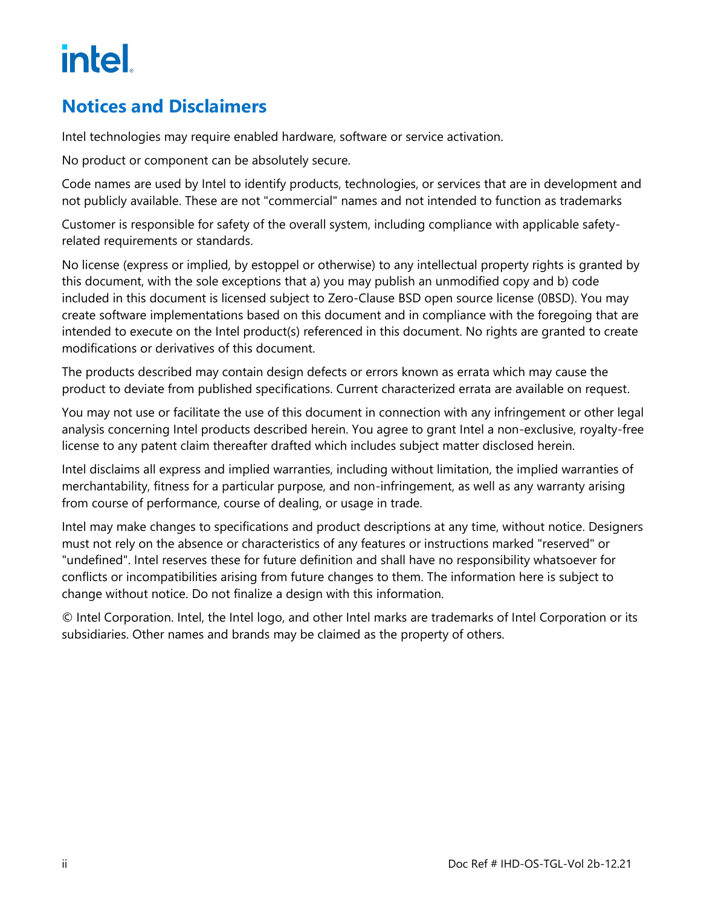## Notices and Disclaimers

Intel technologies may require enabled hardware, software or service activation.

No product or component can be absolutely secure.

Code names are used by Intel to identify products, technologies, or services that are in development and not publicly available. These are not "commercial" names and not intended to function as trademarks

Customer is responsible for safety of the overall system, including compliance with applicable safety-related requirements or standards.

No license (express or implied, by estoppel or otherwise) to any intellectual property rights is granted by this document, with the sole exceptions that a) you may publish an unmodified copy and b) code included in this document is licensed subject to Zero-Clause BSD open source license (0BSD). You may create software implementations based on this document and in compliance with the foregoing that are intended to execute on the Intel product(s) referenced in this document. No rights are granted to create modifications or derivatives of this document.

The products described may contain design defects or errors known as errata which may cause the product to deviate from published specifications. Current characterized errata are available on request.

You may not use or facilitate the use of this document in connection with any infringement or other legal analysis concerning Intel products described herein. You agree to grant Intel a non-exclusive, royalty-free license to any patent claim thereafter drafted which includes subject matter disclosed herein.

Intel disclaims all express and implied warranties, including without limitation, the implied warranties of merchantability, fitness for a particular purpose, and non-infringement, as well as any warranty arising from course of performance, course of dealing, or usage in trade.

Intel may make changes to specifications and product descriptions at any time, without notice. Designers must not rely on the absence or characteristics of any features or instructions marked "reserved" or "undefined". Intel reserves these for future definition and shall have no responsibility whatsoever for conflicts or incompatibilities arising from future changes to them. The information here is subject to change without notice. Do not finalize a design with this information.

© Intel Corporation. Intel, the Intel logo, and other Intel marks are trademarks of Intel Corporation or its subsidiaries. Other names and brands may be claimed as the property of others.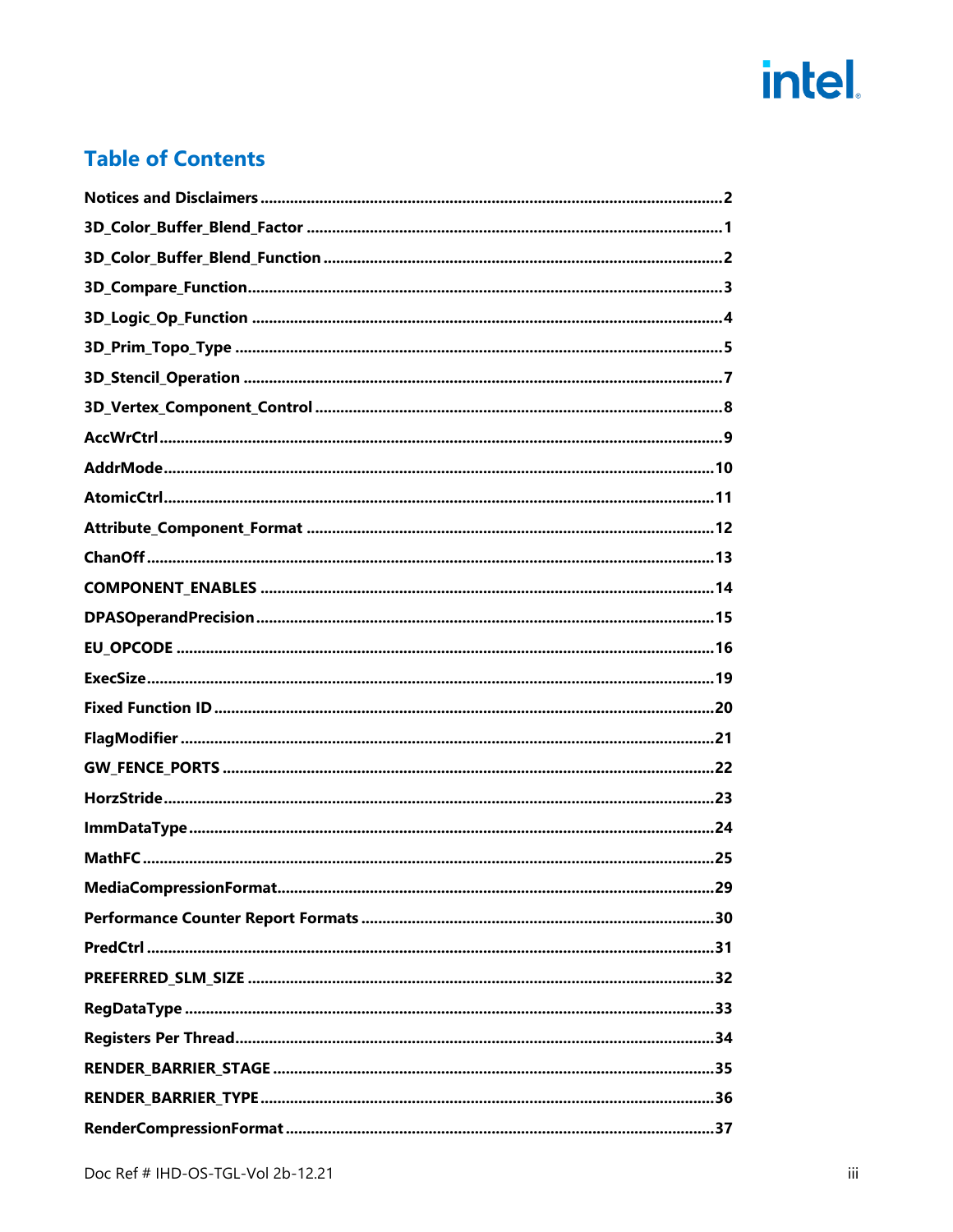## Table of Contents

Notices and Disclaimers ........ 2

3D_Color_Buffer_Blend_Factor ........ 1

3D_Color_Buffer_Blend_Function ........ 2

3D_Compare_Function ........ 3

3D_Logic_Op_Function ........ 4

3D_Prim_Topo_Type ........ 5

3D_Stencil_Operation ........ 7

3D_Vertex_Component_Control ........ 8

AccWrCtrl ........ 9

AddrMode ........ 10

AtomicCtrl ........ 11

Attribute_Component_Format ........ 12

ChanOff ........ 13

COMPONENT_ENABLES ........ 14

DPASOperandPrecision ........ 15

EU_OPCODE ........ 16

ExecSize ........ 19

Fixed Function ID ........ 20

FlagModifier ........ 21

GW_FENCE_PORTS ........ 22

HorzStride ........ 23

ImmDataType ........ 24

MathFC ........ 25

MediaCompressionFormat ........ 29

Performance Counter Report Formats ........ 30

PredCtrl ........ 31

PREFERRED_SLM_SIZE ........ 32

RegDataType ........ 33

Registers Per Thread ........ 34

RENDER_BARRIER_STAGE ........ 35

RENDER_BARRIER_TYPE ........ 36

RenderCompressionFormat ........ 37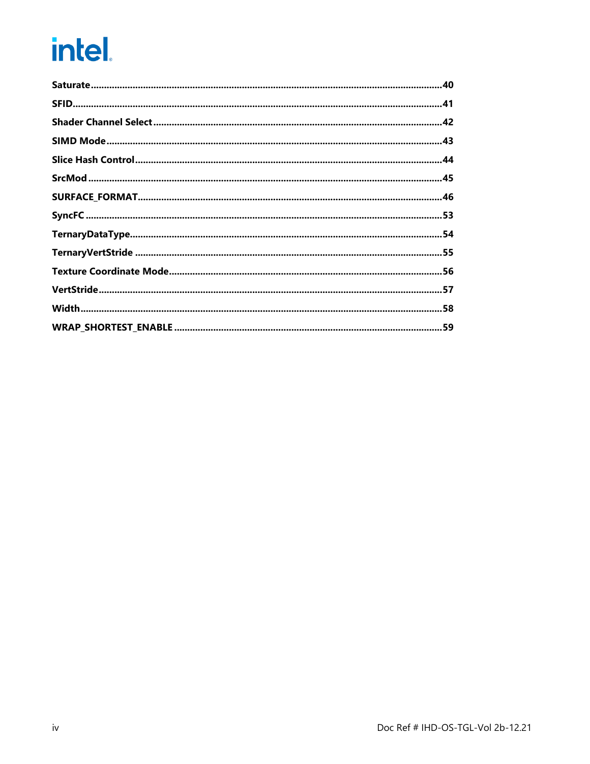**Saturate**......................................................................................................................................**40**

**SFID**...............................................................................................................................................**41**

**Shader Channel Select**...................................................................................................................**42**

**SIMD Mode**.....................................................................................................................................**43**

**Slice Hash Control**..........................................................................................................................**44**

**SrcMod**............................................................................................................................................**45**

**SURFACE_FORMAT**..........................................................................................................................**46**

**SyncFC**.............................................................................................................................................**53**

**TernaryDataType**.............................................................................................................................**54**

**TernaryVertStride**...........................................................................................................................**55**

**Texture Coordinate Mode**...............................................................................................................**56**

**VertStride**.........................................................................................................................................**57**

**Width**...............................................................................................................................................**58**

**WRAP_SHORTEST_ENABLE**.............................................................................................................**59**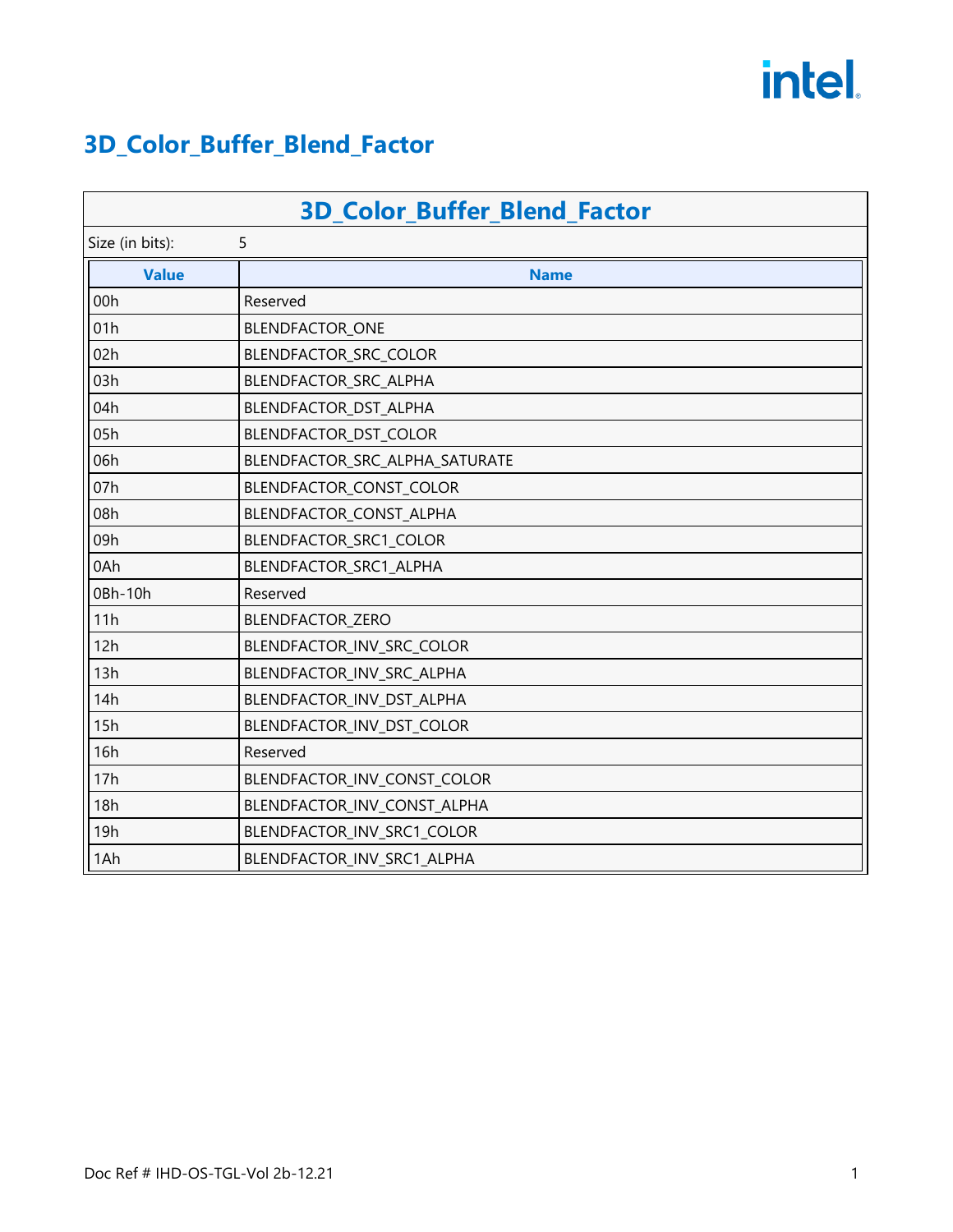# 3D_Color_Buffer_Blend_Factor

| 3D_Color_Buffer_Blend_Factor | |
|---|---|
| Size (in bits): | 5 |

| Value | Name |
|---|---|
| 00h | Reserved |
| 01h | BLENDFACTOR_ONE |
| 02h | BLENDFACTOR_SRC_COLOR |
| 03h | BLENDFACTOR_SRC_ALPHA |
| 04h | BLENDFACTOR_DST_ALPHA |
| 05h | BLENDFACTOR_DST_COLOR |
| 06h | BLENDFACTOR_SRC_ALPHA_SATURATE |
| 07h | BLENDFACTOR_CONST_COLOR |
| 08h | BLENDFACTOR_CONST_ALPHA |
| 09h | BLENDFACTOR_SRC1_COLOR |
| 0Ah | BLENDFACTOR_SRC1_ALPHA |
| 0Bh-10h | Reserved |
| 11h | BLENDFACTOR_ZERO |
| 12h | BLENDFACTOR_INV_SRC_COLOR |
| 13h | BLENDFACTOR_INV_SRC_ALPHA |
| 14h | BLENDFACTOR_INV_DST_ALPHA |
| 15h | BLENDFACTOR_INV_DST_COLOR |
| 16h | Reserved |
| 17h | BLENDFACTOR_INV_CONST_COLOR |
| 18h | BLENDFACTOR_INV_CONST_ALPHA |
| 19h | BLENDFACTOR_INV_SRC1_COLOR |
| 1Ah | BLENDFACTOR_INV_SRC1_ALPHA |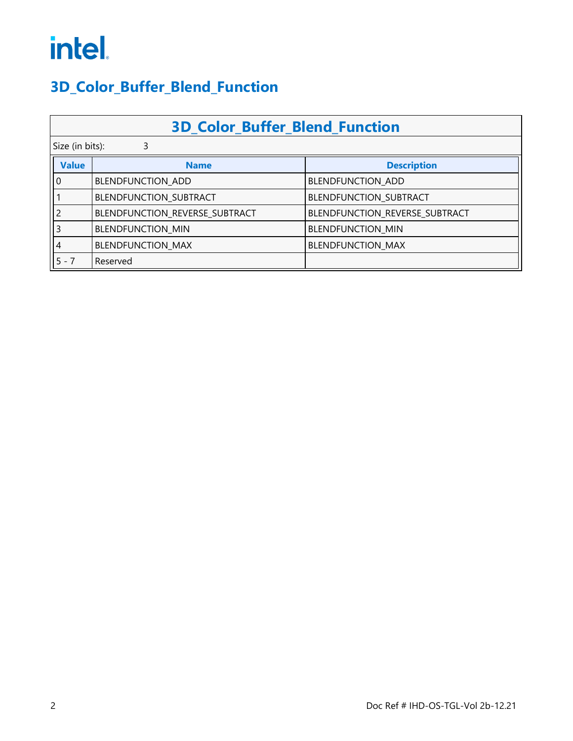## 3D_Color_Buffer_Blend_Function

| 3D_Color_Buffer_Blend_Function | | |
|---|---|---|
| Size (in bits): 3 | | |
| **Value** | **Name** | **Description** |
| 0 | BLENDFUNCTION_ADD | BLENDFUNCTION_ADD |
| 1 | BLENDFUNCTION_SUBTRACT | BLENDFUNCTION_SUBTRACT |
| 2 | BLENDFUNCTION_REVERSE_SUBTRACT | BLENDFUNCTION_REVERSE_SUBTRACT |
| 3 | BLENDFUNCTION_MIN | BLENDFUNCTION_MIN |
| 4 | BLENDFUNCTION_MAX | BLENDFUNCTION_MAX |
| 5 - 7 | Reserved | |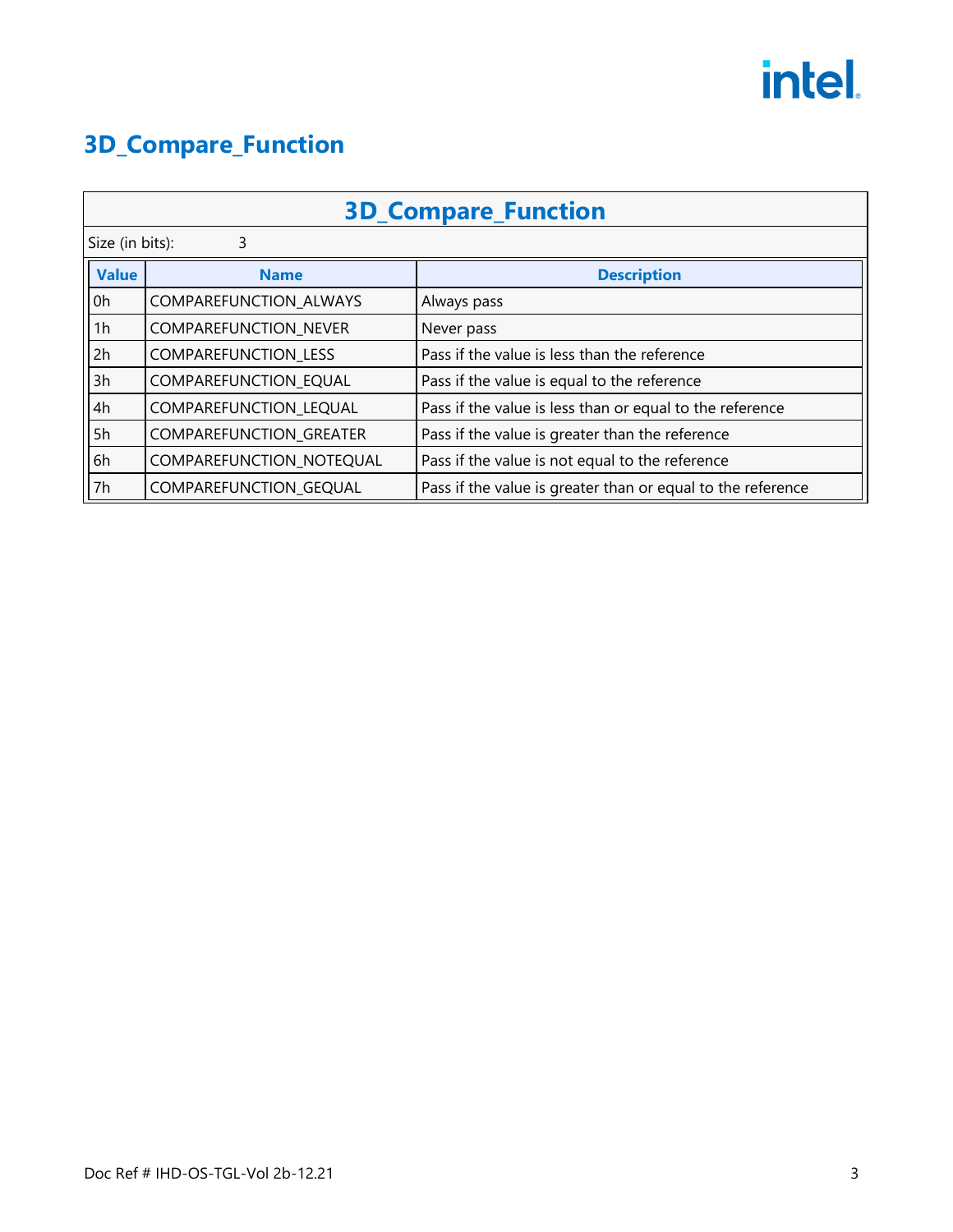# 3D_Compare_Function

| 3D_Compare_Function | | |
|---|---|---|
| Size (in bits): 3 | | |
| **Value** | **Name** | **Description** |
| 0h | COMPAREFUNCTION_ALWAYS | Always pass |
| 1h | COMPAREFUNCTION_NEVER | Never pass |
| 2h | COMPAREFUNCTION_LESS | Pass if the value is less than the reference |
| 3h | COMPAREFUNCTION_EQUAL | Pass if the value is equal to the reference |
| 4h | COMPAREFUNCTION_LEQUAL | Pass if the value is less than or equal to the reference |
| 5h | COMPAREFUNCTION_GREATER | Pass if the value is greater than the reference |
| 6h | COMPAREFUNCTION_NOTEQUAL | Pass if the value is not equal to the reference |
| 7h | COMPAREFUNCTION_GEQUAL | Pass if the value is greater than or equal to the reference |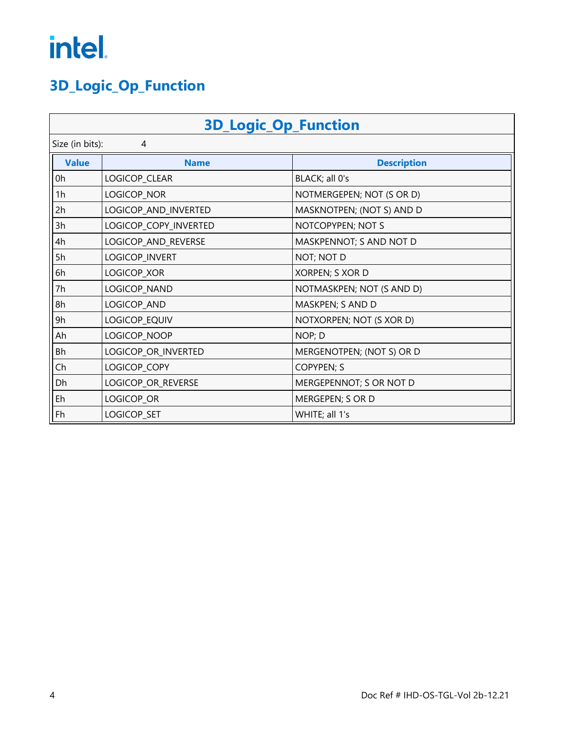# 3D_Logic_Op_Function

## 3D_Logic_Op_Function

Size (in bits): 4

| Value | Name | Description |
|---|---|---|
| 0h | LOGICOP_CLEAR | BLACK; all 0's |
| 1h | LOGICOP_NOR | NOTMERGEPEN; NOT (S OR D) |
| 2h | LOGICOP_AND_INVERTED | MASKNOTPEN; (NOT S) AND D |
| 3h | LOGICOP_COPY_INVERTED | NOTCOPYPEN; NOT S |
| 4h | LOGICOP_AND_REVERSE | MASKPENNOT; S AND NOT D |
| 5h | LOGICOP_INVERT | NOT; NOT D |
| 6h | LOGICOP_XOR | XORPEN; S XOR D |
| 7h | LOGICOP_NAND | NOTMASKPEN; NOT (S AND D) |
| 8h | LOGICOP_AND | MASKPEN; S AND D |
| 9h | LOGICOP_EQUIV | NOTXORPEN; NOT (S XOR D) |
| Ah | LOGICOP_NOOP | NOP; D |
| Bh | LOGICOP_OR_INVERTED | MERGENOTPEN; (NOT S) OR D |
| Ch | LOGICOP_COPY | COPYPEN; S |
| Dh | LOGICOP_OR_REVERSE | MERGEPENNOT; S OR NOT D |
| Eh | LOGICOP_OR | MERGEPEN; S OR D |
| Fh | LOGICOP_SET | WHITE; all 1's |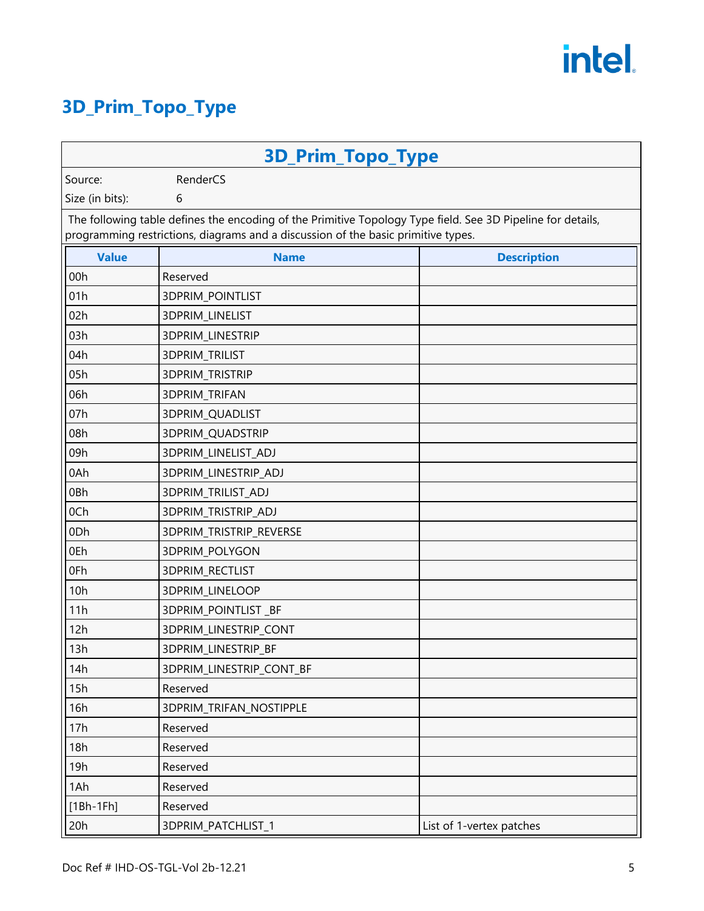# 3D_Prim_Topo_Type

| 3D_Prim_Topo_Type | | |
|---|---|---|
| Source: | RenderCS | |
| Size (in bits): | 6 | |

The following table defines the encoding of the Primitive Topology Type field. See 3D Pipeline for details, programming restrictions, diagrams and a discussion of the basic primitive types.

| Value | Name | Description |
|---|---|---|
| 00h | Reserved | |
| 01h | 3DPRIM_POINTLIST | |
| 02h | 3DPRIM_LINELIST | |
| 03h | 3DPRIM_LINESTRIP | |
| 04h | 3DPRIM_TRILIST | |
| 05h | 3DPRIM_TRISTRIP | |
| 06h | 3DPRIM_TRIFAN | |
| 07h | 3DPRIM_QUADLIST | |
| 08h | 3DPRIM_QUADSTRIP | |
| 09h | 3DPRIM_LINELIST_ADJ | |
| 0Ah | 3DPRIM_LINESTRIP_ADJ | |
| 0Bh | 3DPRIM_TRILIST_ADJ | |
| 0Ch | 3DPRIM_TRISTRIP_ADJ | |
| 0Dh | 3DPRIM_TRISTRIP_REVERSE | |
| 0Eh | 3DPRIM_POLYGON | |
| 0Fh | 3DPRIM_RECTLIST | |
| 10h | 3DPRIM_LINELOOP | |
| 11h | 3DPRIM_POINTLIST _BF | |
| 12h | 3DPRIM_LINESTRIP_CONT | |
| 13h | 3DPRIM_LINESTRIP_BF | |
| 14h | 3DPRIM_LINESTRIP_CONT_BF | |
| 15h | Reserved | |
| 16h | 3DPRIM_TRIFAN_NOSTIPPLE | |
| 17h | Reserved | |
| 18h | Reserved | |
| 19h | Reserved | |
| 1Ah | Reserved | |
| [1Bh-1Fh] | Reserved | |
| 20h | 3DPRIM_PATCHLIST_1 | List of 1-vertex patches |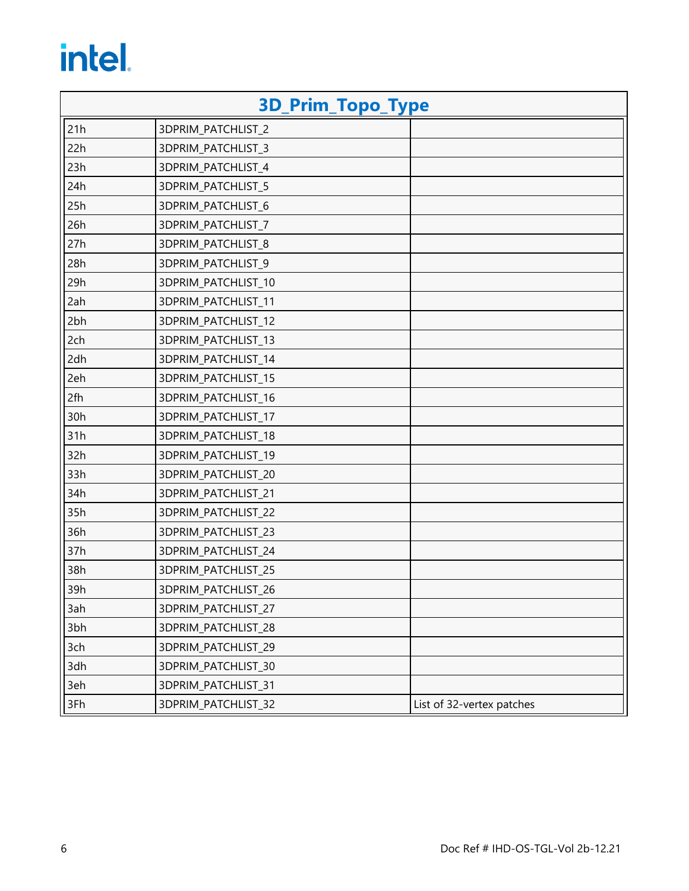## 3D_Prim_Topo_Type

| | | |
|---|---|---|
| 21h | 3DPRIM_PATCHLIST_2 | |
| 22h | 3DPRIM_PATCHLIST_3 | |
| 23h | 3DPRIM_PATCHLIST_4 | |
| 24h | 3DPRIM_PATCHLIST_5 | |
| 25h | 3DPRIM_PATCHLIST_6 | |
| 26h | 3DPRIM_PATCHLIST_7 | |
| 27h | 3DPRIM_PATCHLIST_8 | |
| 28h | 3DPRIM_PATCHLIST_9 | |
| 29h | 3DPRIM_PATCHLIST_10 | |
| 2ah | 3DPRIM_PATCHLIST_11 | |
| 2bh | 3DPRIM_PATCHLIST_12 | |
| 2ch | 3DPRIM_PATCHLIST_13 | |
| 2dh | 3DPRIM_PATCHLIST_14 | |
| 2eh | 3DPRIM_PATCHLIST_15 | |
| 2fh | 3DPRIM_PATCHLIST_16 | |
| 30h | 3DPRIM_PATCHLIST_17 | |
| 31h | 3DPRIM_PATCHLIST_18 | |
| 32h | 3DPRIM_PATCHLIST_19 | |
| 33h | 3DPRIM_PATCHLIST_20 | |
| 34h | 3DPRIM_PATCHLIST_21 | |
| 35h | 3DPRIM_PATCHLIST_22 | |
| 36h | 3DPRIM_PATCHLIST_23 | |
| 37h | 3DPRIM_PATCHLIST_24 | |
| 38h | 3DPRIM_PATCHLIST_25 | |
| 39h | 3DPRIM_PATCHLIST_26 | |
| 3ah | 3DPRIM_PATCHLIST_27 | |
| 3bh | 3DPRIM_PATCHLIST_28 | |
| 3ch | 3DPRIM_PATCHLIST_29 | |
| 3dh | 3DPRIM_PATCHLIST_30 | |
| 3eh | 3DPRIM_PATCHLIST_31 | |
| 3Fh | 3DPRIM_PATCHLIST_32 | List of 32-vertex patches |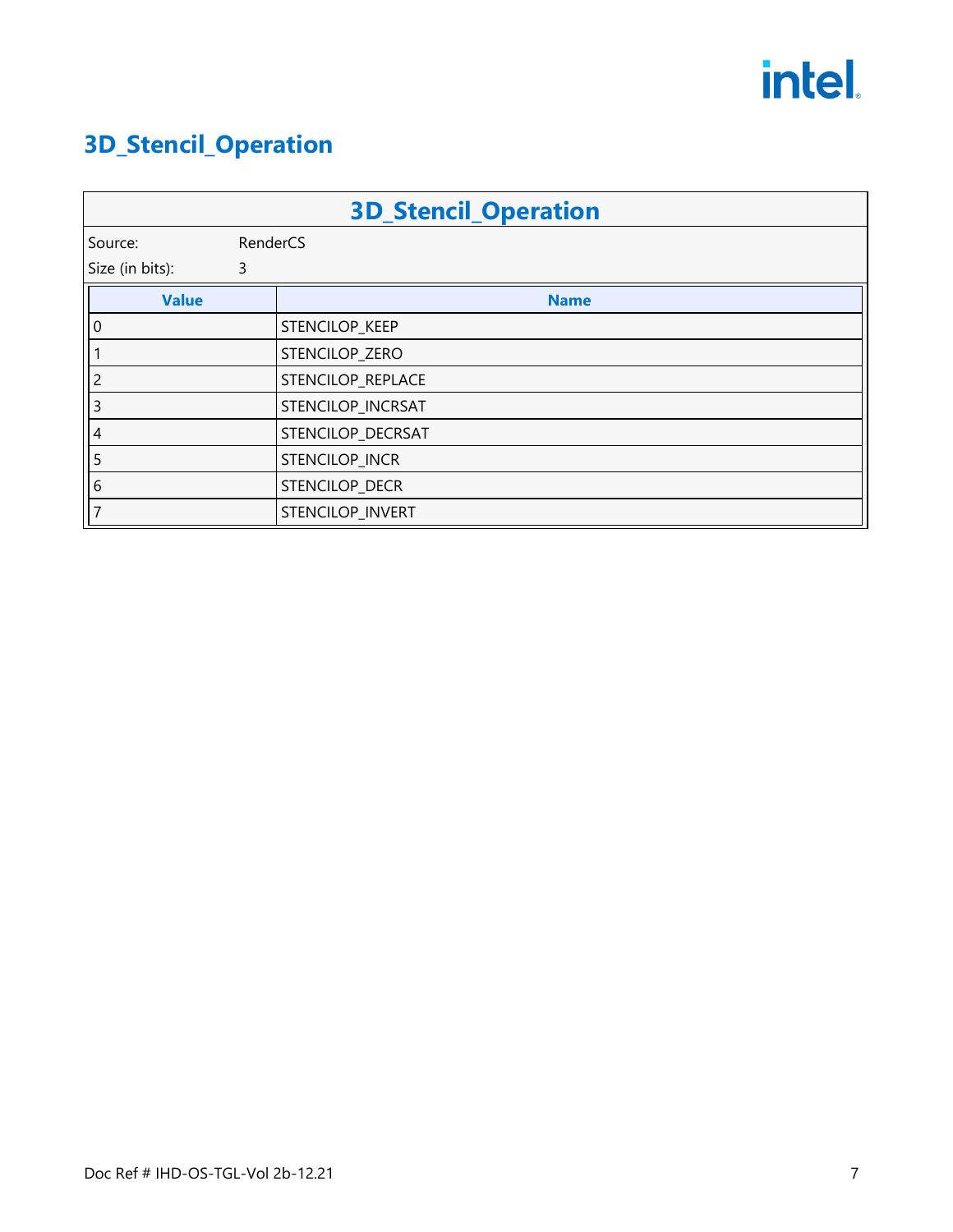# 3D_Stencil_Operation

| 3D_Stencil_Operation | |
|---|---|
| Source: | RenderCS |
| Size (in bits): | 3 |

| Value | Name |
|---|---|
| 0 | STENCILOP_KEEP |
| 1 | STENCILOP_ZERO |
| 2 | STENCILOP_REPLACE |
| 3 | STENCILOP_INCRSAT |
| 4 | STENCILOP_DECRSAT |
| 5 | STENCILOP_INCR |
| 6 | STENCILOP_DECR |
| 7 | STENCILOP_INVERT |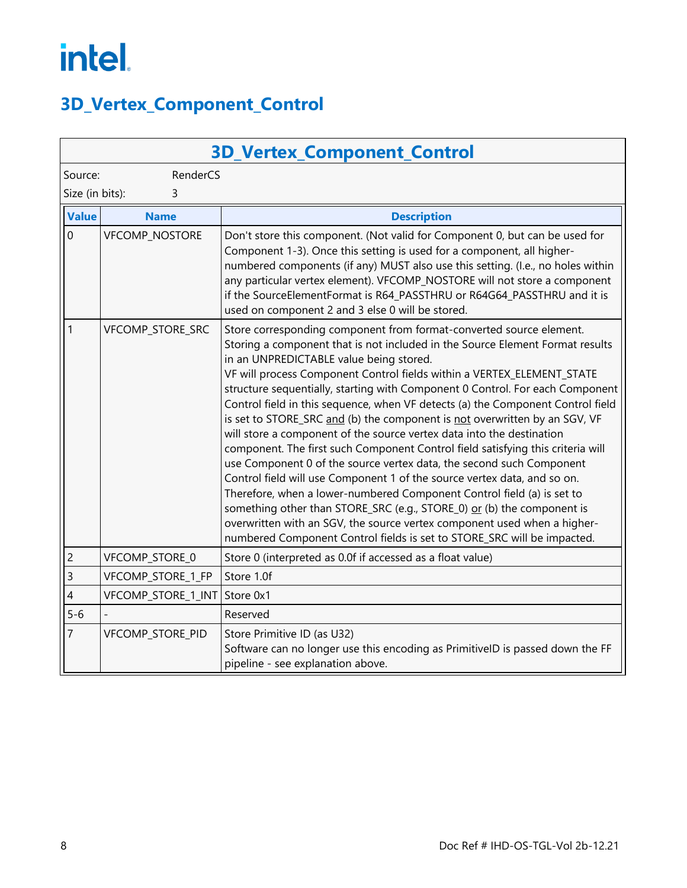# 3D_Vertex_Component_Control

## 3D_Vertex_Component_Control

Source: RenderCS

Size (in bits): 3

| Value | Name | Description |
|---|---|---|
| 0 | VFCOMP_NOSTORE | Don't store this component. (Not valid for Component 0, but can be used for Component 1-3). Once this setting is used for a component, all higher-numbered components (if any) MUST also use this setting. (I.e., no holes within any particular vertex element). VFCOMP_NOSTORE will not store a component if the SourceElementFormat is R64_PASSTHRU or R64G64_PASSTHRU and it is used on component 2 and 3 else 0 will be stored. |
| 1 | VFCOMP_STORE_SRC | Store corresponding component from format-converted source element. Storing a component that is not included in the Source Element Format results in an UNPREDICTABLE value being stored.<br>VF will process Component Control fields within a VERTEX_ELEMENT_STATE structure sequentially, starting with Component 0 Control. For each Component Control field in this sequence, when VF detects (a) the Component Control field is set to STORE_SRC and (b) the component is not overwritten by an SGV, VF will store a component of the source vertex data into the destination component. The first such Component Control field satisfying this criteria will use Component 0 of the source vertex data, the second such Component Control field will use Component 1 of the source vertex data, and so on. Therefore, when a lower-numbered Component Control field (a) is set to something other than STORE_SRC (e.g., STORE_0) or (b) the component is overwritten with an SGV, the source vertex component used when a higher-numbered Component Control fields is set to STORE_SRC will be impacted. |
| 2 | VFCOMP_STORE_0 | Store 0 (interpreted as 0.0f if accessed as a float value) |
| 3 | VFCOMP_STORE_1_FP | Store 1.0f |
| 4 | VFCOMP_STORE_1_INT | Store 0x1 |
| 5-6 | - | Reserved |
| 7 | VFCOMP_STORE_PID | Store Primitive ID (as U32)<br>Software can no longer use this encoding as PrimitiveID is passed down the FF pipeline - see explanation above. |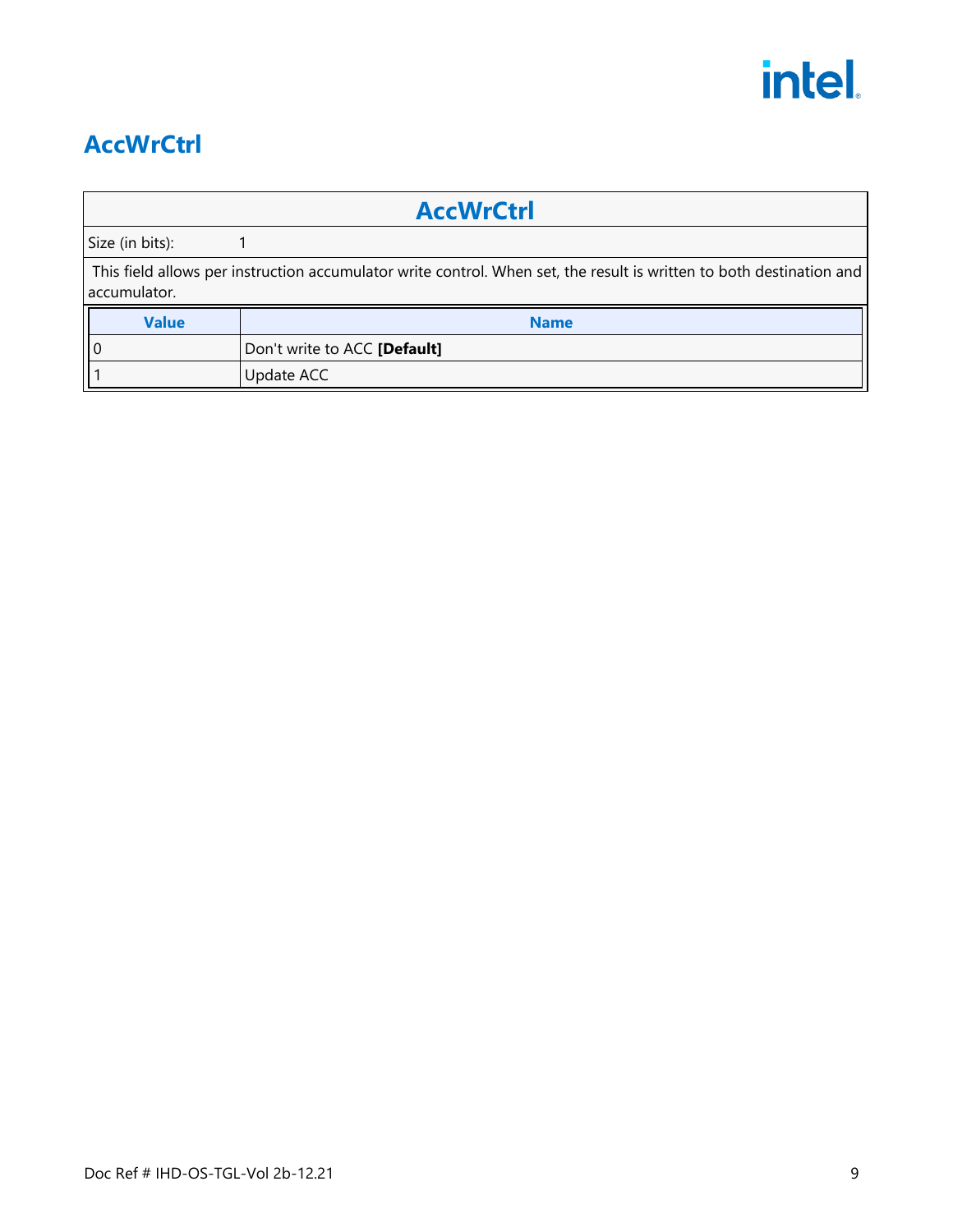# AccWrCtrl

| AccWrCtrl | |
|---|---|
| Size (in bits): | 1 |

This field allows per instruction accumulator write control. When set, the result is written to both destination and accumulator.

| Value | Name |
|---|---|
| 0 | Don't write to ACC **[Default]** |
| 1 | Update ACC |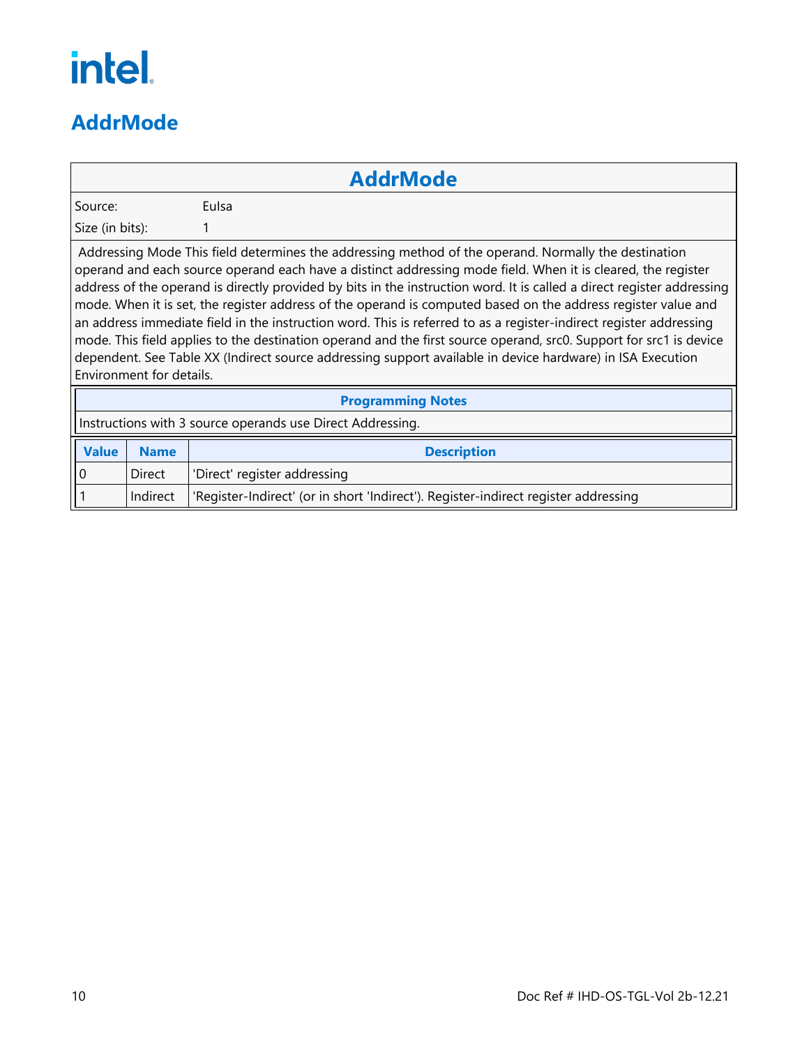# AddrMode

| AddrMode | |
|---|---|
| Source: | EuIsa |
| Size (in bits): | 1 |

Addressing Mode This field determines the addressing method of the operand. Normally the destination operand and each source operand each have a distinct addressing mode field. When it is cleared, the register address of the operand is directly provided by bits in the instruction word. It is called a direct register addressing mode. When it is set, the register address of the operand is computed based on the address register value and an address immediate field in the instruction word. This is referred to as a register-indirect register addressing mode. This field applies to the destination operand and the first source operand, src0. Support for src1 is device dependent. See Table XX (Indirect source addressing support available in device hardware) in ISA Execution Environment for details.

| Programming Notes |
|---|
| Instructions with 3 source operands use Direct Addressing. |

| Value | Name | Description |
|---|---|---|
| 0 | Direct | 'Direct' register addressing |
| 1 | Indirect | 'Register-Indirect' (or in short 'Indirect'). Register-indirect register addressing |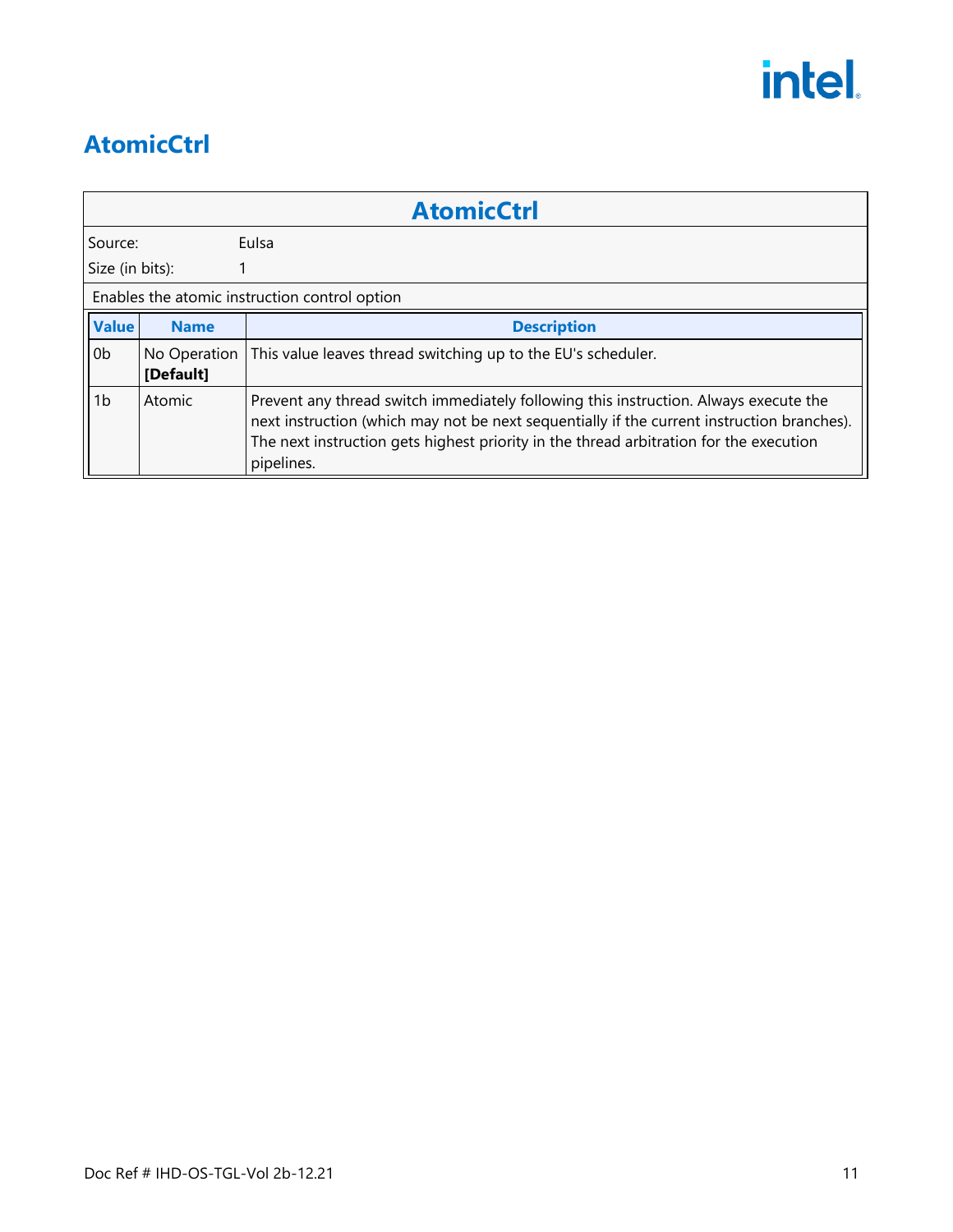# AtomicCtrl

| AtomicCtrl | | |
|---|---|---|
| Source: | EuIsa | |
| Size (in bits): | 1 | |
| Enables the atomic instruction control option | | |

| Value | Name | Description |
|---|---|---|
| 0b | No Operation **[Default]** | This value leaves thread switching up to the EU's scheduler. |
| 1b | Atomic | Prevent any thread switch immediately following this instruction. Always execute the next instruction (which may not be next sequentially if the current instruction branches). The next instruction gets highest priority in the thread arbitration for the execution pipelines. |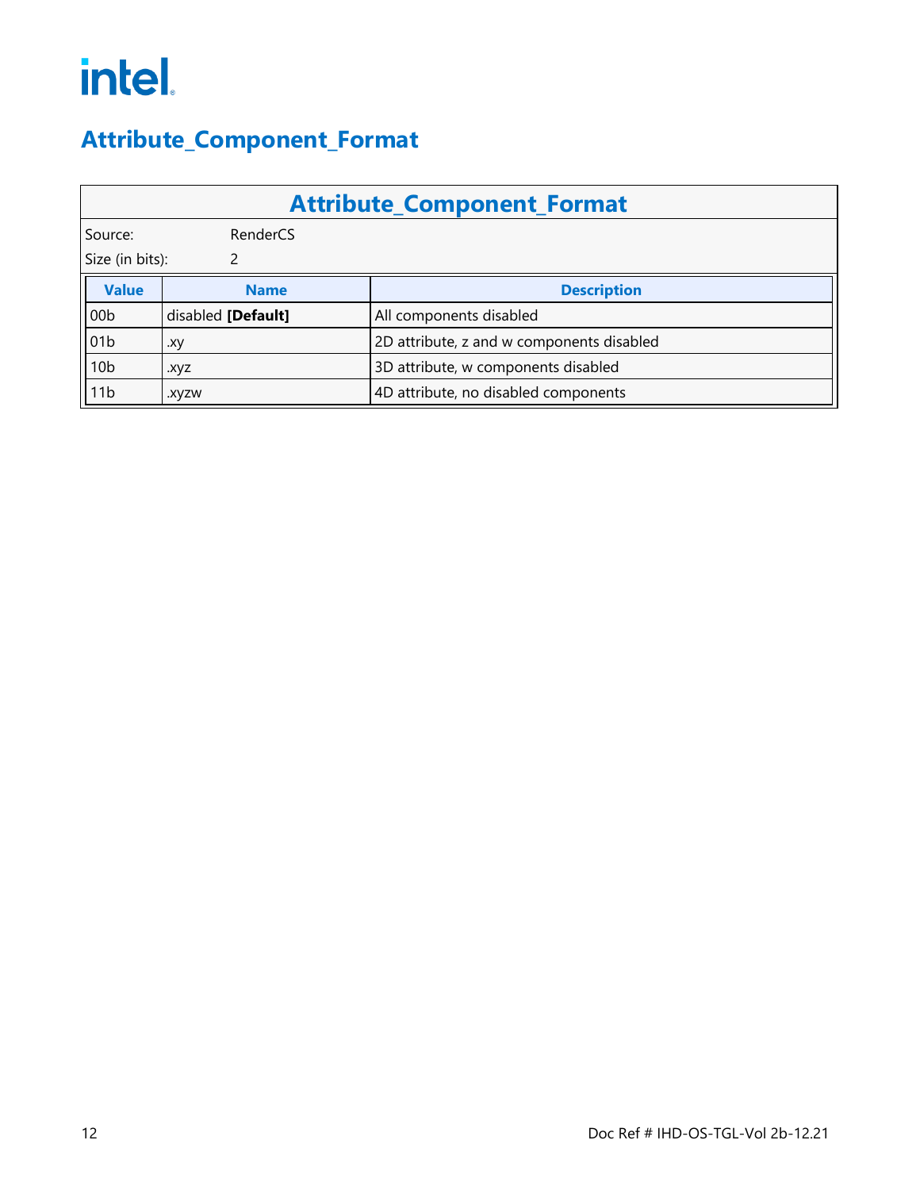# Attribute_Component_Format

| Attribute_Component_Format | | |
|---|---|---|
| Source: | RenderCS | |
| Size (in bits): | 2 | |

| Value | Name | Description |
|---|---|---|
| 00b | disabled **[Default]** | All components disabled |
| 01b | .xy | 2D attribute, z and w components disabled |
| 10b | .xyz | 3D attribute, w components disabled |
| 11b | .xyzw | 4D attribute, no disabled components |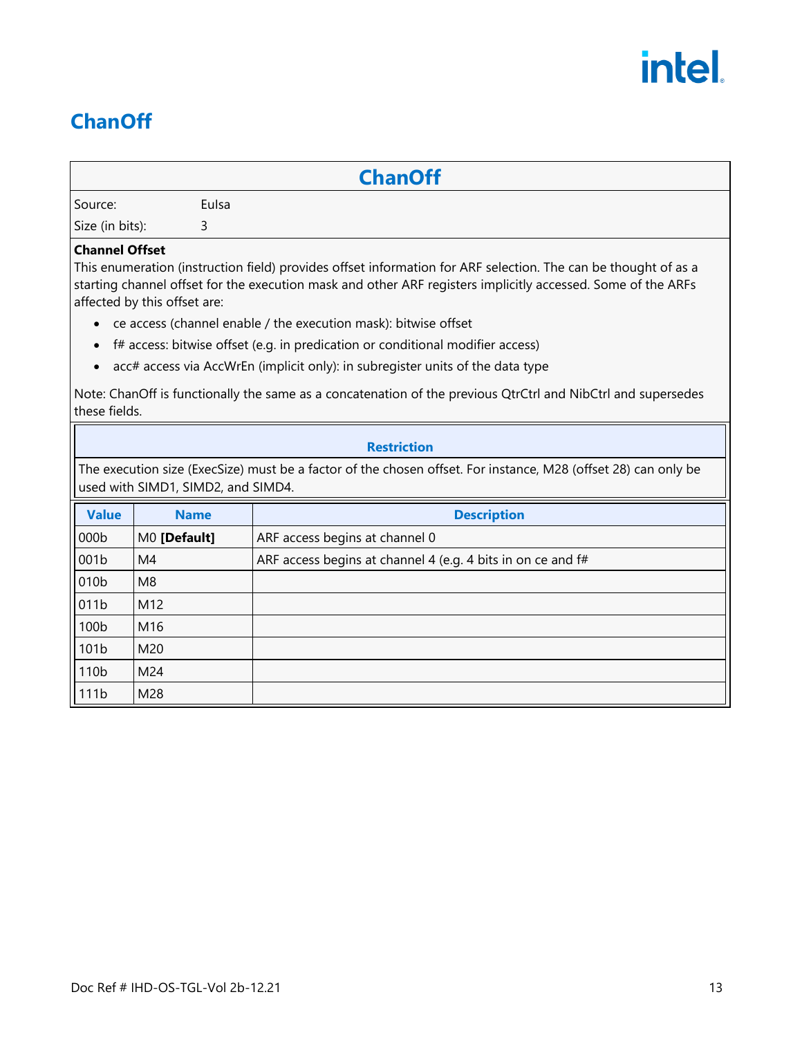## ChanOff

| ChanOff | |
|---|---|
| Source: | EuIsa |
| Size (in bits): | 3 |

**Channel Offset**

This enumeration (instruction field) provides offset information for ARF selection. The can be thought of as a starting channel offset for the execution mask and other ARF registers implicitly accessed. Some of the ARFs affected by this offset are:

- ce access (channel enable / the execution mask): bitwise offset
- f# access: bitwise offset (e.g. in predication or conditional modifier access)
- acc# access via AccWrEn (implicit only): in subregister units of the data type

Note: ChanOff is functionally the same as a concatenation of the previous QtrCtrl and NibCtrl and supersedes these fields.

| Restriction |
|---|
| The execution size (ExecSize) must be a factor of the chosen offset. For instance, M28 (offset 28) can only be used with SIMD1, SIMD2, and SIMD4. |

| Value | Name | Description |
|---|---|---|
| 000b | M0 **[Default]** | ARF access begins at channel 0 |
| 001b | M4 | ARF access begins at channel 4 (e.g. 4 bits in on ce and f# |
| 010b | M8 | |
| 011b | M12 | |
| 100b | M16 | |
| 101b | M20 | |
| 110b | M24 | |
| 111b | M28 | |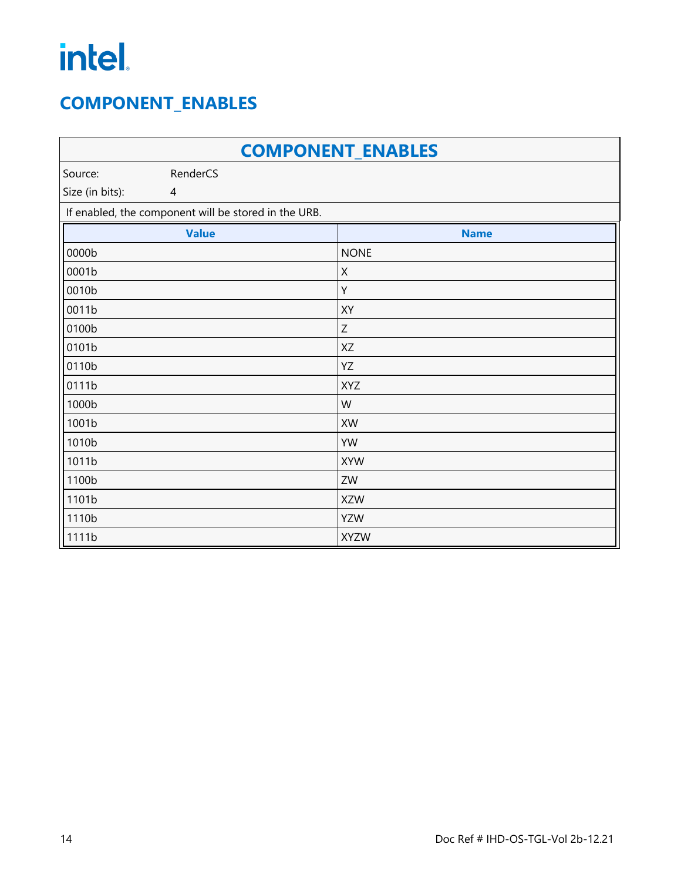# COMPONENT_ENABLES

| COMPONENT_ENABLES | |
|---|---|
| Source: | RenderCS |
| Size (in bits): | 4 |

If enabled, the component will be stored in the URB.

| Value | Name |
|---|---|
| 0000b | NONE |
| 0001b | X |
| 0010b | Y |
| 0011b | XY |
| 0100b | Z |
| 0101b | XZ |
| 0110b | YZ |
| 0111b | XYZ |
| 1000b | W |
| 1001b | XW |
| 1010b | YW |
| 1011b | XYW |
| 1100b | ZW |
| 1101b | XZW |
| 1110b | YZW |
| 1111b | XYZW |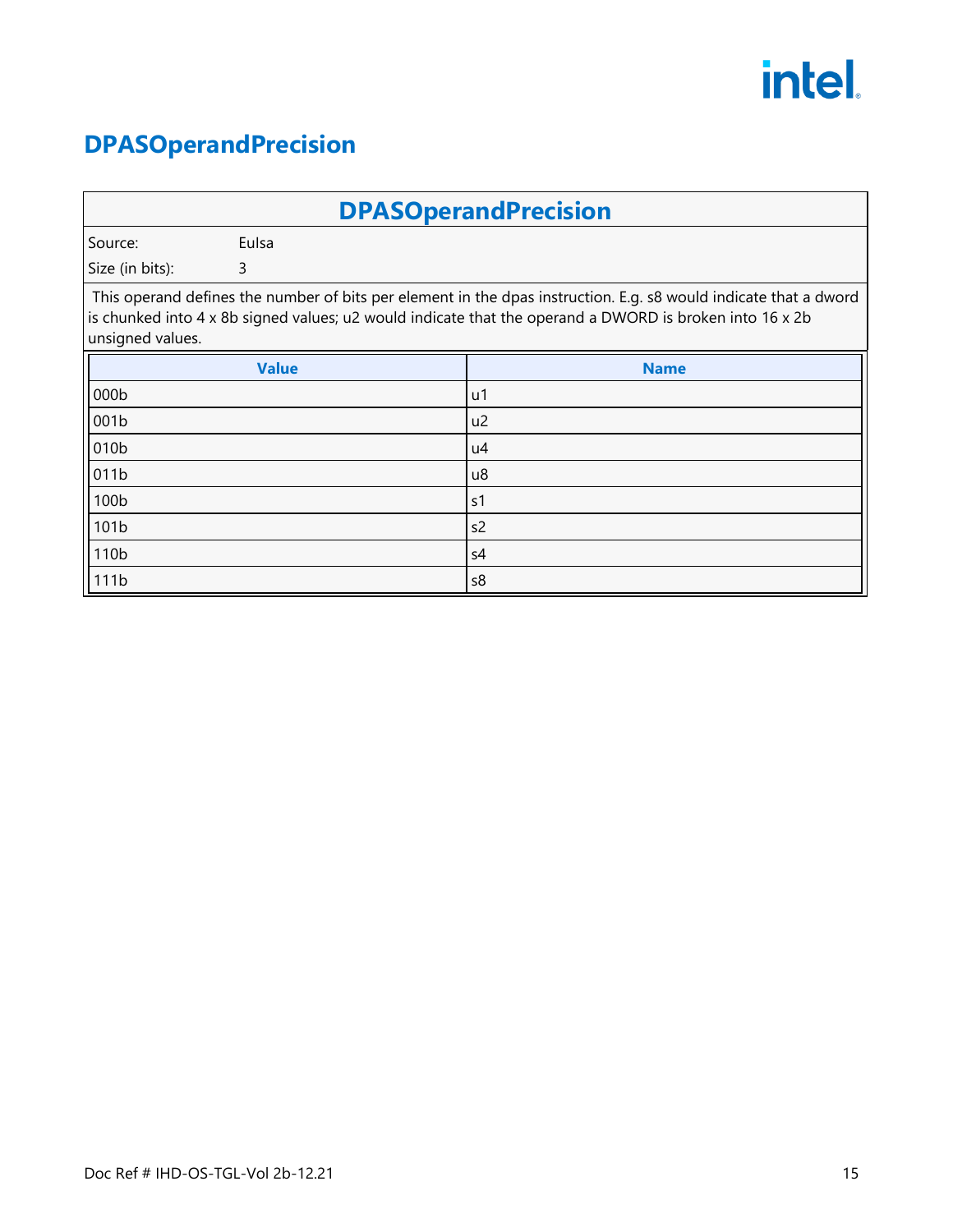# DPASOperandPrecision

| DPASOperandPrecision | |
|---|---|
| Source: | EuIsa |
| Size (in bits): | 3 |

This operand defines the number of bits per element in the dpas instruction. E.g. s8 would indicate that a dword is chunked into 4 x 8b signed values; u2 would indicate that the operand a DWORD is broken into 16 x 2b unsigned values.

| Value | Name |
|---|---|
| 000b | u1 |
| 001b | u2 |
| 010b | u4 |
| 011b | u8 |
| 100b | s1 |
| 101b | s2 |
| 110b | s4 |
| 111b | s8 |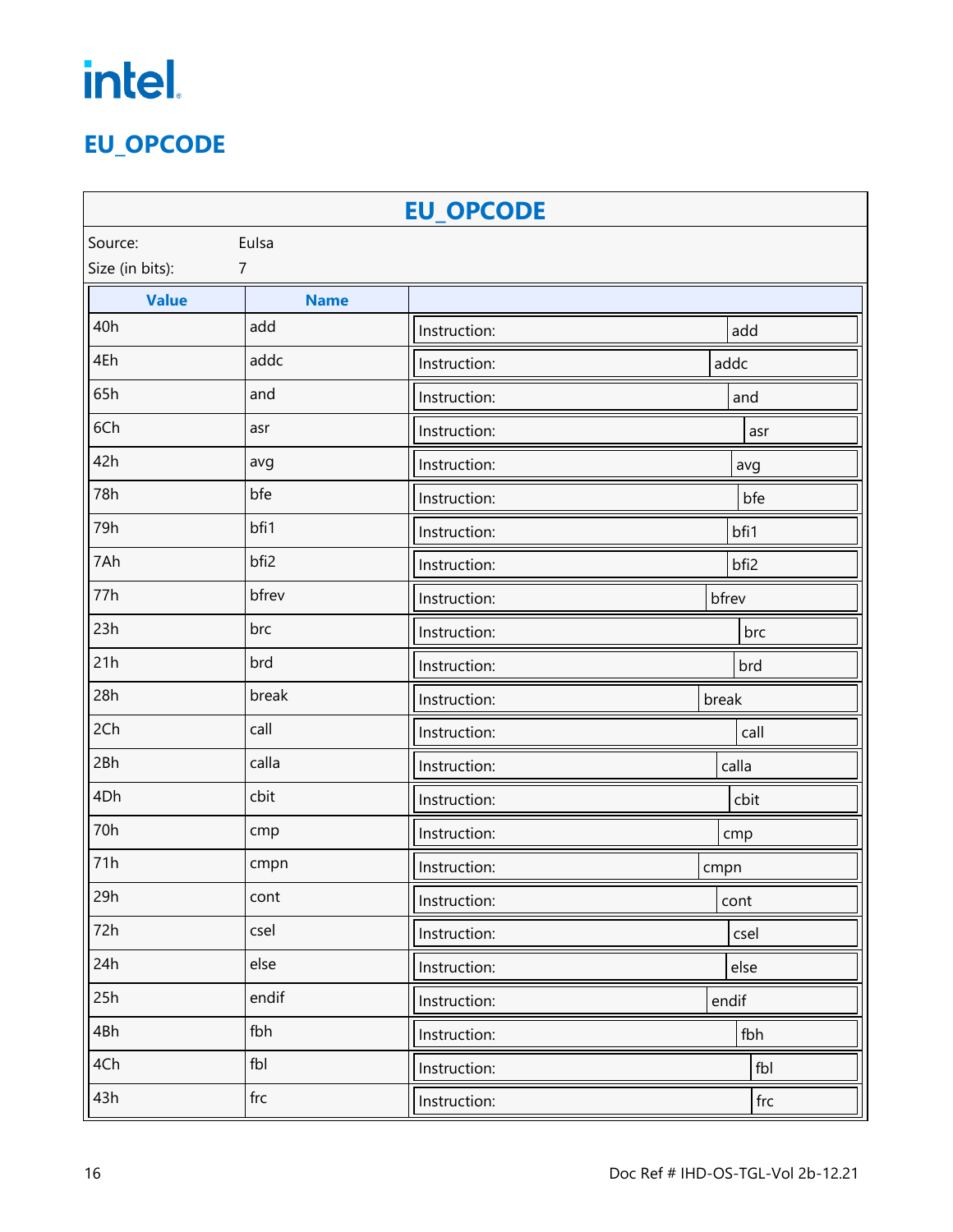# EU_OPCODE

| EU_OPCODE | | |
|---|---|---|
| Source: | Eulsa | |
| Size (in bits): | 7 | |

| Value | Name | |
|---|---|---|
| 40h | add | Instruction: add |
| 4Eh | addc | Instruction: addc |
| 65h | and | Instruction: and |
| 6Ch | asr | Instruction: asr |
| 42h | avg | Instruction: avg |
| 78h | bfe | Instruction: bfe |
| 79h | bfi1 | Instruction: bfi1 |
| 7Ah | bfi2 | Instruction: bfi2 |
| 77h | bfrev | Instruction: bfrev |
| 23h | brc | Instruction: brc |
| 21h | brd | Instruction: brd |
| 28h | break | Instruction: break |
| 2Ch | call | Instruction: call |
| 2Bh | calla | Instruction: calla |
| 4Dh | cbit | Instruction: cbit |
| 70h | cmp | Instruction: cmp |
| 71h | cmpn | Instruction: cmpn |
| 29h | cont | Instruction: cont |
| 72h | csel | Instruction: csel |
| 24h | else | Instruction: else |
| 25h | endif | Instruction: endif |
| 4Bh | fbh | Instruction: fbh |
| 4Ch | fbl | Instruction: fbl |
| 43h | frc | Instruction: frc |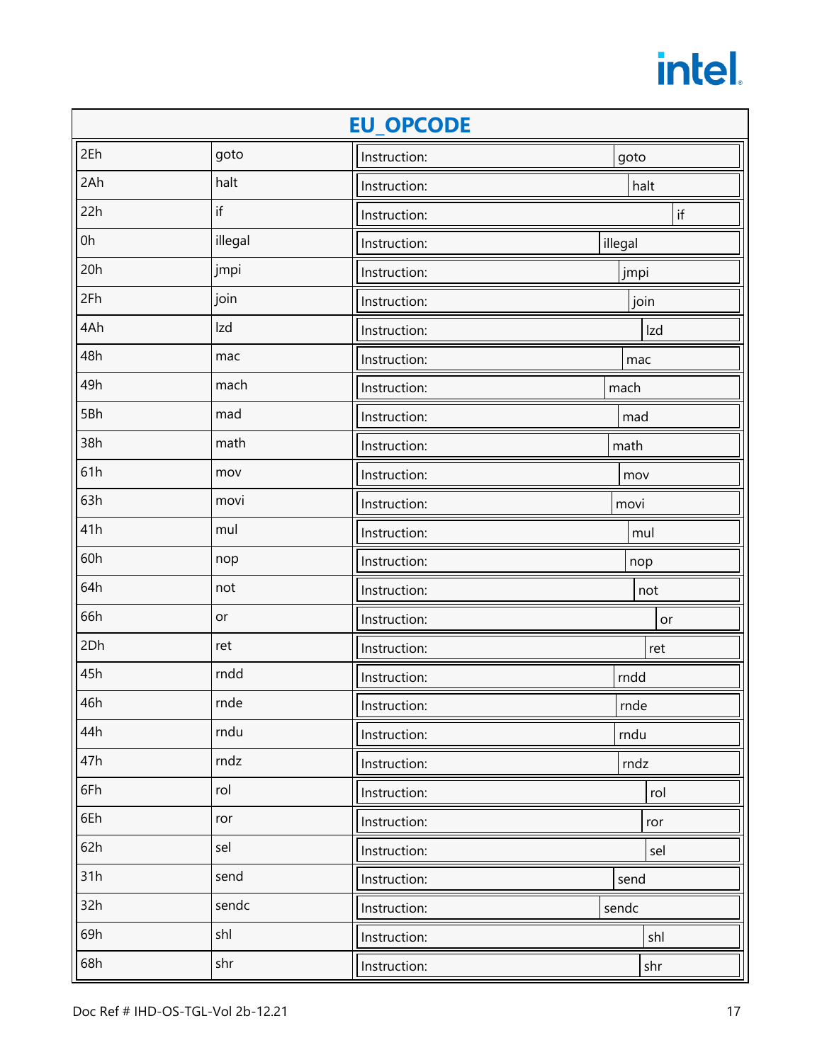## EU_OPCODE

| | | |
|---|---|---|
| 2Eh | goto | Instruction: goto |
| 2Ah | halt | Instruction: halt |
| 22h | if | Instruction: if |
| 0h | illegal | Instruction: illegal |
| 20h | jmpi | Instruction: jmpi |
| 2Fh | join | Instruction: join |
| 4Ah | lzd | Instruction: lzd |
| 48h | mac | Instruction: mac |
| 49h | mach | Instruction: mach |
| 5Bh | mad | Instruction: mad |
| 38h | math | Instruction: math |
| 61h | mov | Instruction: mov |
| 63h | movi | Instruction: movi |
| 41h | mul | Instruction: mul |
| 60h | nop | Instruction: nop |
| 64h | not | Instruction: not |
| 66h | or | Instruction: or |
| 2Dh | ret | Instruction: ret |
| 45h | rndd | Instruction: rndd |
| 46h | rnde | Instruction: rnde |
| 44h | rndu | Instruction: rndu |
| 47h | rndz | Instruction: rndz |
| 6Fh | rol | Instruction: rol |
| 6Eh | ror | Instruction: ror |
| 62h | sel | Instruction: sel |
| 31h | send | Instruction: send |
| 32h | sendc | Instruction: sendc |
| 69h | shl | Instruction: shl |
| 68h | shr | Instruction: shr |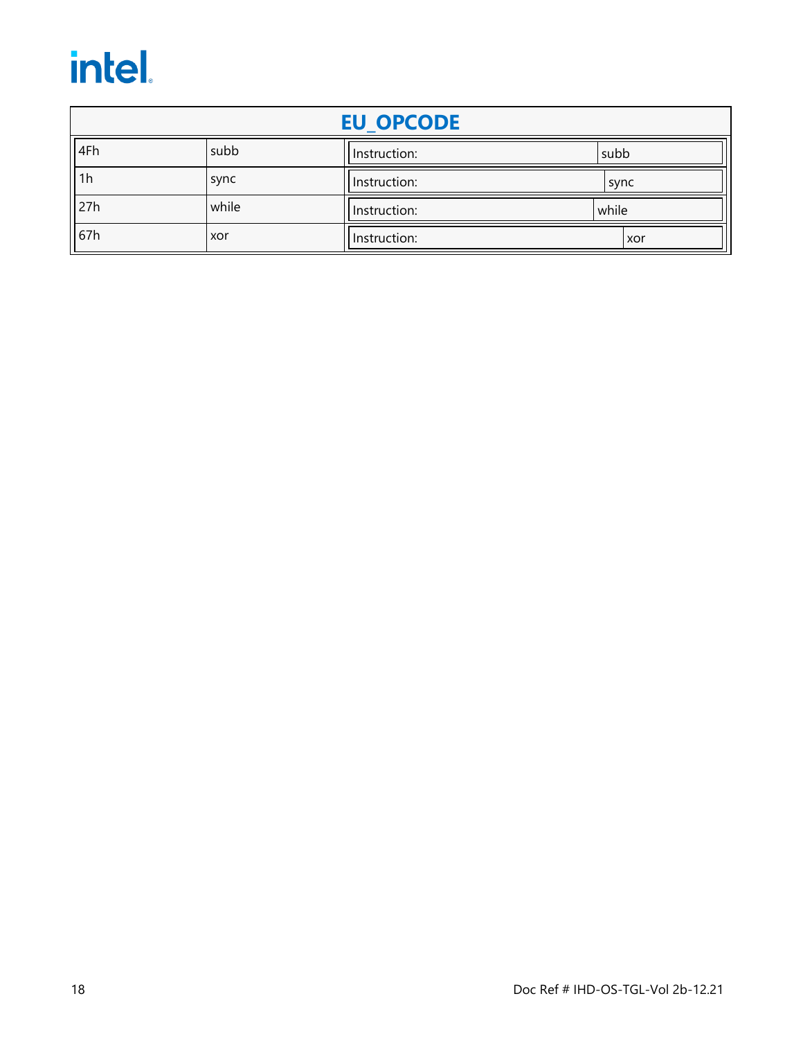| EU_OPCODE | | |
|---|---|---|
| 4Fh | subb | Instruction: subb |
| 1h | sync | Instruction: sync |
| 27h | while | Instruction: while |
| 67h | xor | Instruction: xor |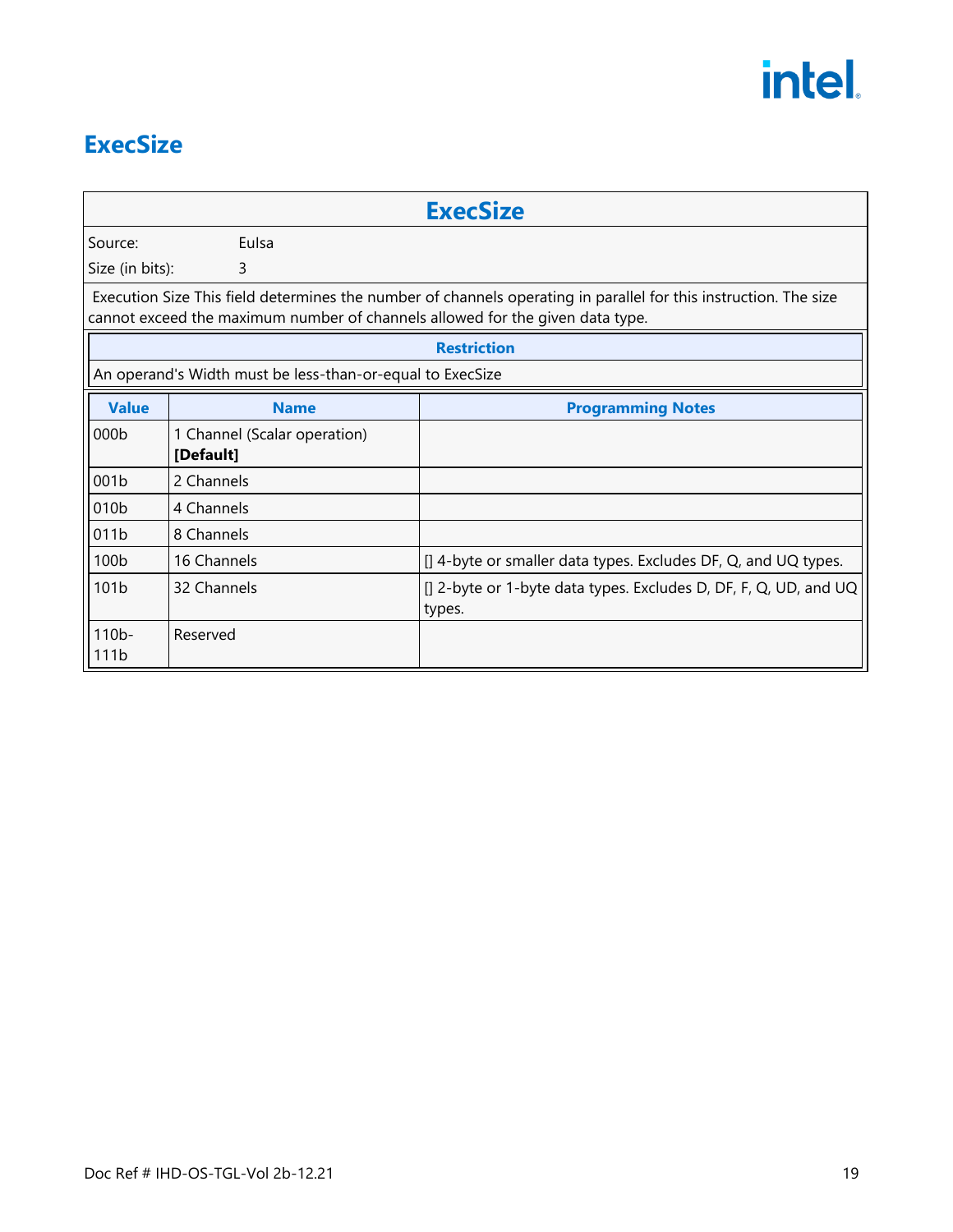# ExecSize

| ExecSize | |
|---|---|
| Source: | EuIsa |
| Size (in bits): | 3 |

Execution Size This field determines the number of channels operating in parallel for this instruction. The size cannot exceed the maximum number of channels allowed for the given data type.

| Restriction |
|---|
| An operand's Width must be less-than-or-equal to ExecSize |

| Value | Name | Programming Notes |
|---|---|---|
| 000b | 1 Channel (Scalar operation) **[Default]** | |
| 001b | 2 Channels | |
| 010b | 4 Channels | |
| 011b | 8 Channels | |
| 100b | 16 Channels | [] 4-byte or smaller data types. Excludes DF, Q, and UQ types. |
| 101b | 32 Channels | [] 2-byte or 1-byte data types. Excludes D, DF, F, Q, UD, and UQ types. |
| 110b-111b | Reserved | |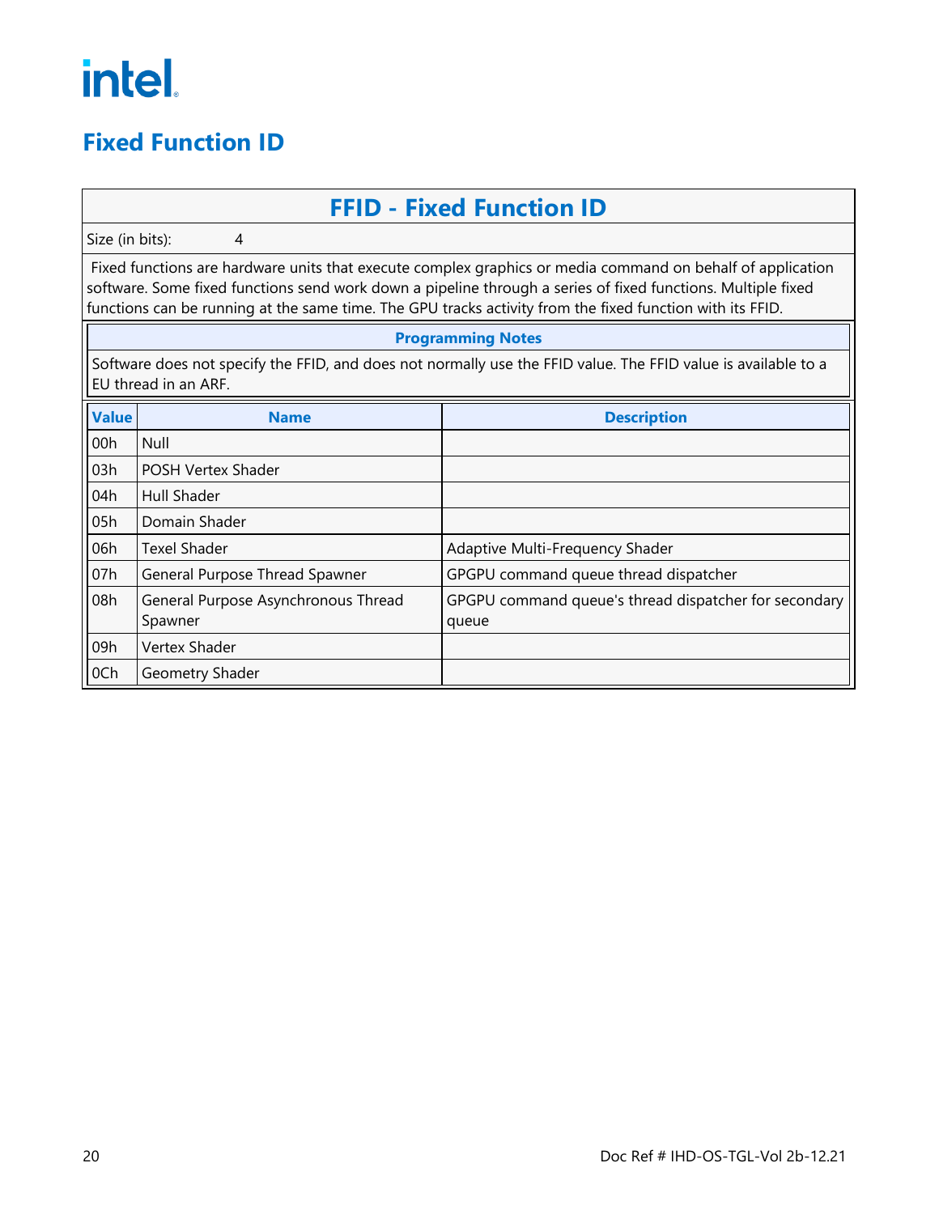# Fixed Function ID

## FFID - Fixed Function ID

Size (in bits): 4

Fixed functions are hardware units that execute complex graphics or media command on behalf of application software. Some fixed functions send work down a pipeline through a series of fixed functions. Multiple fixed functions can be running at the same time. The GPU tracks activity from the fixed function with its FFID.

**Programming Notes**

Software does not specify the FFID, and does not normally use the FFID value. The FFID value is available to a EU thread in an ARF.

| Value | Name | Description |
|---|---|---|
| 00h | Null | |
| 03h | POSH Vertex Shader | |
| 04h | Hull Shader | |
| 05h | Domain Shader | |
| 06h | Texel Shader | Adaptive Multi-Frequency Shader |
| 07h | General Purpose Thread Spawner | GPGPU command queue thread dispatcher |
| 08h | General Purpose Asynchronous Thread Spawner | GPGPU command queue's thread dispatcher for secondary queue |
| 09h | Vertex Shader | |
| 0Ch | Geometry Shader | |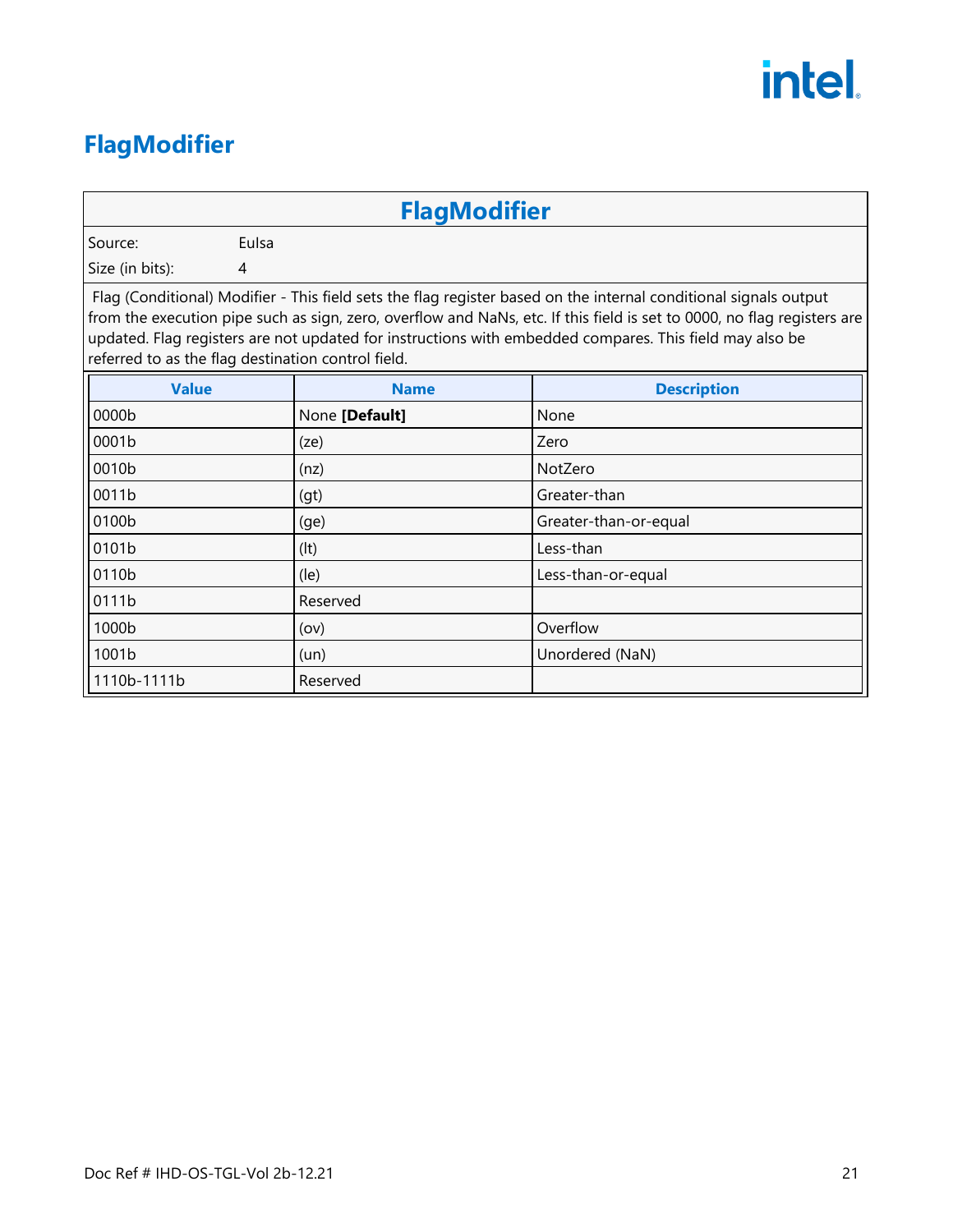# FlagModifier

| FlagModifier | |
|---|---|
| Source: | EuIsa |
| Size (in bits): | 4 |

Flag (Conditional) Modifier - This field sets the flag register based on the internal conditional signals output from the execution pipe such as sign, zero, overflow and NaNs, etc. If this field is set to 0000, no flag registers are updated. Flag registers are not updated for instructions with embedded compares. This field may also be referred to as the flag destination control field.

| Value | Name | Description |
|---|---|---|
| 0000b | None **[Default]** | None |
| 0001b | (ze) | Zero |
| 0010b | (nz) | NotZero |
| 0011b | (gt) | Greater-than |
| 0100b | (ge) | Greater-than-or-equal |
| 0101b | (lt) | Less-than |
| 0110b | (le) | Less-than-or-equal |
| 0111b | Reserved | |
| 1000b | (ov) | Overflow |
| 1001b | (un) | Unordered (NaN) |
| 1110b-1111b | Reserved | |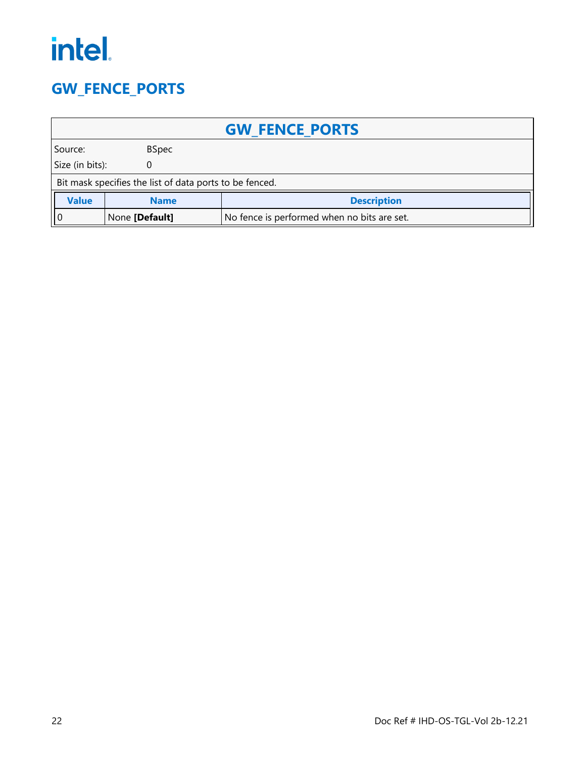## GW_FENCE_PORTS

| GW_FENCE_PORTS | |
|---|---|
| Source: | BSpec |
| Size (in bits): | 0 |

Bit mask specifies the list of data ports to be fenced.

| Value | Name | Description |
|---|---|---|
| 0 | None **[Default]** | No fence is performed when no bits are set. |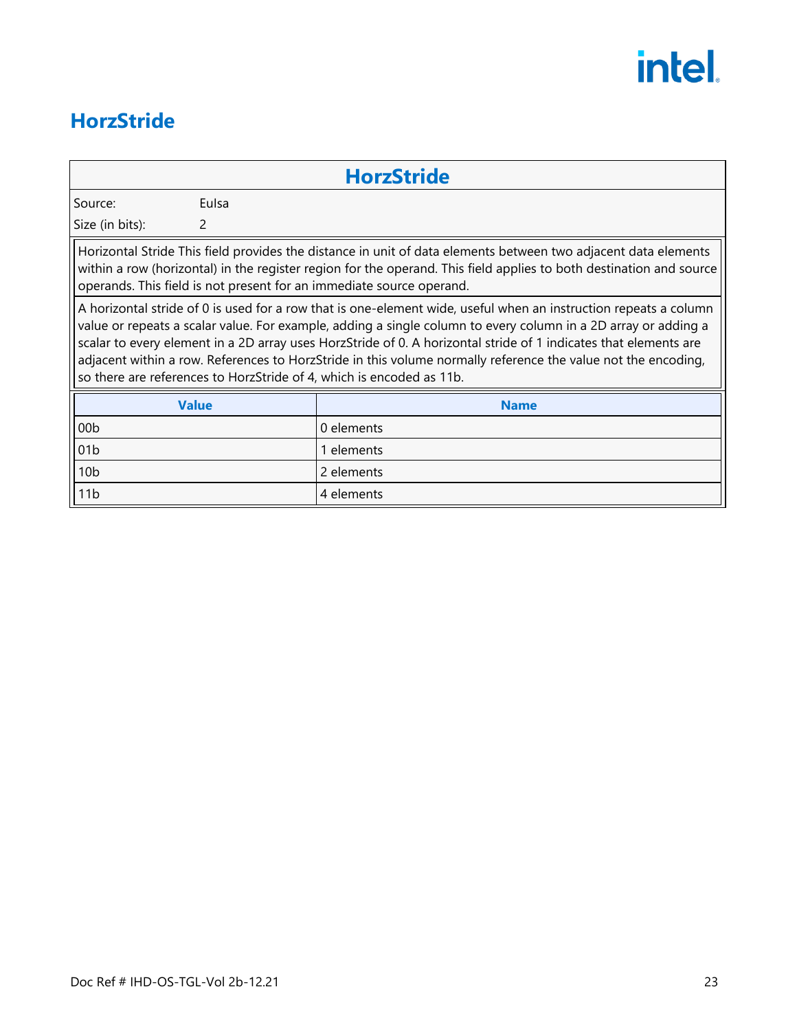# HorzStride

| HorzStride | |
|---|---|
| Source: | EuIsa |
| Size (in bits): | 2 |

Horizontal Stride This field provides the distance in unit of data elements between two adjacent data elements within a row (horizontal) in the register region for the operand. This field applies to both destination and source operands. This field is not present for an immediate source operand.

A horizontal stride of 0 is used for a row that is one-element wide, useful when an instruction repeats a column value or repeats a scalar value. For example, adding a single column to every column in a 2D array or adding a scalar to every element in a 2D array uses HorzStride of 0. A horizontal stride of 1 indicates that elements are adjacent within a row. References to HorzStride in this volume normally reference the value not the encoding, so there are references to HorzStride of 4, which is encoded as 11b.

| Value | Name |
|---|---|
| 00b | 0 elements |
| 01b | 1 elements |
| 10b | 2 elements |
| 11b | 4 elements |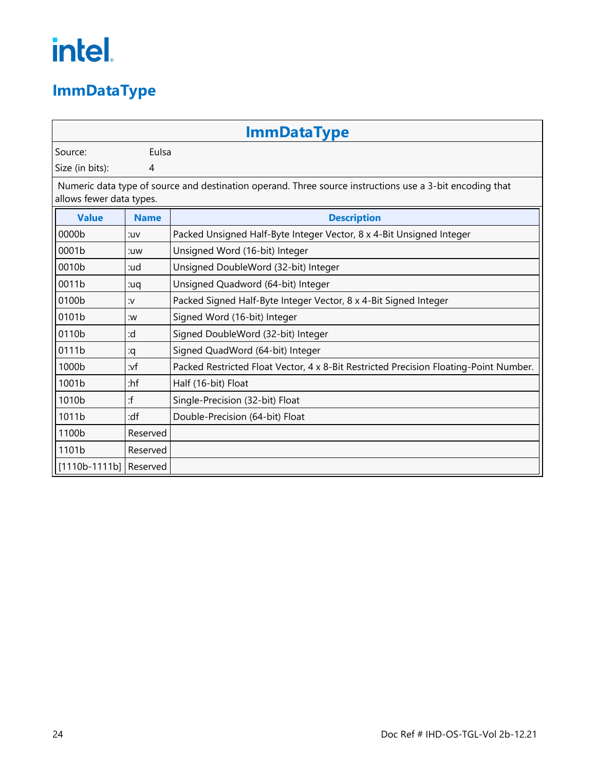## ImmDataType

| ImmDataType | |
|---|---|
| Source: | Eulsa |
| Size (in bits): | 4 |

Numeric data type of source and destination operand. Three source instructions use a 3-bit encoding that allows fewer data types.

| Value | Name | Description |
|---|---|---|
| 0000b | :uv | Packed Unsigned Half-Byte Integer Vector, 8 x 4-Bit Unsigned Integer |
| 0001b | :uw | Unsigned Word (16-bit) Integer |
| 0010b | :ud | Unsigned DoubleWord (32-bit) Integer |
| 0011b | :uq | Unsigned Quadword (64-bit) Integer |
| 0100b | :v | Packed Signed Half-Byte Integer Vector, 8 x 4-Bit Signed Integer |
| 0101b | :w | Signed Word (16-bit) Integer |
| 0110b | :d | Signed DoubleWord (32-bit) Integer |
| 0111b | :q | Signed QuadWord (64-bit) Integer |
| 1000b | :vf | Packed Restricted Float Vector, 4 x 8-Bit Restricted Precision Floating-Point Number. |
| 1001b | :hf | Half (16-bit) Float |
| 1010b | :f | Single-Precision (32-bit) Float |
| 1011b | :df | Double-Precision (64-bit) Float |
| 1100b | Reserved | |
| 1101b | Reserved | |
| [1110b-1111b] | Reserved | |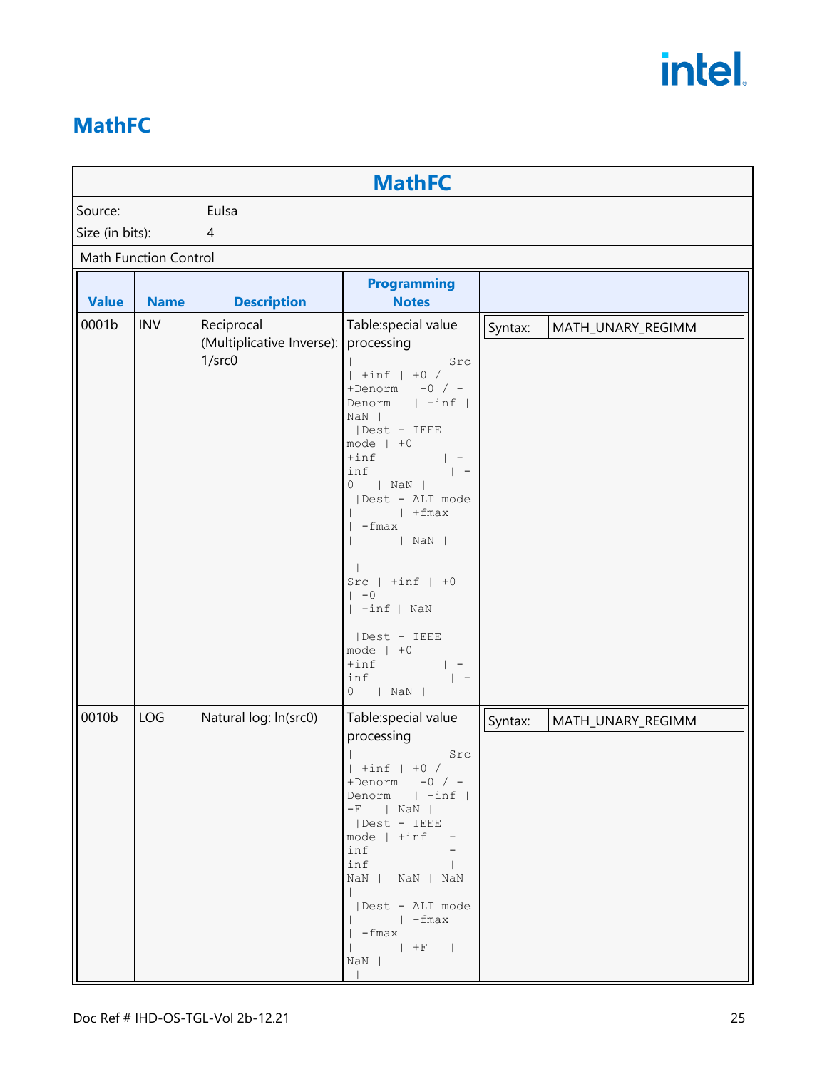## MathFC

| MathFC | |
|---|---|
| Source: | EuIsa |
| Size (in bits): | 4 |

Math Function Control

| Value | Name | Description | Programming Notes | |
|---|---|---|---|---|
| 0001b | INV | Reciprocal (Multiplicative Inverse): 1/src0 | Table:special value processing<br>`\| Src \| +inf \| +0 / +Denorm \| -0 / -Denorm \| -inf \| NaN \|`<br>`\|Dest - IEEE mode \| +0 \| +inf \| -inf \| -0 \| NaN \|`<br>`\|Dest - ALT mode \| \| +fmax \| -fmax \| \| NaN \|`<br>`\| Src \| +inf \| +0 \| -0 \| -inf \| NaN \|`<br>`\|Dest - IEEE mode \| +0 \| +inf \| -inf \| -0 \| NaN \|` | Syntax: MATH_UNARY_REGIMM |
| 0010b | LOG | Natural log: ln(src0) | Table:special value processing<br>`\| Src \| +inf \| +0 / +Denorm \| -0 / -Denorm \| -inf \| -F \| NaN \|`<br>`\|Dest - IEEE mode \| +inf \| -inf \| -inf \| NaN \| NaN \| NaN \|`<br>`\|Dest - ALT mode \| \| -fmax \| -fmax \| \| +F \| NaN \|` | Syntax: MATH_UNARY_REGIMM |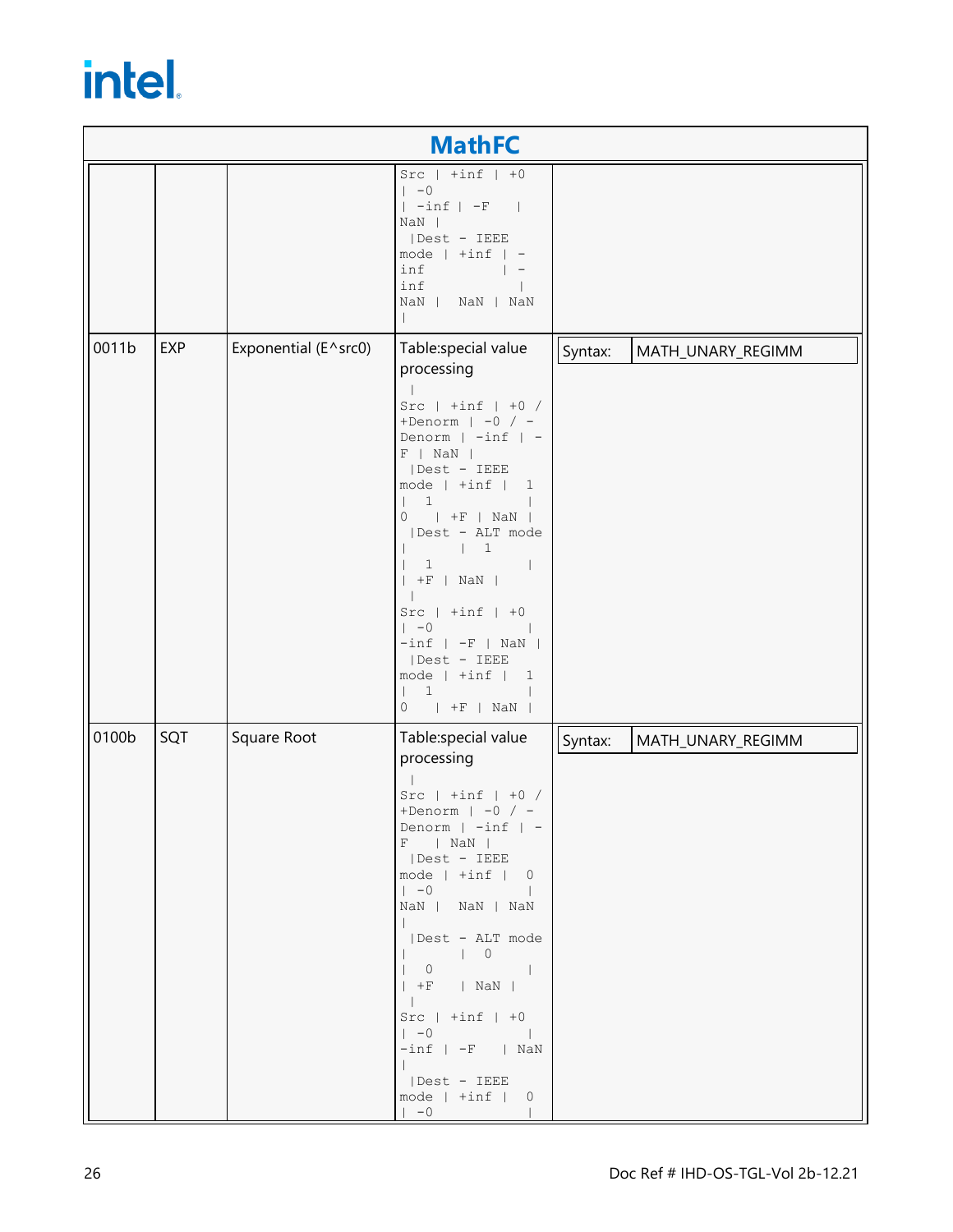## MathFC

| | | | | |
|---|---|---|---|---|
| | | | Src \| +inf \| +0 \| -0 \| -inf \| -F \| NaN \| \|Dest - IEEE mode \| +inf \| -inf \| -inf \| NaN \| NaN \| NaN \| | |
| 0011b | EXP | Exponential (E^src0) | Table:special value processing \| Src \| +inf \| +0 / +Denorm \| -0 / -Denorm \| -inf \| -F \| NaN \| \|Dest - IEEE mode \| +inf \| 1 \| 1 \| 0 \| +F \| NaN \| \|Dest - ALT mode \| \| 1 \| 1 \| \| +F \| NaN \| \| Src \| +inf \| +0 \| -0 \| -inf \| -F \| NaN \| \|Dest - IEEE mode \| +inf \| 1 \| 1 \| 0 \| +F \| NaN \| | Syntax: MATH_UNARY_REGIMM |
| 0100b | SQT | Square Root | Table:special value processing \| Src \| +inf \| +0 / +Denorm \| -0 / -Denorm \| -inf \| -F \| NaN \| \|Dest - IEEE mode \| +inf \| 0 \| -0 \| NaN \| NaN \| NaN \| \|Dest - ALT mode \| \| 0 \| 0 \| \| +F \| NaN \| \| Src \| +inf \| +0 \| -0 \| -inf \| -F \| NaN \| \|Dest - IEEE mode \| +inf \| 0 \| -0 \| | Syntax: MATH_UNARY_REGIMM |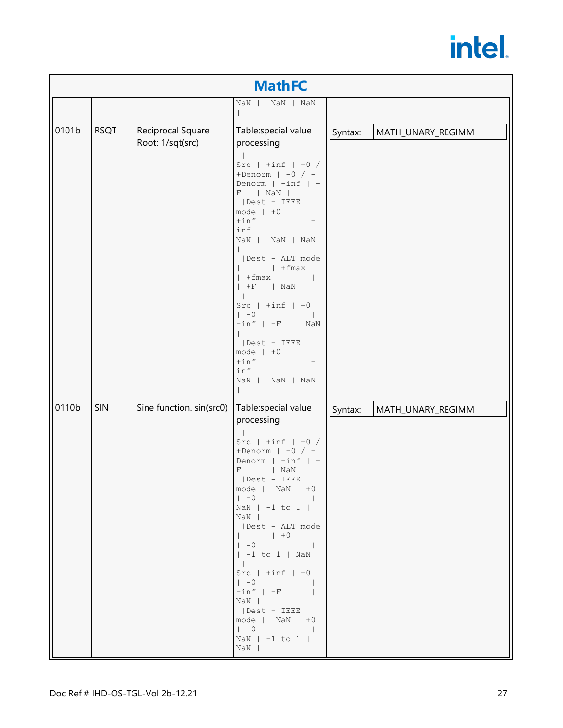## MathFC

| | | | | |
|---|---|---|---|---|
| | | | NaN \| NaN \| NaN \| | |
| 0101b | RSQT | Reciprocal Square Root: 1/sqt(src) | Table:special value processing<br>\| Src \| +inf \| +0 / +Denorm \| -0 / -Denorm \| -inf \| -F \| NaN \|<br>\|Dest - IEEE mode \| +0 \| +inf \| -inf \| NaN \| NaN \| NaN \|<br>\|Dest - ALT mode \| \| +fmax \| +fmax \| \| +F \| NaN \|<br>\| Src \| +inf \| +0 \| -0 \| -inf \| -F \| NaN \|<br>\|Dest - IEEE mode \| +0 \| +inf \| -inf \| NaN \| NaN \| NaN \| | Syntax: MATH_UNARY_REGIMM |
| 0110b | SIN | Sine function. sin(src0) | Table:special value processing<br>\| Src \| +inf \| +0 / +Denorm \| -0 / -Denorm \| -inf \| -F \| NaN \|<br>\|Dest - IEEE mode \| NaN \| +0 \| -0 \| NaN \| -1 to 1 \| NaN \|<br>\|Dest - ALT mode \| \| +0 \| -0 \| \| -1 to 1 \| NaN \|<br>\| Src \| +inf \| +0 \| -0 \| -inf \| -F \| NaN \|<br>\|Dest - IEEE mode \| NaN \| +0 \| -0 \| NaN \| -1 to 1 \| NaN \| | Syntax: MATH_UNARY_REGIMM |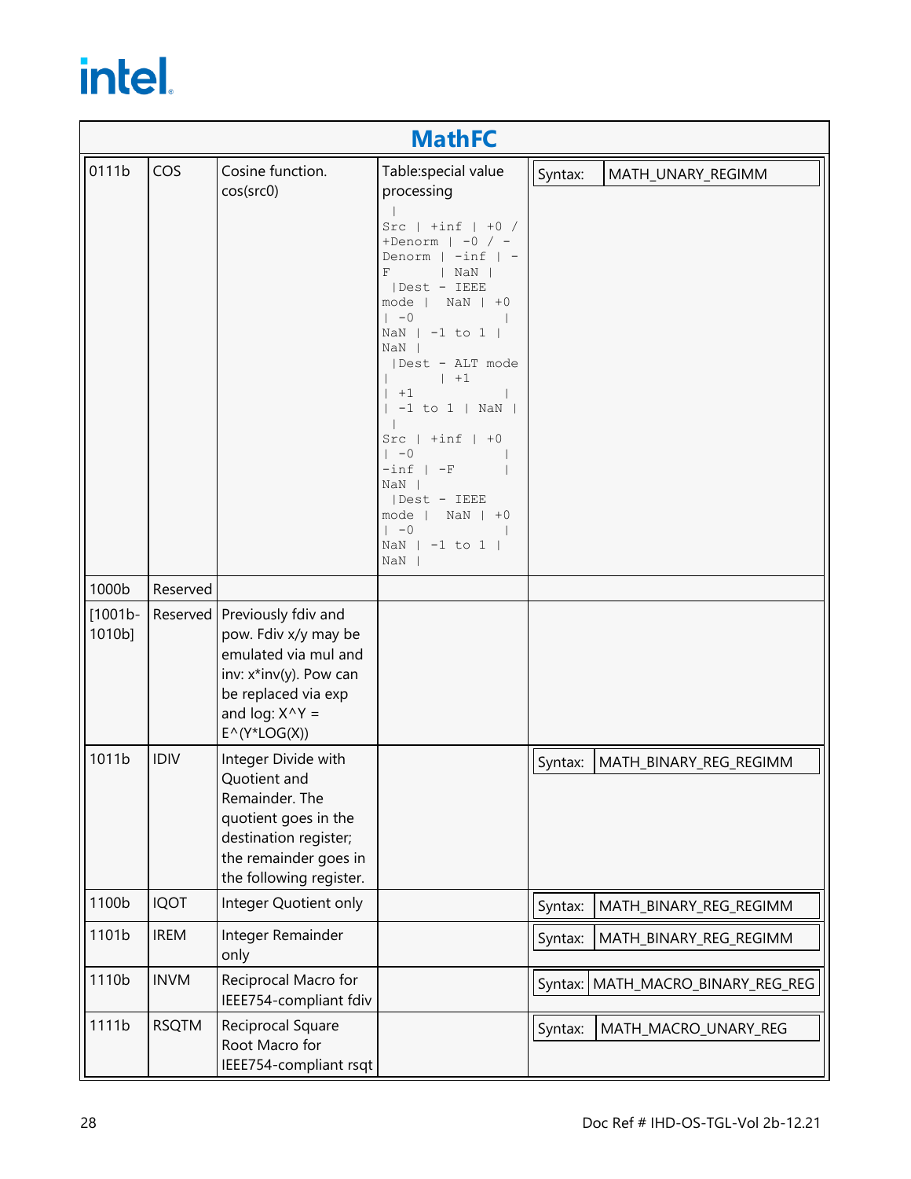## MathFC

| | | | | |
|---|---|---|---|---|
| 0111b | COS | Cosine function. cos(src0) | Table:special value processing <br> \| Src \| +inf \| +0 / +Denorm \| -0 / -Denorm \| -inf \| -F \| NaN \| \|Dest - IEEE mode \| NaN \| +0 \| -0 \| NaN \| -1 to 1 \| NaN \| \|Dest - ALT mode \| \| +1 \| +1 \| \| -1 to 1 \| NaN \| \| Src \| +inf \| +0 \| -0 \| -inf \| -F \| NaN \| \|Dest - IEEE mode \| NaN \| +0 \| -0 \| NaN \| -1 to 1 \| NaN \| | Syntax: MATH_UNARY_REGIMM |
| 1000b | Reserved | | | |
| [1001b-1010b] | Reserved | Previously fdiv and pow. Fdiv x/y may be emulated via mul and inv: x*inv(y). Pow can be replaced via exp and log: X^Y = E^(Y*LOG(X)) | | |
| 1011b | IDIV | Integer Divide with Quotient and Remainder. The quotient goes in the destination register; the remainder goes in the following register. | | Syntax: MATH_BINARY_REG_REGIMM |
| 1100b | IQOT | Integer Quotient only | | Syntax: MATH_BINARY_REG_REGIMM |
| 1101b | IREM | Integer Remainder only | | Syntax: MATH_BINARY_REG_REGIMM |
| 1110b | INVM | Reciprocal Macro for IEEE754-compliant fdiv | | Syntax: MATH_MACRO_BINARY_REG_REG |
| 1111b | RSQTM | Reciprocal Square Root Macro for IEEE754-compliant rsqt | | Syntax: MATH_MACRO_UNARY_REG |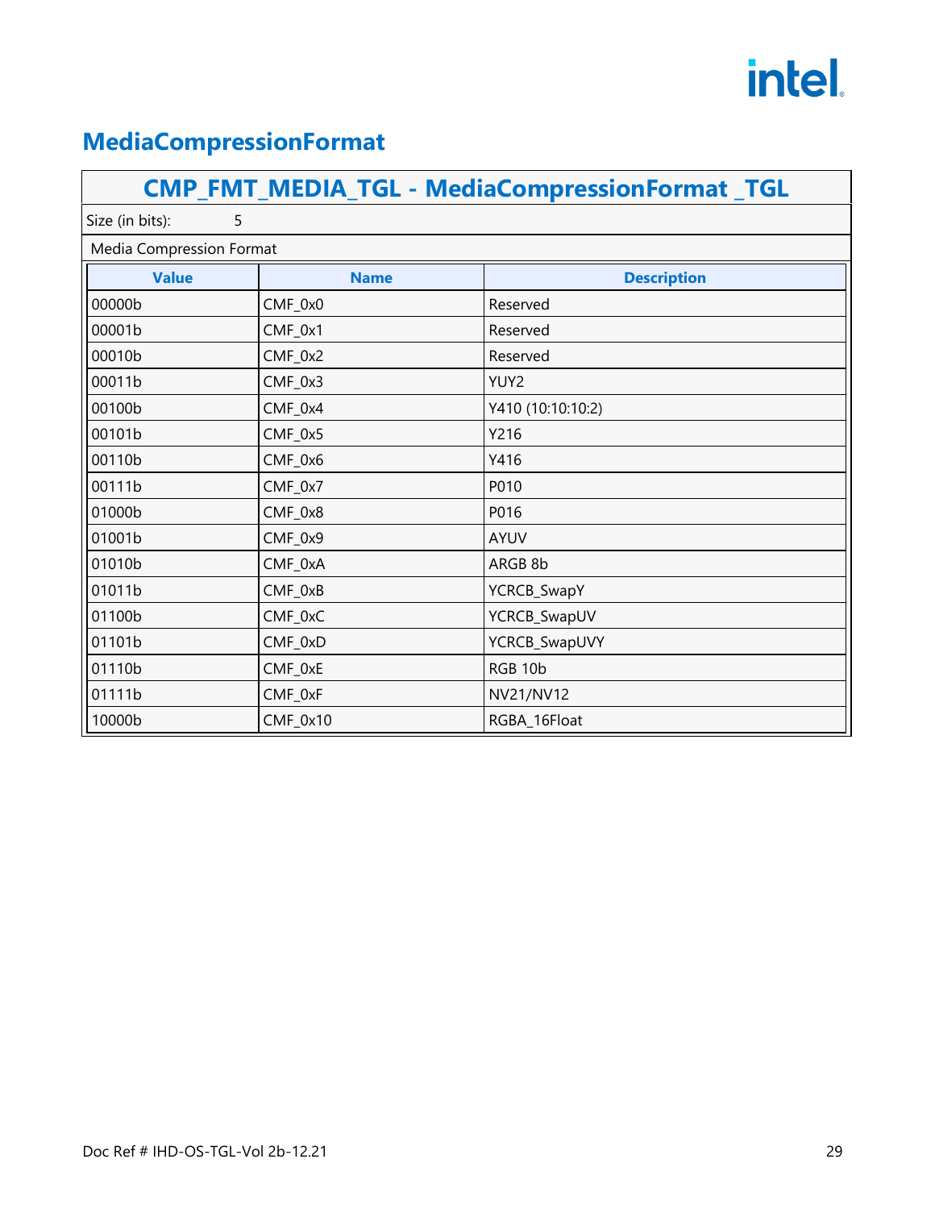## MediaCompressionFormat

### CMP_FMT_MEDIA_TGL - MediaCompressionFormat _TGL

Size (in bits): 5

Media Compression Format

| Value | Name | Description |
|---|---|---|
| 00000b | CMF_0x0 | Reserved |
| 00001b | CMF_0x1 | Reserved |
| 00010b | CMF_0x2 | Reserved |
| 00011b | CMF_0x3 | YUY2 |
| 00100b | CMF_0x4 | Y410 (10:10:10:2) |
| 00101b | CMF_0x5 | Y216 |
| 00110b | CMF_0x6 | Y416 |
| 00111b | CMF_0x7 | P010 |
| 01000b | CMF_0x8 | P016 |
| 01001b | CMF_0x9 | AYUV |
| 01010b | CMF_0xA | ARGB 8b |
| 01011b | CMF_0xB | YCRCB_SwapY |
| 01100b | CMF_0xC | YCRCB_SwapUV |
| 01101b | CMF_0xD | YCRCB_SwapUVY |
| 01110b | CMF_0xE | RGB 10b |
| 01111b | CMF_0xF | NV21/NV12 |
| 10000b | CMF_0x10 | RGBA_16Float |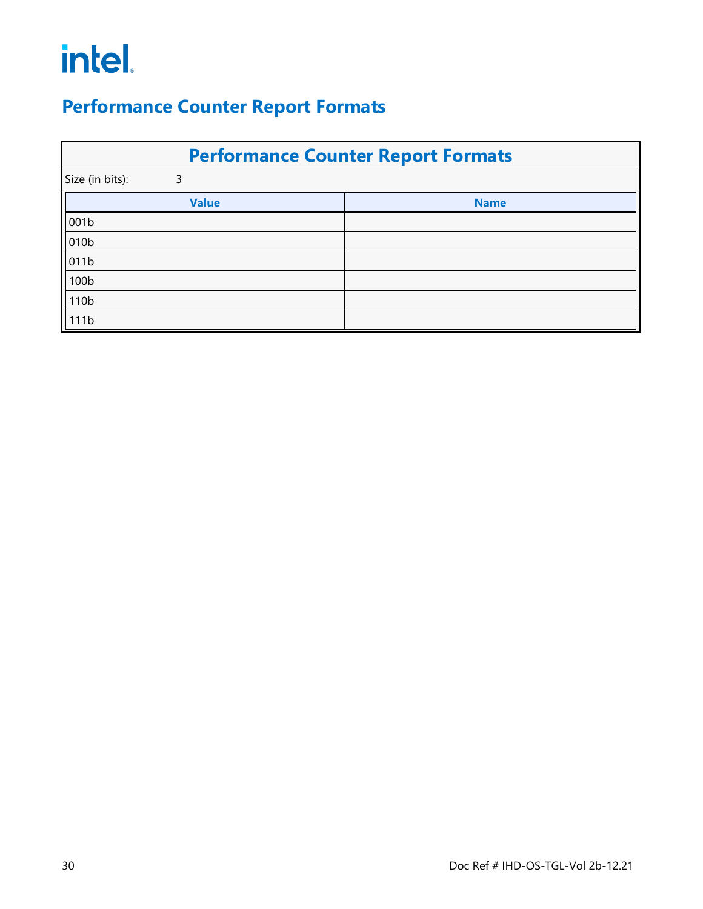## Performance Counter Report Formats

| Performance Counter Report Formats | |
|---|---|
| Size (in bits): | 3 |

| Value | Name |
|---|---|
| 001b | |
| 010b | |
| 011b | |
| 100b | |
| 110b | |
| 111b | |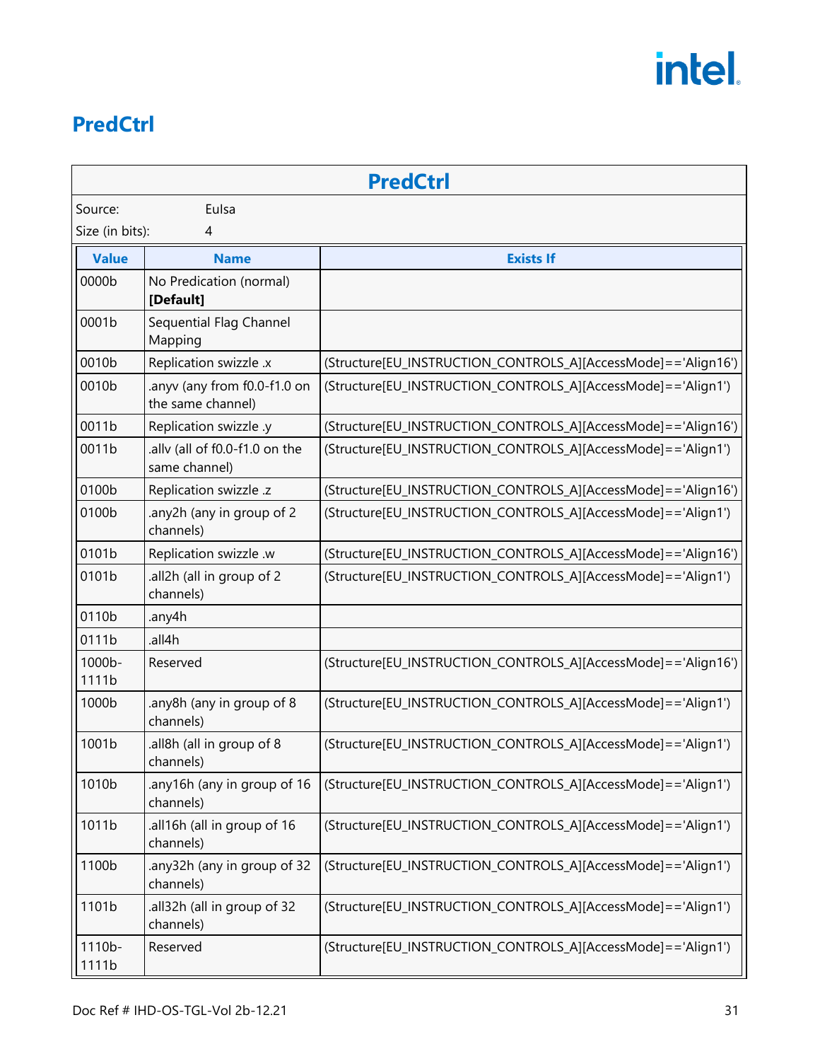## PredCtrl

| PredCtrl | | |
|---|---|---|
| Source: | EuIsa | |
| Size (in bits): | 4 | |

| Value | Name | Exists If |
|---|---|---|
| 0000b | No Predication (normal) **[Default]** | |
| 0001b | Sequential Flag Channel Mapping | |
| 0010b | Replication swizzle .x | (Structure[EU_INSTRUCTION_CONTROLS_A][AccessMode]=='Align16') |
| 0010b | .anyv (any from f0.0-f1.0 on the same channel) | (Structure[EU_INSTRUCTION_CONTROLS_A][AccessMode]=='Align1') |
| 0011b | Replication swizzle .y | (Structure[EU_INSTRUCTION_CONTROLS_A][AccessMode]=='Align16') |
| 0011b | .allv (all of f0.0-f1.0 on the same channel) | (Structure[EU_INSTRUCTION_CONTROLS_A][AccessMode]=='Align1') |
| 0100b | Replication swizzle .z | (Structure[EU_INSTRUCTION_CONTROLS_A][AccessMode]=='Align16') |
| 0100b | .any2h (any in group of 2 channels) | (Structure[EU_INSTRUCTION_CONTROLS_A][AccessMode]=='Align1') |
| 0101b | Replication swizzle .w | (Structure[EU_INSTRUCTION_CONTROLS_A][AccessMode]=='Align16') |
| 0101b | .all2h (all in group of 2 channels) | (Structure[EU_INSTRUCTION_CONTROLS_A][AccessMode]=='Align1') |
| 0110b | .any4h | |
| 0111b | .all4h | |
| 1000b-1111b | Reserved | (Structure[EU_INSTRUCTION_CONTROLS_A][AccessMode]=='Align16') |
| 1000b | .any8h (any in group of 8 channels) | (Structure[EU_INSTRUCTION_CONTROLS_A][AccessMode]=='Align1') |
| 1001b | .all8h (all in group of 8 channels) | (Structure[EU_INSTRUCTION_CONTROLS_A][AccessMode]=='Align1') |
| 1010b | .any16h (any in group of 16 channels) | (Structure[EU_INSTRUCTION_CONTROLS_A][AccessMode]=='Align1') |
| 1011b | .all16h (all in group of 16 channels) | (Structure[EU_INSTRUCTION_CONTROLS_A][AccessMode]=='Align1') |
| 1100b | .any32h (any in group of 32 channels) | (Structure[EU_INSTRUCTION_CONTROLS_A][AccessMode]=='Align1') |
| 1101b | .all32h (all in group of 32 channels) | (Structure[EU_INSTRUCTION_CONTROLS_A][AccessMode]=='Align1') |
| 1110b-1111b | Reserved | (Structure[EU_INSTRUCTION_CONTROLS_A][AccessMode]=='Align1') |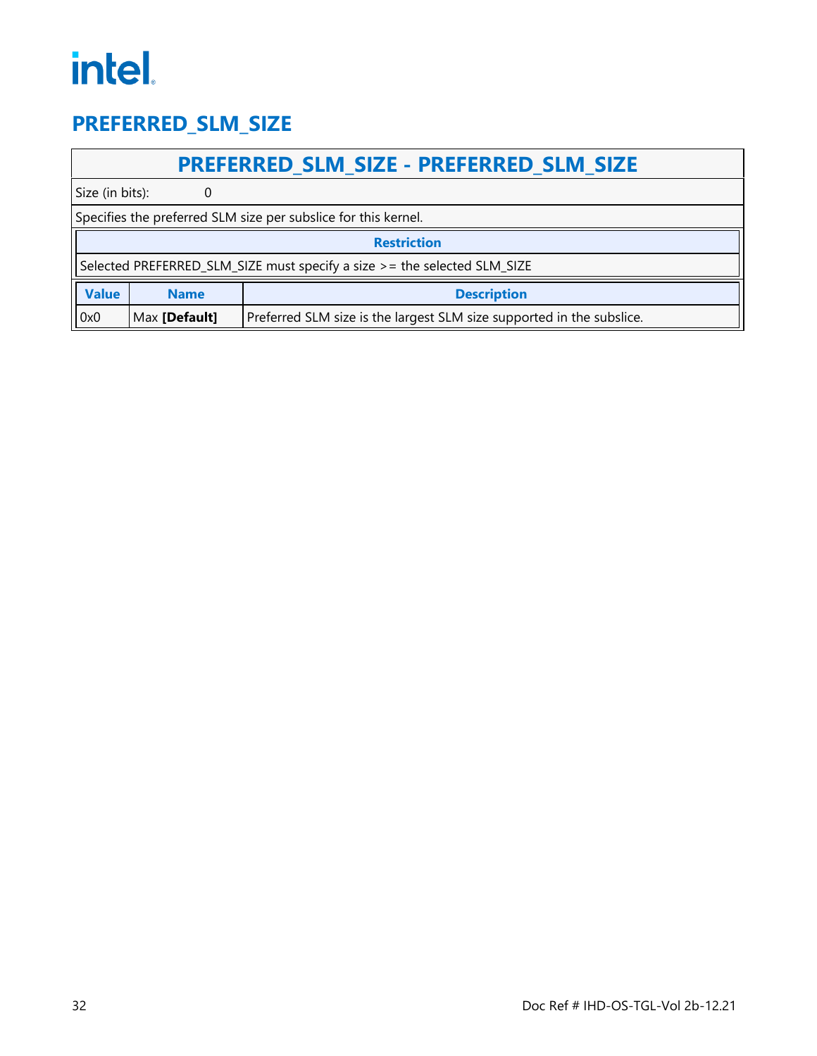# PREFERRED_SLM_SIZE

| PREFERRED_SLM_SIZE - PREFERRED_SLM_SIZE |
|---|
| Size (in bits): 0 |
| Specifies the preferred SLM size per subslice for this kernel. |

| Restriction |
|---|
| Selected PREFERRED_SLM_SIZE must specify a size >= the selected SLM_SIZE |

| Value | Name | Description |
|---|---|---|
| 0x0 | Max **[Default]** | Preferred SLM size is the largest SLM size supported in the subslice. |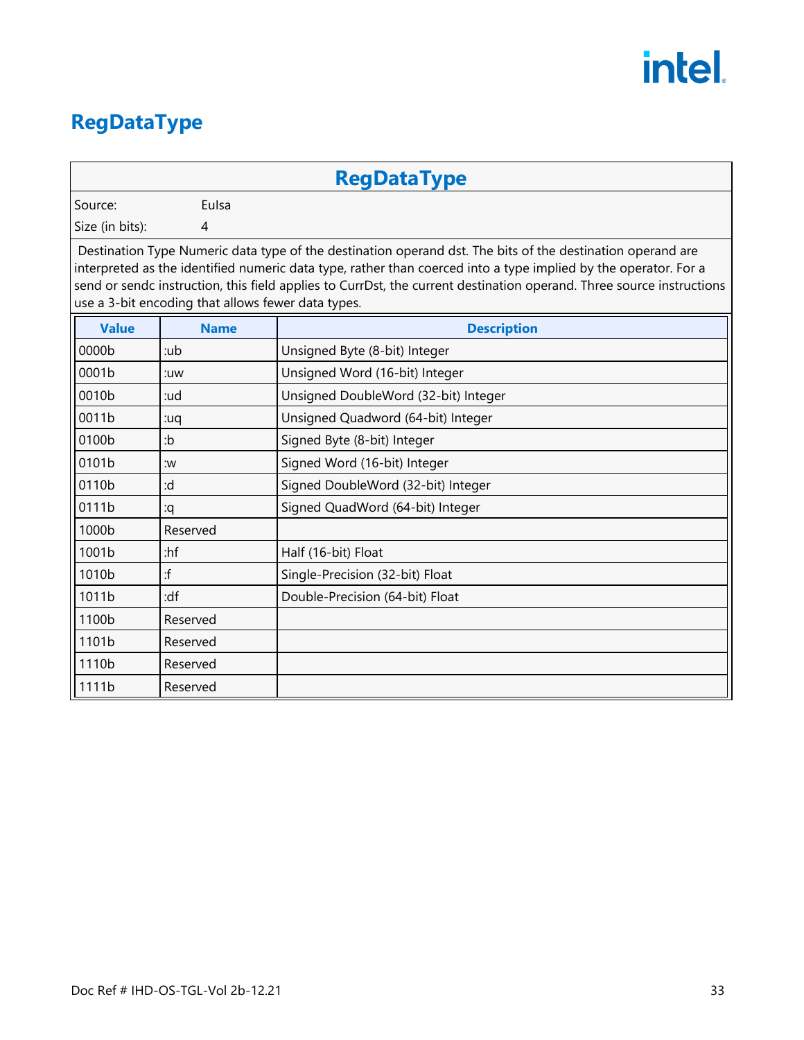# RegDataType

| RegDataType | |
|---|---|
| Source: | EuIsa |
| Size (in bits): | 4 |

Destination Type Numeric data type of the destination operand dst. The bits of the destination operand are interpreted as the identified numeric data type, rather than coerced into a type implied by the operator. For a send or sendc instruction, this field applies to CurrDst, the current destination operand. Three source instructions use a 3-bit encoding that allows fewer data types.

| Value | Name | Description |
|---|---|---|
| 0000b | :ub | Unsigned Byte (8-bit) Integer |
| 0001b | :uw | Unsigned Word (16-bit) Integer |
| 0010b | :ud | Unsigned DoubleWord (32-bit) Integer |
| 0011b | :uq | Unsigned Quadword (64-bit) Integer |
| 0100b | :b | Signed Byte (8-bit) Integer |
| 0101b | :w | Signed Word (16-bit) Integer |
| 0110b | :d | Signed DoubleWord (32-bit) Integer |
| 0111b | :q | Signed QuadWord (64-bit) Integer |
| 1000b | Reserved | |
| 1001b | :hf | Half (16-bit) Float |
| 1010b | :f | Single-Precision (32-bit) Float |
| 1011b | :df | Double-Precision (64-bit) Float |
| 1100b | Reserved | |
| 1101b | Reserved | |
| 1110b | Reserved | |
| 1111b | Reserved | |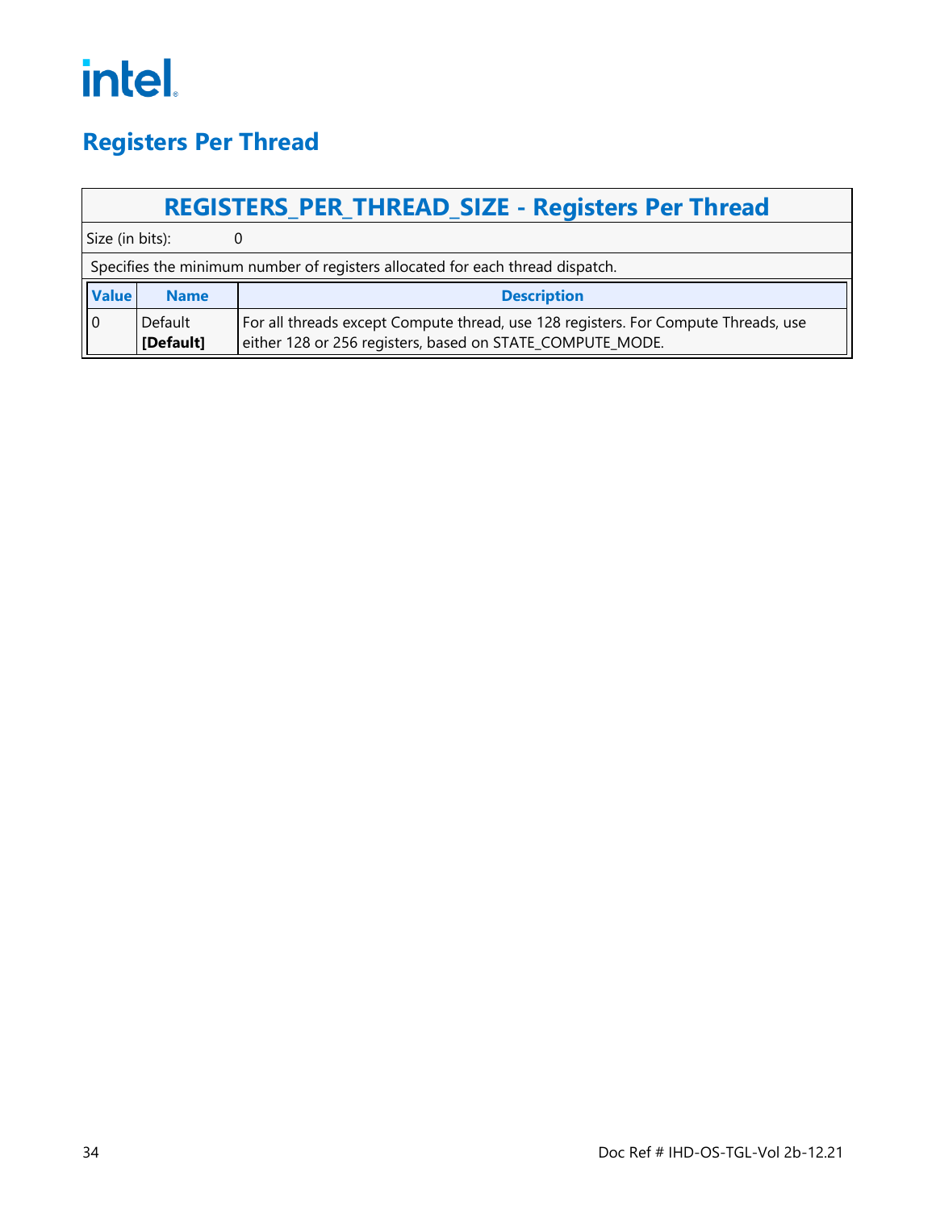# Registers Per Thread

## REGISTERS_PER_THREAD_SIZE - Registers Per Thread

Size (in bits): 0

Specifies the minimum number of registers allocated for each thread dispatch.

| Value | Name | Description |
|---|---|---|
| 0 | Default **[Default]** | For all threads except Compute thread, use 128 registers. For Compute Threads, use either 128 or 256 registers, based on STATE_COMPUTE_MODE. |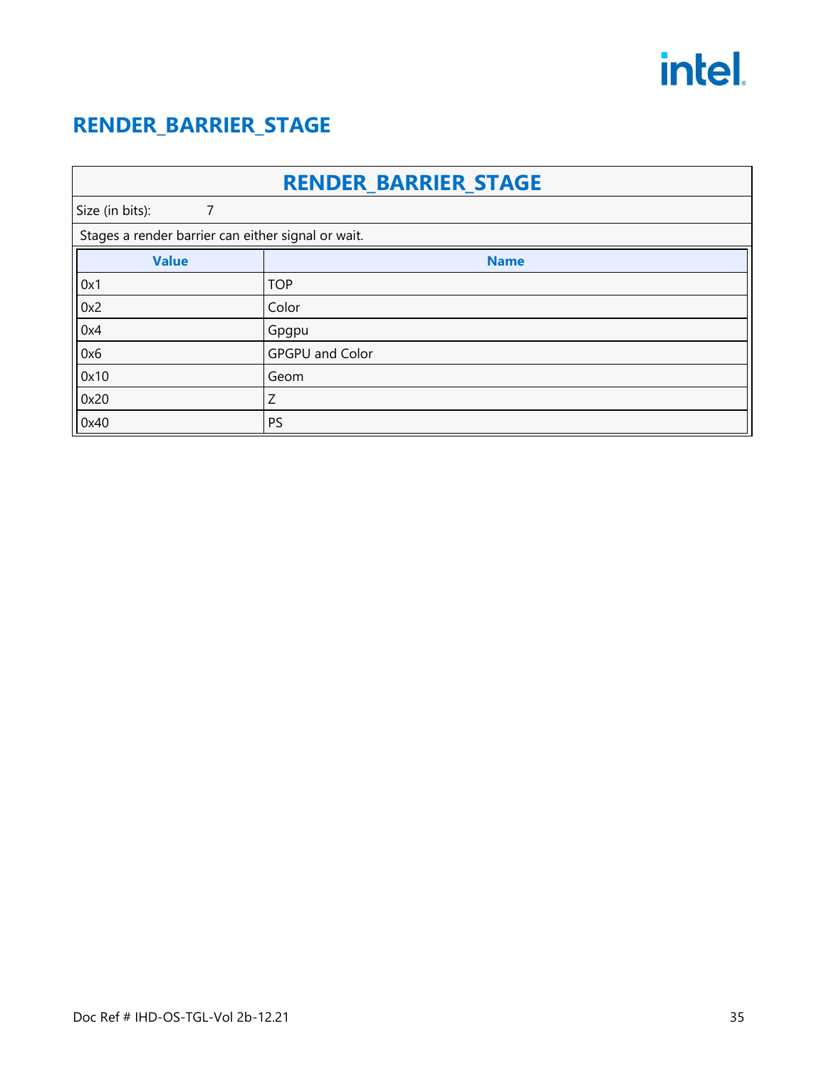# RENDER_BARRIER_STAGE

| RENDER_BARRIER_STAGE | |
|---|---|
| Size (in bits): | 7 |
| Stages a render barrier can either signal or wait. | |

| Value | Name |
|---|---|
| 0x1 | TOP |
| 0x2 | Color |
| 0x4 | Gpgpu |
| 0x6 | GPGPU and Color |
| 0x10 | Geom |
| 0x20 | Z |
| 0x40 | PS |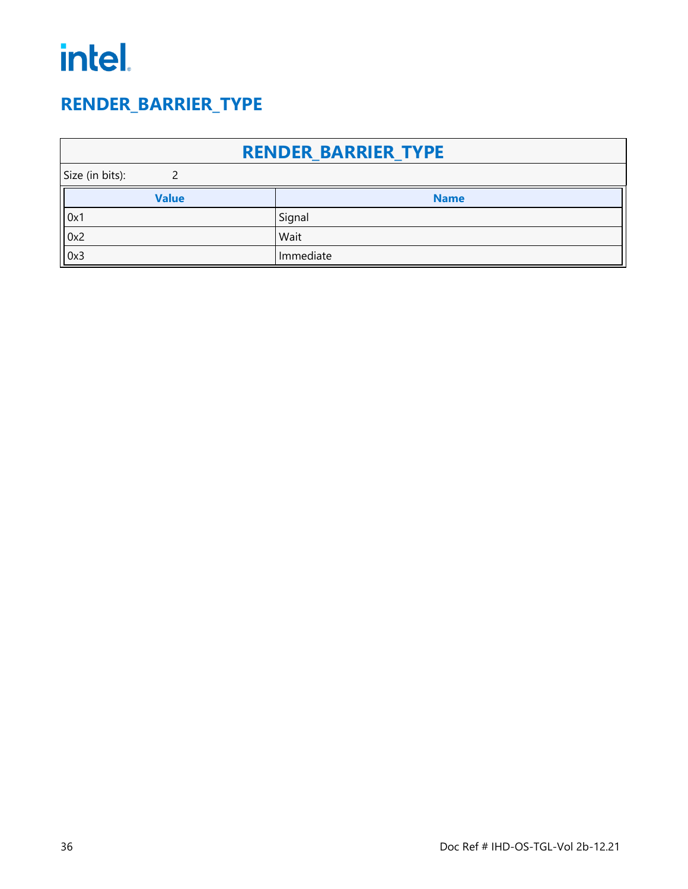## RENDER_BARRIER_TYPE

| RENDER_BARRIER_TYPE | |
|---|---|
| Size (in bits): | 2 |

| Value | Name |
|---|---|
| 0x1 | Signal |
| 0x2 | Wait |
| 0x3 | Immediate |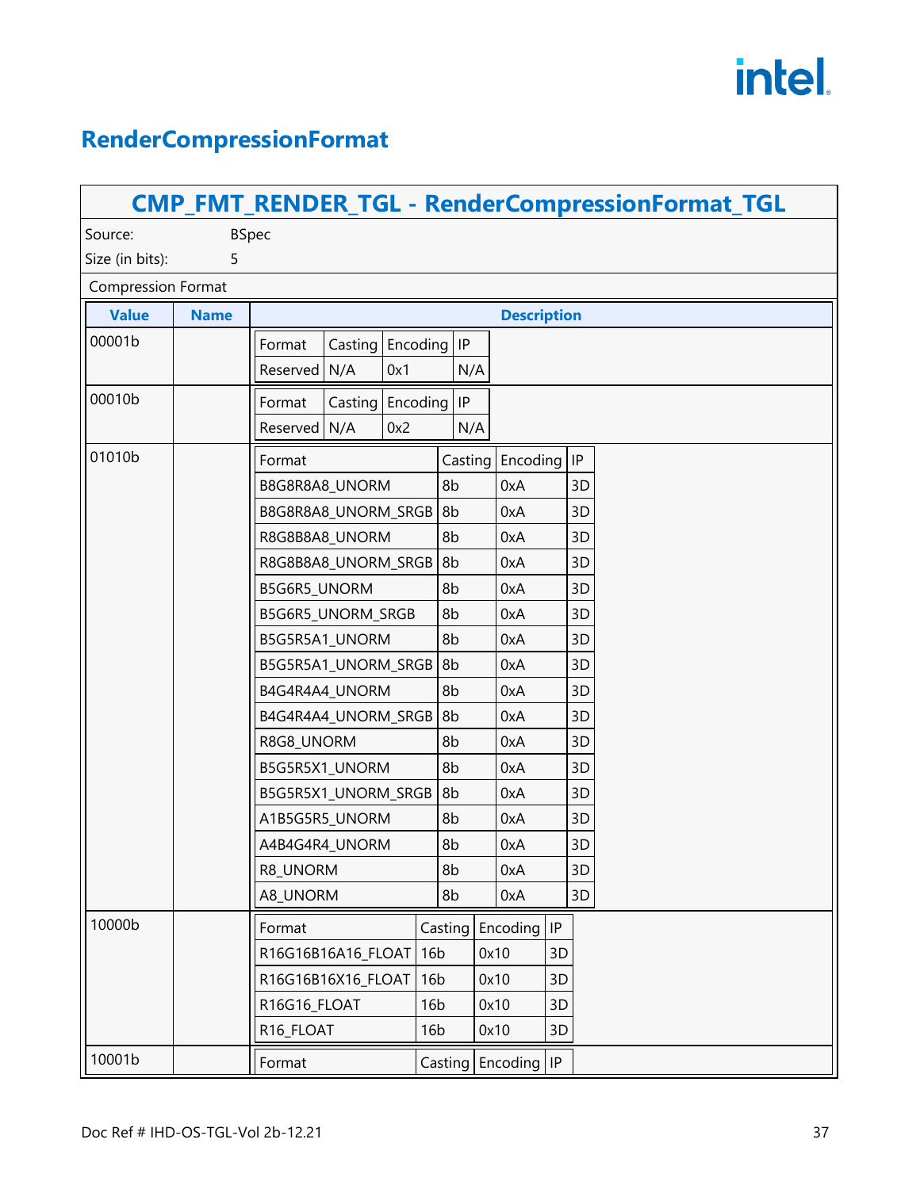## RenderCompressionFormat

### CMP_FMT_RENDER_TGL - RenderCompressionFormat_TGL

Source: BSpec

Size (in bits): 5

Compression Format

| Value | Name | Description |
|---|---|---|
| 00001b | | Format: Reserved; Casting: N/A; Encoding: 0x1; IP: N/A |
| 00010b | | Format: Reserved; Casting: N/A; Encoding: 0x2; IP: N/A |
| 01010b | | See table below |
| 10000b | | See table below |
| 10001b | | See table below |

**00001b**

| Format | Casting | Encoding | IP |
|---|---|---|---|
| Reserved | N/A | 0x1 | N/A |

**00010b**

| Format | Casting | Encoding | IP |
|---|---|---|---|
| Reserved | N/A | 0x2 | N/A |

**01010b**

| Format | Casting | Encoding | IP |
|---|---|---|---|
| B8G8R8A8_UNORM | 8b | 0xA | 3D |
| B8G8R8A8_UNORM_SRGB | 8b | 0xA | 3D |
| R8G8B8A8_UNORM | 8b | 0xA | 3D |
| R8G8B8A8_UNORM_SRGB | 8b | 0xA | 3D |
| B5G6R5_UNORM | 8b | 0xA | 3D |
| B5G6R5_UNORM_SRGB | 8b | 0xA | 3D |
| B5G5R5A1_UNORM | 8b | 0xA | 3D |
| B5G5R5A1_UNORM_SRGB | 8b | 0xA | 3D |
| B4G4R4A4_UNORM | 8b | 0xA | 3D |
| B4G4R4A4_UNORM_SRGB | 8b | 0xA | 3D |
| R8G8_UNORM | 8b | 0xA | 3D |
| B5G5R5X1_UNORM | 8b | 0xA | 3D |
| B5G5R5X1_UNORM_SRGB | 8b | 0xA | 3D |
| A1B5G5R5_UNORM | 8b | 0xA | 3D |
| A4B4G4R4_UNORM | 8b | 0xA | 3D |
| R8_UNORM | 8b | 0xA | 3D |
| A8_UNORM | 8b | 0xA | 3D |

**10000b**

| Format | Casting | Encoding | IP |
|---|---|---|---|
| R16G16B16A16_FLOAT | 16b | 0x10 | 3D |
| R16G16B16X16_FLOAT | 16b | 0x10 | 3D |
| R16G16_FLOAT | 16b | 0x10 | 3D |
| R16_FLOAT | 16b | 0x10 | 3D |

**10001b**

| Format | Casting | Encoding | IP |
|---|---|---|---|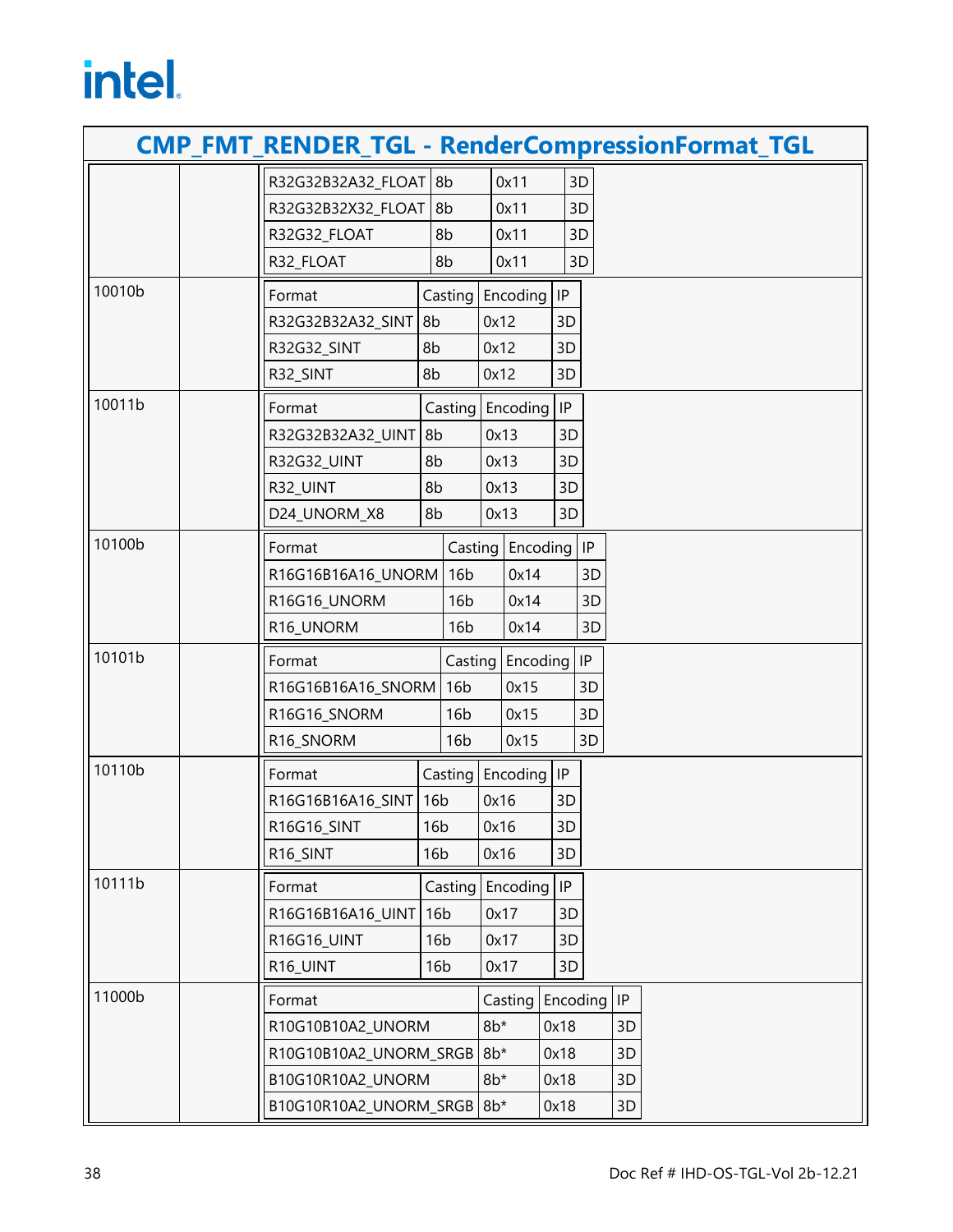# CMP_FMT_RENDER_TGL - RenderCompressionFormat_TGL

| | | |
|---|---|---|
| | | R32G32B32A32_FLOAT \| 8b \| 0x11 \| 3D<br>R32G32B32X32_FLOAT \| 8b \| 0x11 \| 3D<br>R32G32_FLOAT \| 8b \| 0x11 \| 3D<br>R32_FLOAT \| 8b \| 0x11 \| 3D |
| 10010b | | Format \| Casting \| Encoding \| IP<br>R32G32B32A32_SINT \| 8b \| 0x12 \| 3D<br>R32G32_SINT \| 8b \| 0x12 \| 3D<br>R32_SINT \| 8b \| 0x12 \| 3D |
| 10011b | | Format \| Casting \| Encoding \| IP<br>R32G32B32A32_UINT \| 8b \| 0x13 \| 3D<br>R32G32_UINT \| 8b \| 0x13 \| 3D<br>R32_UINT \| 8b \| 0x13 \| 3D<br>D24_UNORM_X8 \| 8b \| 0x13 \| 3D |
| 10100b | | Format \| Casting \| Encoding \| IP<br>R16G16B16A16_UNORM \| 16b \| 0x14 \| 3D<br>R16G16_UNORM \| 16b \| 0x14 \| 3D<br>R16_UNORM \| 16b \| 0x14 \| 3D |
| 10101b | | Format \| Casting \| Encoding \| IP<br>R16G16B16A16_SNORM \| 16b \| 0x15 \| 3D<br>R16G16_SNORM \| 16b \| 0x15 \| 3D<br>R16_SNORM \| 16b \| 0x15 \| 3D |
| 10110b | | Format \| Casting \| Encoding \| IP<br>R16G16B16A16_SINT \| 16b \| 0x16 \| 3D<br>R16G16_SINT \| 16b \| 0x16 \| 3D<br>R16_SINT \| 16b \| 0x16 \| 3D |
| 10111b | | Format \| Casting \| Encoding \| IP<br>R16G16B16A16_UINT \| 16b \| 0x17 \| 3D<br>R16G16_UINT \| 16b \| 0x17 \| 3D<br>R16_UINT \| 16b \| 0x17 \| 3D |
| 11000b | | Format \| Casting \| Encoding \| IP<br>R10G10B10A2_UNORM \| 8b* \| 0x18 \| 3D<br>R10G10B10A2_UNORM_SRGB \| 8b* \| 0x18 \| 3D<br>B10G10R10A2_UNORM \| 8b* \| 0x18 \| 3D<br>B10G10R10A2_UNORM_SRGB \| 8b* \| 0x18 \| 3D |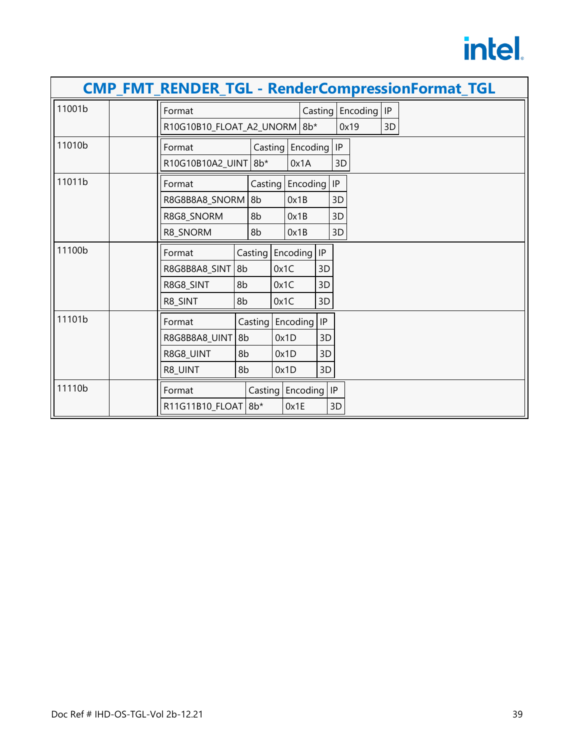## CMP_FMT_RENDER_TGL - RenderCompressionFormat_TGL

| | | |
|---|---|---|
| 11001b | | Format: R10G10B10_FLOAT_A2_UNORM; Casting: 8b*; Encoding: 0x19; IP: 3D |
| 11010b | | Format: R10G10B10A2_UINT; Casting: 8b*; Encoding: 0x1A; IP: 3D |
| 11011b | | Format: R8G8B8A8_SNORM; Casting: 8b; Encoding: 0x1B; IP: 3D<br>Format: R8G8_SNORM; Casting: 8b; Encoding: 0x1B; IP: 3D<br>Format: R8_SNORM; Casting: 8b; Encoding: 0x1B; IP: 3D |
| 11100b | | Format: R8G8B8A8_SINT; Casting: 8b; Encoding: 0x1C; IP: 3D<br>Format: R8G8_SINT; Casting: 8b; Encoding: 0x1C; IP: 3D<br>Format: R8_SINT; Casting: 8b; Encoding: 0x1C; IP: 3D |
| 11101b | | Format: R8G8B8A8_UINT; Casting: 8b; Encoding: 0x1D; IP: 3D<br>Format: R8G8_UINT; Casting: 8b; Encoding: 0x1D; IP: 3D<br>Format: R8_UINT; Casting: 8b; Encoding: 0x1D; IP: 3D |
| 11110b | | Format: R11G11B10_FLOAT; Casting: 8b*; Encoding: 0x1E; IP: 3D |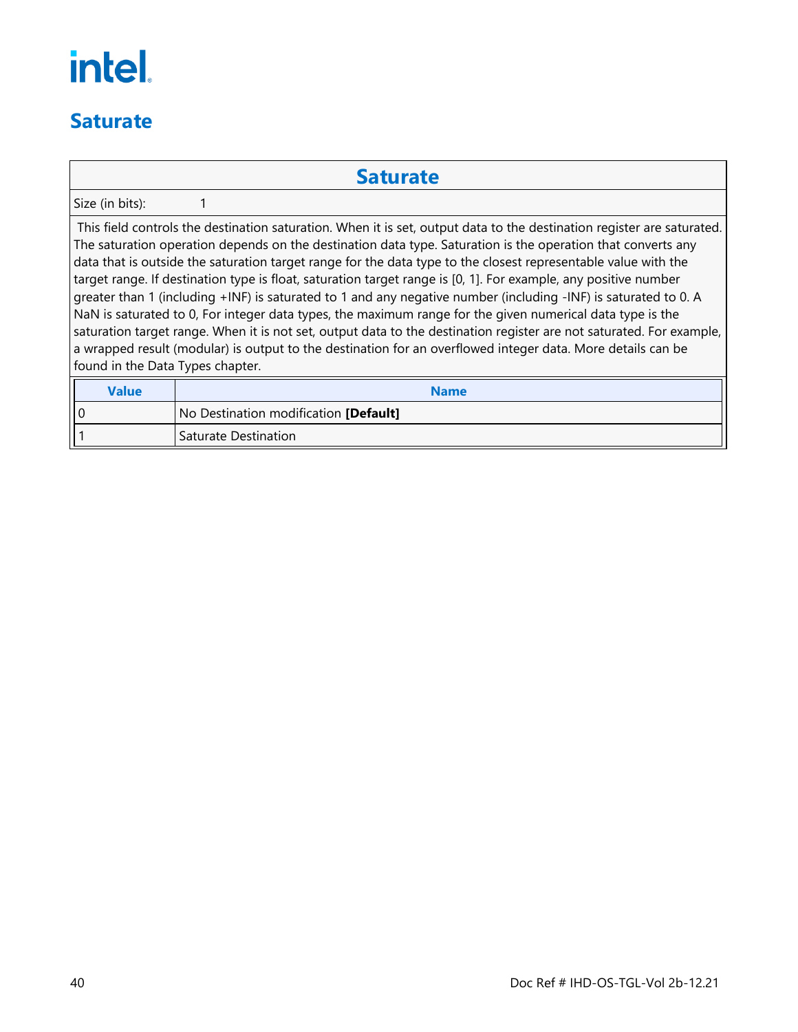# Saturate

| Saturate | |
|---|---|
| Size (in bits): | 1 |

This field controls the destination saturation. When it is set, output data to the destination register are saturated. The saturation operation depends on the destination data type. Saturation is the operation that converts any data that is outside the saturation target range for the data type to the closest representable value with the target range. If destination type is float, saturation target range is [0, 1]. For example, any positive number greater than 1 (including +INF) is saturated to 1 and any negative number (including -INF) is saturated to 0. A NaN is saturated to 0, For integer data types, the maximum range for the given numerical data type is the saturation target range. When it is not set, output data to the destination register are not saturated. For example, a wrapped result (modular) is output to the destination for an overflowed integer data. More details can be found in the Data Types chapter.

| Value | Name |
|---|---|
| 0 | No Destination modification **[Default]** |
| 1 | Saturate Destination |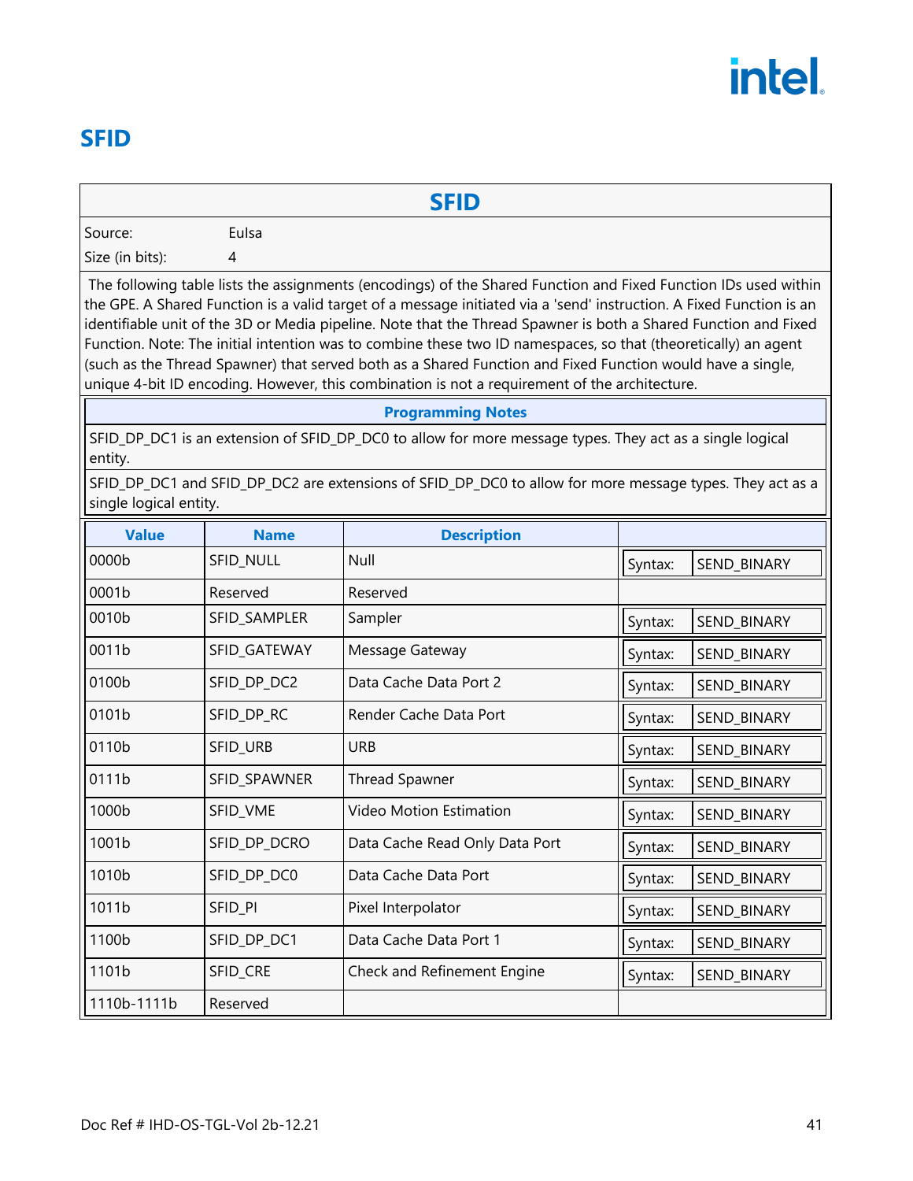# SFID

| SFID | |
|---|---|
| Source: | Eulsa |
| Size (in bits): | 4 |

The following table lists the assignments (encodings) of the Shared Function and Fixed Function IDs used within the GPE. A Shared Function is a valid target of a message initiated via a 'send' instruction. A Fixed Function is an identifiable unit of the 3D or Media pipeline. Note that the Thread Spawner is both a Shared Function and Fixed Function. Note: The initial intention was to combine these two ID namespaces, so that (theoretically) an agent (such as the Thread Spawner) that served both as a Shared Function and Fixed Function would have a single, unique 4-bit ID encoding. However, this combination is not a requirement of the architecture.

| Programming Notes |
|---|
| SFID_DP_DC1 is an extension of SFID_DP_DC0 to allow for more message types. They act as a single logical entity. |
| SFID_DP_DC1 and SFID_DP_DC2 are extensions of SFID_DP_DC0 to allow for more message types. They act as a single logical entity. |

| Value | Name | Description | | |
|---|---|---|---|---|
| 0000b | SFID_NULL | Null | Syntax: | SEND_BINARY |
| 0001b | Reserved | Reserved | | |
| 0010b | SFID_SAMPLER | Sampler | Syntax: | SEND_BINARY |
| 0011b | SFID_GATEWAY | Message Gateway | Syntax: | SEND_BINARY |
| 0100b | SFID_DP_DC2 | Data Cache Data Port 2 | Syntax: | SEND_BINARY |
| 0101b | SFID_DP_RC | Render Cache Data Port | Syntax: | SEND_BINARY |
| 0110b | SFID_URB | URB | Syntax: | SEND_BINARY |
| 0111b | SFID_SPAWNER | Thread Spawner | Syntax: | SEND_BINARY |
| 1000b | SFID_VME | Video Motion Estimation | Syntax: | SEND_BINARY |
| 1001b | SFID_DP_DCRO | Data Cache Read Only Data Port | Syntax: | SEND_BINARY |
| 1010b | SFID_DP_DC0 | Data Cache Data Port | Syntax: | SEND_BINARY |
| 1011b | SFID_PI | Pixel Interpolator | Syntax: | SEND_BINARY |
| 1100b | SFID_DP_DC1 | Data Cache Data Port 1 | Syntax: | SEND_BINARY |
| 1101b | SFID_CRE | Check and Refinement Engine | Syntax: | SEND_BINARY |
| 1110b-1111b | Reserved | | | |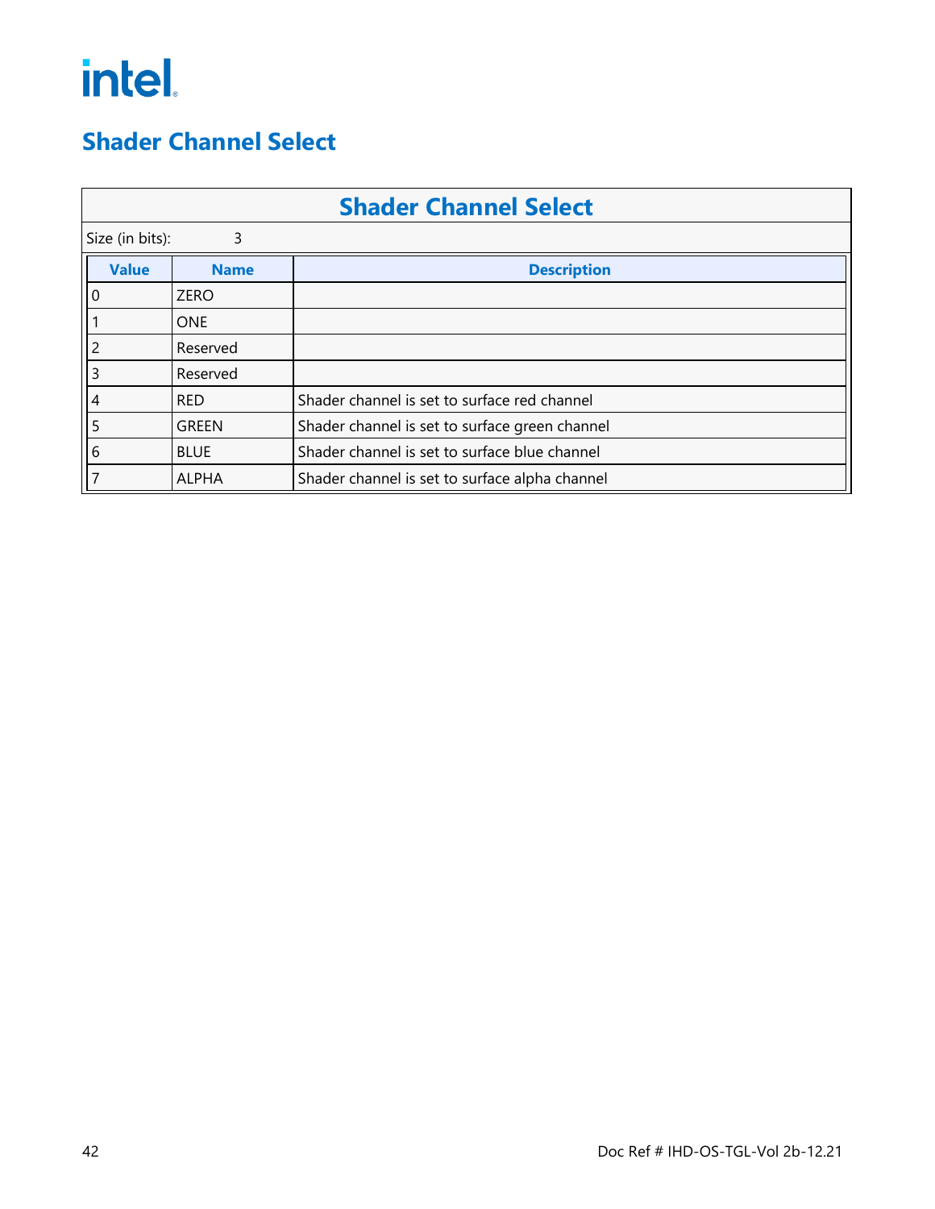# Shader Channel Select

| Shader Channel Select | | |
|---|---|---|
| Size (in bits): 3 | | |
| **Value** | **Name** | **Description** |
| 0 | ZERO | |
| 1 | ONE | |
| 2 | Reserved | |
| 3 | Reserved | |
| 4 | RED | Shader channel is set to surface red channel |
| 5 | GREEN | Shader channel is set to surface green channel |
| 6 | BLUE | Shader channel is set to surface blue channel |
| 7 | ALPHA | Shader channel is set to surface alpha channel |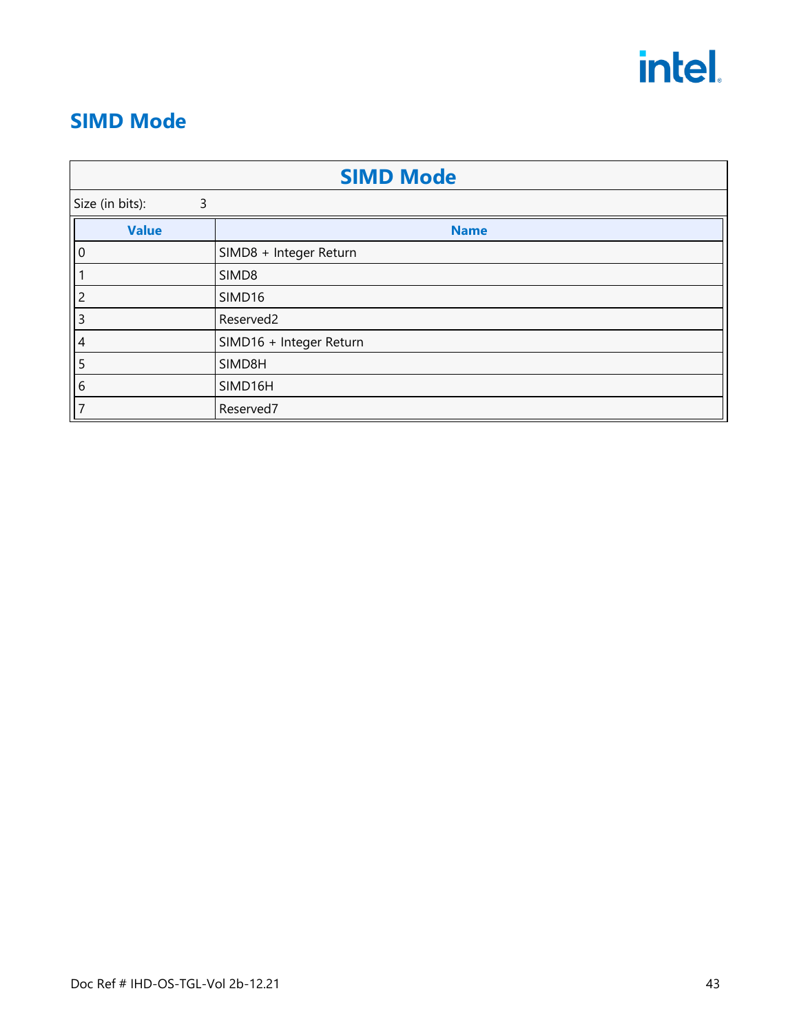## SIMD Mode

| SIMD Mode | |
|---|---|
| Size (in bits): | 3 |

| Value | Name |
|---|---|
| 0 | SIMD8 + Integer Return |
| 1 | SIMD8 |
| 2 | SIMD16 |
| 3 | Reserved2 |
| 4 | SIMD16 + Integer Return |
| 5 | SIMD8H |
| 6 | SIMD16H |
| 7 | Reserved7 |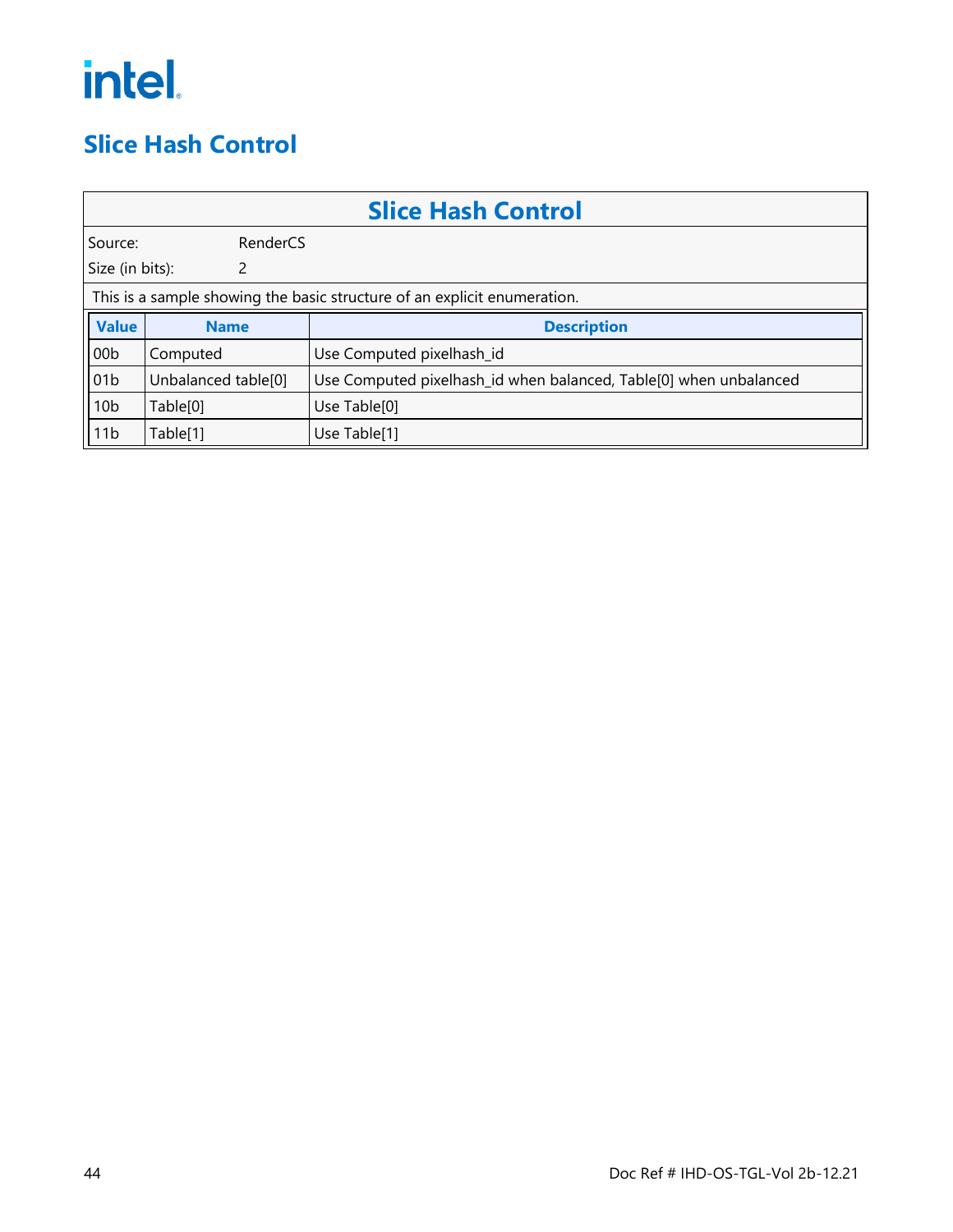# Slice Hash Control

| Slice Hash Control | | |
|---|---|---|
| Source: | RenderCS | |
| Size (in bits): | 2 | |
| This is a sample showing the basic structure of an explicit enumeration. | | |

| Value | Name | Description |
|---|---|---|
| 00b | Computed | Use Computed pixelhash_id |
| 01b | Unbalanced table[0] | Use Computed pixelhash_id when balanced, Table[0] when unbalanced |
| 10b | Table[0] | Use Table[0] |
| 11b | Table[1] | Use Table[1] |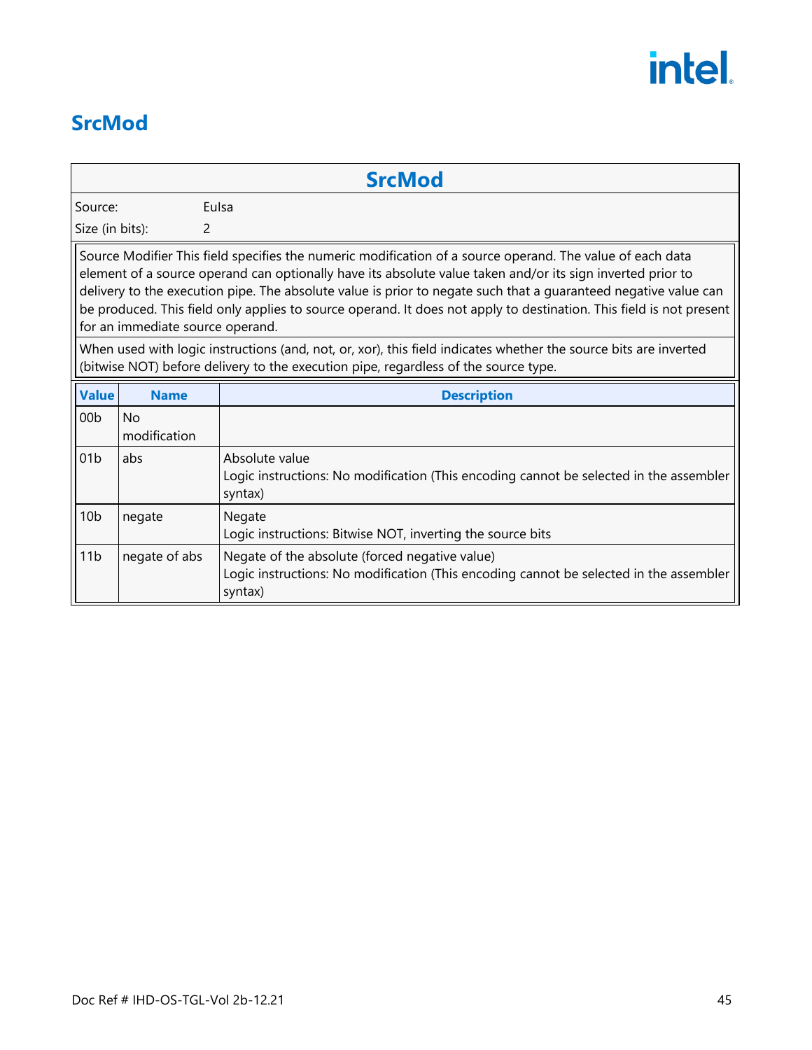# SrcMod

| SrcMod | |
|---|---|
| Source: | EuIsa |
| Size (in bits): | 2 |

Source Modifier This field specifies the numeric modification of a source operand. The value of each data element of a source operand can optionally have its absolute value taken and/or its sign inverted prior to delivery to the execution pipe. The absolute value is prior to negate such that a guaranteed negative value can be produced. This field only applies to source operand. It does not apply to destination. This field is not present for an immediate source operand.

When used with logic instructions (and, not, or, xor), this field indicates whether the source bits are inverted (bitwise NOT) before delivery to the execution pipe, regardless of the source type.

| Value | Name | Description |
|---|---|---|
| 00b | No modification | |
| 01b | abs | Absolute value<br>Logic instructions: No modification (This encoding cannot be selected in the assembler syntax) |
| 10b | negate | Negate<br>Logic instructions: Bitwise NOT, inverting the source bits |
| 11b | negate of abs | Negate of the absolute (forced negative value)<br>Logic instructions: No modification (This encoding cannot be selected in the assembler syntax) |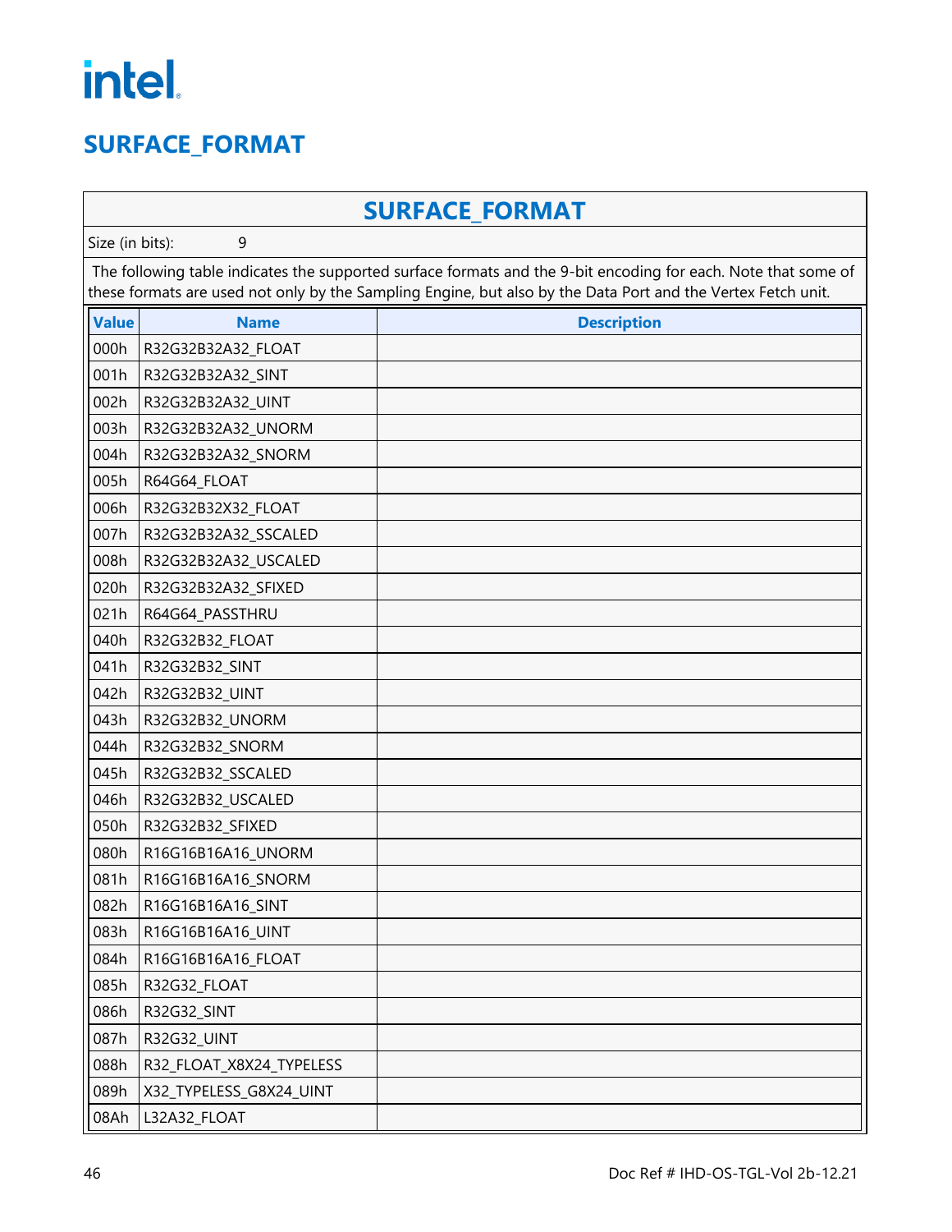# SURFACE_FORMAT

## SURFACE_FORMAT

Size (in bits): 9

The following table indicates the supported surface formats and the 9-bit encoding for each. Note that some of these formats are used not only by the Sampling Engine, but also by the Data Port and the Vertex Fetch unit.

| Value | Name | Description |
|---|---|---|
| 000h | R32G32B32A32_FLOAT | |
| 001h | R32G32B32A32_SINT | |
| 002h | R32G32B32A32_UINT | |
| 003h | R32G32B32A32_UNORM | |
| 004h | R32G32B32A32_SNORM | |
| 005h | R64G64_FLOAT | |
| 006h | R32G32B32X32_FLOAT | |
| 007h | R32G32B32A32_SSCALED | |
| 008h | R32G32B32A32_USCALED | |
| 020h | R32G32B32A32_SFIXED | |
| 021h | R64G64_PASSTHRU | |
| 040h | R32G32B32_FLOAT | |
| 041h | R32G32B32_SINT | |
| 042h | R32G32B32_UINT | |
| 043h | R32G32B32_UNORM | |
| 044h | R32G32B32_SNORM | |
| 045h | R32G32B32_SSCALED | |
| 046h | R32G32B32_USCALED | |
| 050h | R32G32B32_SFIXED | |
| 080h | R16G16B16A16_UNORM | |
| 081h | R16G16B16A16_SNORM | |
| 082h | R16G16B16A16_SINT | |
| 083h | R16G16B16A16_UINT | |
| 084h | R16G16B16A16_FLOAT | |
| 085h | R32G32_FLOAT | |
| 086h | R32G32_SINT | |
| 087h | R32G32_UINT | |
| 088h | R32_FLOAT_X8X24_TYPELESS | |
| 089h | X32_TYPELESS_G8X24_UINT | |
| 08Ah | L32A32_FLOAT | |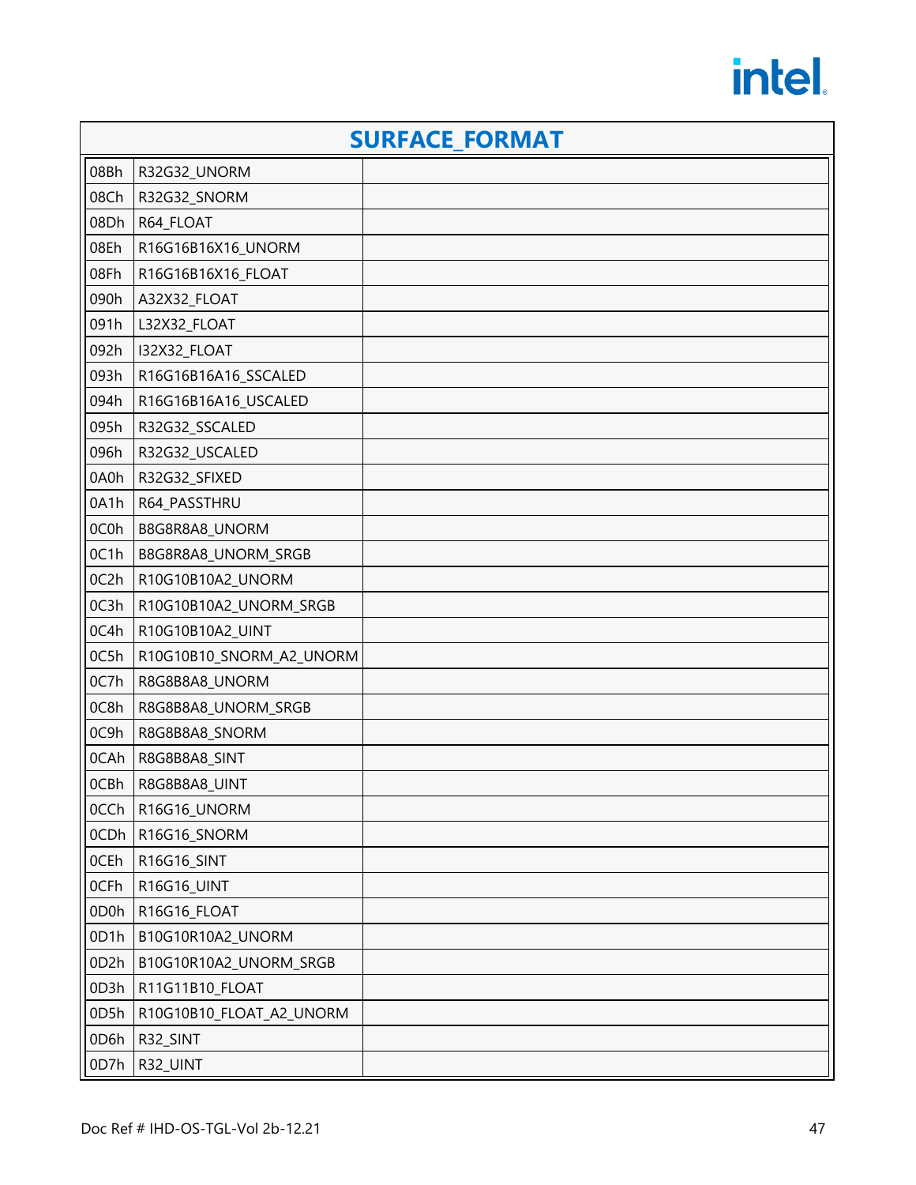| SURFACE_FORMAT | | |
|---|---|---|
| 08Bh | R32G32_UNORM | |
| 08Ch | R32G32_SNORM | |
| 08Dh | R64_FLOAT | |
| 08Eh | R16G16B16X16_UNORM | |
| 08Fh | R16G16B16X16_FLOAT | |
| 090h | A32X32_FLOAT | |
| 091h | L32X32_FLOAT | |
| 092h | I32X32_FLOAT | |
| 093h | R16G16B16A16_SSCALED | |
| 094h | R16G16B16A16_USCALED | |
| 095h | R32G32_SSCALED | |
| 096h | R32G32_USCALED | |
| 0A0h | R32G32_SFIXED | |
| 0A1h | R64_PASSTHRU | |
| 0C0h | B8G8R8A8_UNORM | |
| 0C1h | B8G8R8A8_UNORM_SRGB | |
| 0C2h | R10G10B10A2_UNORM | |
| 0C3h | R10G10B10A2_UNORM_SRGB | |
| 0C4h | R10G10B10A2_UINT | |
| 0C5h | R10G10B10_SNORM_A2_UNORM | |
| 0C7h | R8G8B8A8_UNORM | |
| 0C8h | R8G8B8A8_UNORM_SRGB | |
| 0C9h | R8G8B8A8_SNORM | |
| 0CAh | R8G8B8A8_SINT | |
| 0CBh | R8G8B8A8_UINT | |
| 0CCh | R16G16_UNORM | |
| 0CDh | R16G16_SNORM | |
| 0CEh | R16G16_SINT | |
| 0CFh | R16G16_UINT | |
| 0D0h | R16G16_FLOAT | |
| 0D1h | B10G10R10A2_UNORM | |
| 0D2h | B10G10R10A2_UNORM_SRGB | |
| 0D3h | R11G11B10_FLOAT | |
| 0D5h | R10G10B10_FLOAT_A2_UNORM | |
| 0D6h | R32_SINT | |
| 0D7h | R32_UINT | |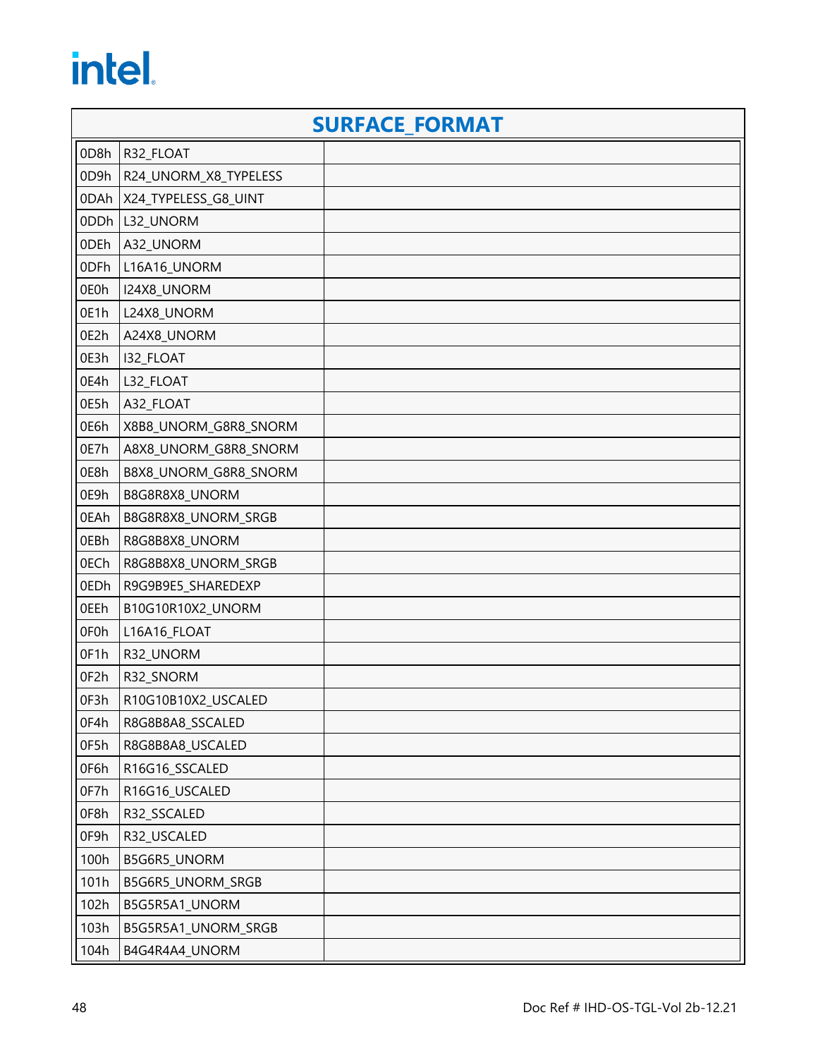| SURFACE_FORMAT | | |
|---|---|---|
| 0D8h | R32_FLOAT | |
| 0D9h | R24_UNORM_X8_TYPELESS | |
| 0DAh | X24_TYPELESS_G8_UINT | |
| 0DDh | L32_UNORM | |
| 0DEh | A32_UNORM | |
| 0DFh | L16A16_UNORM | |
| 0E0h | I24X8_UNORM | |
| 0E1h | L24X8_UNORM | |
| 0E2h | A24X8_UNORM | |
| 0E3h | I32_FLOAT | |
| 0E4h | L32_FLOAT | |
| 0E5h | A32_FLOAT | |
| 0E6h | X8B8_UNORM_G8R8_SNORM | |
| 0E7h | A8X8_UNORM_G8R8_SNORM | |
| 0E8h | B8X8_UNORM_G8R8_SNORM | |
| 0E9h | B8G8R8X8_UNORM | |
| 0EAh | B8G8R8X8_UNORM_SRGB | |
| 0EBh | R8G8B8X8_UNORM | |
| 0ECh | R8G8B8X8_UNORM_SRGB | |
| 0EDh | R9G9B9E5_SHAREDEXP | |
| 0EEh | B10G10R10X2_UNORM | |
| 0F0h | L16A16_FLOAT | |
| 0F1h | R32_UNORM | |
| 0F2h | R32_SNORM | |
| 0F3h | R10G10B10X2_USCALED | |
| 0F4h | R8G8B8A8_SSCALED | |
| 0F5h | R8G8B8A8_USCALED | |
| 0F6h | R16G16_SSCALED | |
| 0F7h | R16G16_USCALED | |
| 0F8h | R32_SSCALED | |
| 0F9h | R32_USCALED | |
| 100h | B5G6R5_UNORM | |
| 101h | B5G6R5_UNORM_SRGB | |
| 102h | B5G5R5A1_UNORM | |
| 103h | B5G5R5A1_UNORM_SRGB | |
| 104h | B4G4R4A4_UNORM | |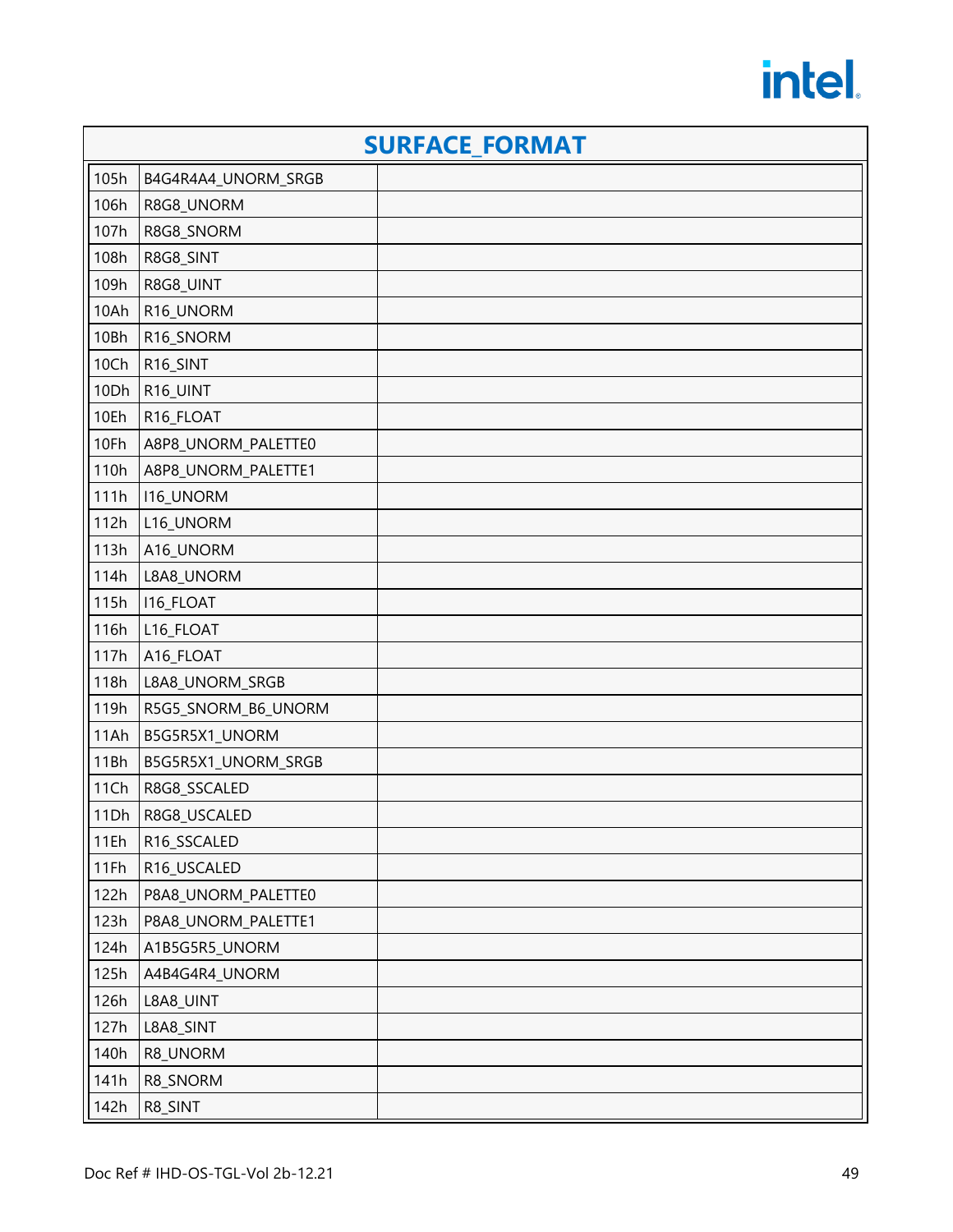| SURFACE_FORMAT | | |
|---|---|---|
| 105h | B4G4R4A4_UNORM_SRGB | |
| 106h | R8G8_UNORM | |
| 107h | R8G8_SNORM | |
| 108h | R8G8_SINT | |
| 109h | R8G8_UINT | |
| 10Ah | R16_UNORM | |
| 10Bh | R16_SNORM | |
| 10Ch | R16_SINT | |
| 10Dh | R16_UINT | |
| 10Eh | R16_FLOAT | |
| 10Fh | A8P8_UNORM_PALETTE0 | |
| 110h | A8P8_UNORM_PALETTE1 | |
| 111h | I16_UNORM | |
| 112h | L16_UNORM | |
| 113h | A16_UNORM | |
| 114h | L8A8_UNORM | |
| 115h | I16_FLOAT | |
| 116h | L16_FLOAT | |
| 117h | A16_FLOAT | |
| 118h | L8A8_UNORM_SRGB | |
| 119h | R5G5_SNORM_B6_UNORM | |
| 11Ah | B5G5R5X1_UNORM | |
| 11Bh | B5G5R5X1_UNORM_SRGB | |
| 11Ch | R8G8_SSCALED | |
| 11Dh | R8G8_USCALED | |
| 11Eh | R16_SSCALED | |
| 11Fh | R16_USCALED | |
| 122h | P8A8_UNORM_PALETTE0 | |
| 123h | P8A8_UNORM_PALETTE1 | |
| 124h | A1B5G5R5_UNORM | |
| 125h | A4B4G4R4_UNORM | |
| 126h | L8A8_UINT | |
| 127h | L8A8_SINT | |
| 140h | R8_UNORM | |
| 141h | R8_SNORM | |
| 142h | R8_SINT | |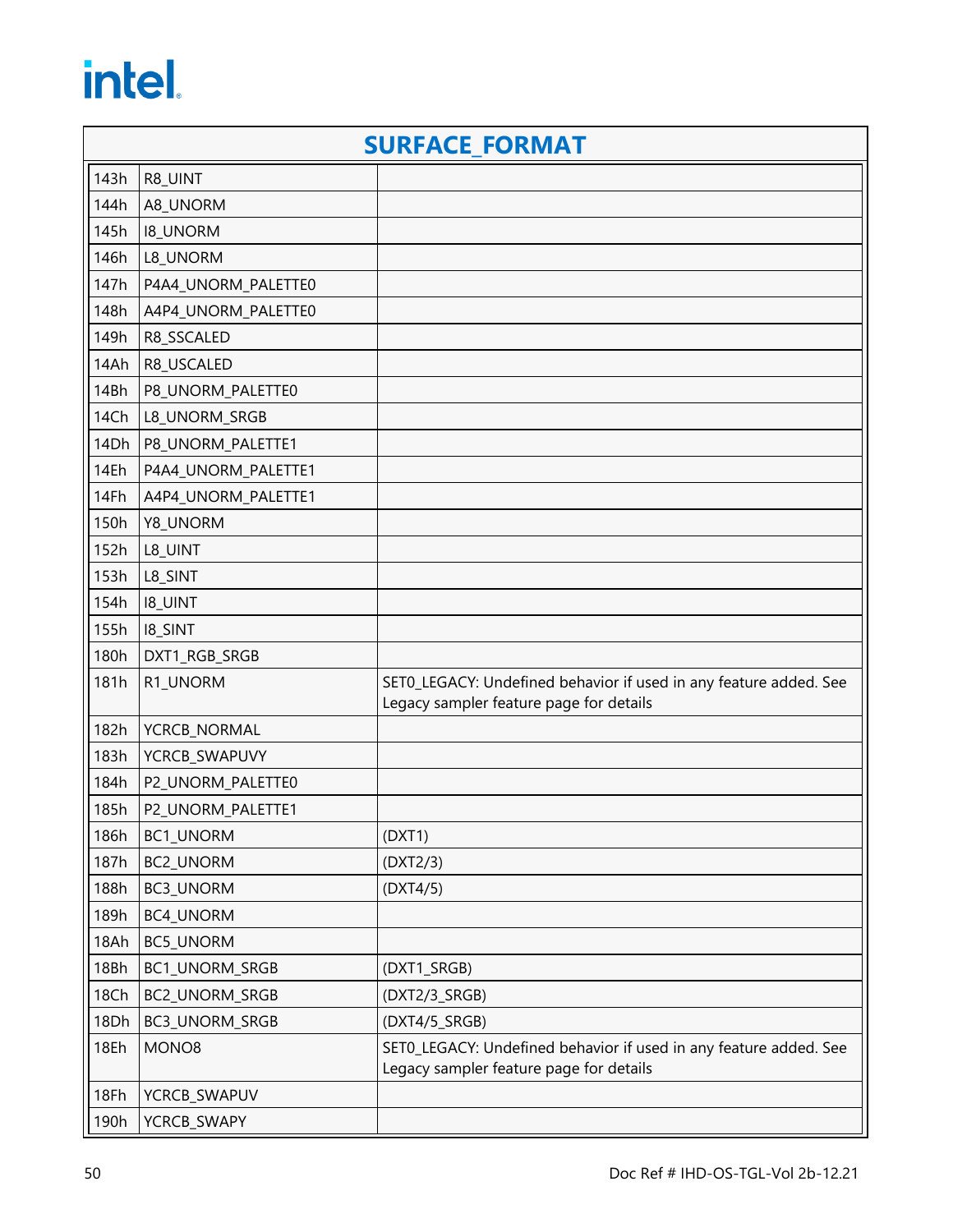## SURFACE_FORMAT

| | | |
|---|---|---|
| 143h | R8_UINT | |
| 144h | A8_UNORM | |
| 145h | I8_UNORM | |
| 146h | L8_UNORM | |
| 147h | P4A4_UNORM_PALETTE0 | |
| 148h | A4P4_UNORM_PALETTE0 | |
| 149h | R8_SSCALED | |
| 14Ah | R8_USCALED | |
| 14Bh | P8_UNORM_PALETTE0 | |
| 14Ch | L8_UNORM_SRGB | |
| 14Dh | P8_UNORM_PALETTE1 | |
| 14Eh | P4A4_UNORM_PALETTE1 | |
| 14Fh | A4P4_UNORM_PALETTE1 | |
| 150h | Y8_UNORM | |
| 152h | L8_UINT | |
| 153h | L8_SINT | |
| 154h | I8_UINT | |
| 155h | I8_SINT | |
| 180h | DXT1_RGB_SRGB | |
| 181h | R1_UNORM | SET0_LEGACY: Undefined behavior if used in any feature added. See Legacy sampler feature page for details |
| 182h | YCRCB_NORMAL | |
| 183h | YCRCB_SWAPUVY | |
| 184h | P2_UNORM_PALETTE0 | |
| 185h | P2_UNORM_PALETTE1 | |
| 186h | BC1_UNORM | (DXT1) |
| 187h | BC2_UNORM | (DXT2/3) |
| 188h | BC3_UNORM | (DXT4/5) |
| 189h | BC4_UNORM | |
| 18Ah | BC5_UNORM | |
| 18Bh | BC1_UNORM_SRGB | (DXT1_SRGB) |
| 18Ch | BC2_UNORM_SRGB | (DXT2/3_SRGB) |
| 18Dh | BC3_UNORM_SRGB | (DXT4/5_SRGB) |
| 18Eh | MONO8 | SET0_LEGACY: Undefined behavior if used in any feature added. See Legacy sampler feature page for details |
| 18Fh | YCRCB_SWAPUV | |
| 190h | YCRCB_SWAPY | |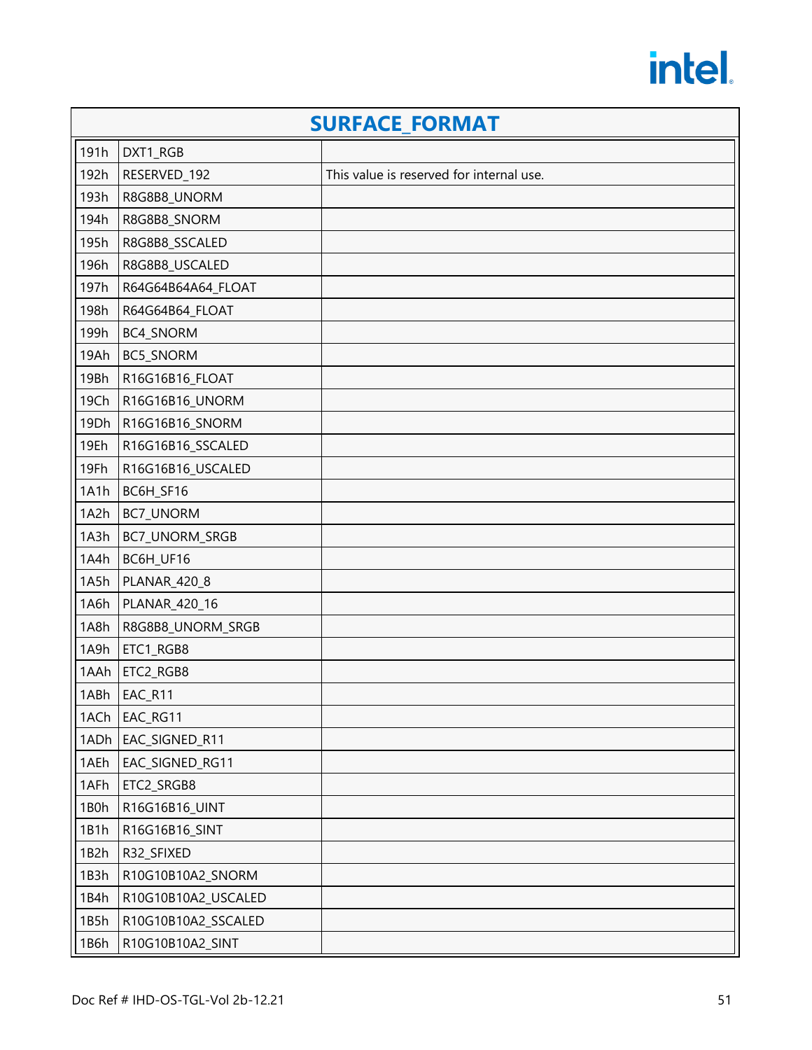| SURFACE_FORMAT | | |
|---|---|---|
| 191h | DXT1_RGB | |
| 192h | RESERVED_192 | This value is reserved for internal use. |
| 193h | R8G8B8_UNORM | |
| 194h | R8G8B8_SNORM | |
| 195h | R8G8B8_SSCALED | |
| 196h | R8G8B8_USCALED | |
| 197h | R64G64B64A64_FLOAT | |
| 198h | R64G64B64_FLOAT | |
| 199h | BC4_SNORM | |
| 19Ah | BC5_SNORM | |
| 19Bh | R16G16B16_FLOAT | |
| 19Ch | R16G16B16_UNORM | |
| 19Dh | R16G16B16_SNORM | |
| 19Eh | R16G16B16_SSCALED | |
| 19Fh | R16G16B16_USCALED | |
| 1A1h | BC6H_SF16 | |
| 1A2h | BC7_UNORM | |
| 1A3h | BC7_UNORM_SRGB | |
| 1A4h | BC6H_UF16 | |
| 1A5h | PLANAR_420_8 | |
| 1A6h | PLANAR_420_16 | |
| 1A8h | R8G8B8_UNORM_SRGB | |
| 1A9h | ETC1_RGB8 | |
| 1AAh | ETC2_RGB8 | |
| 1ABh | EAC_R11 | |
| 1ACh | EAC_RG11 | |
| 1ADh | EAC_SIGNED_R11 | |
| 1AEh | EAC_SIGNED_RG11 | |
| 1AFh | ETC2_SRGB8 | |
| 1B0h | R16G16B16_UINT | |
| 1B1h | R16G16B16_SINT | |
| 1B2h | R32_SFIXED | |
| 1B3h | R10G10B10A2_SNORM | |
| 1B4h | R10G10B10A2_USCALED | |
| 1B5h | R10G10B10A2_SSCALED | |
| 1B6h | R10G10B10A2_SINT | |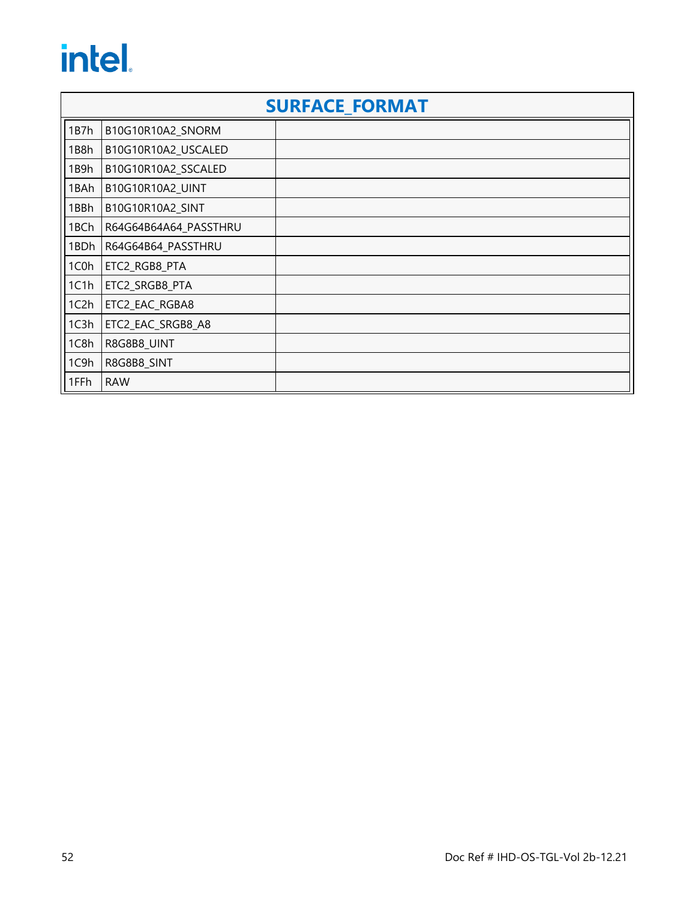## SURFACE_FORMAT

| | | |
|---|---|---|
| 1B7h | B10G10R10A2_SNORM | |
| 1B8h | B10G10R10A2_USCALED | |
| 1B9h | B10G10R10A2_SSCALED | |
| 1BAh | B10G10R10A2_UINT | |
| 1BBh | B10G10R10A2_SINT | |
| 1BCh | R64G64B64A64_PASSTHRU | |
| 1BDh | R64G64B64_PASSTHRU | |
| 1C0h | ETC2_RGB8_PTA | |
| 1C1h | ETC2_SRGB8_PTA | |
| 1C2h | ETC2_EAC_RGBA8 | |
| 1C3h | ETC2_EAC_SRGB8_A8 | |
| 1C8h | R8G8B8_UINT | |
| 1C9h | R8G8B8_SINT | |
| 1FFh | RAW | |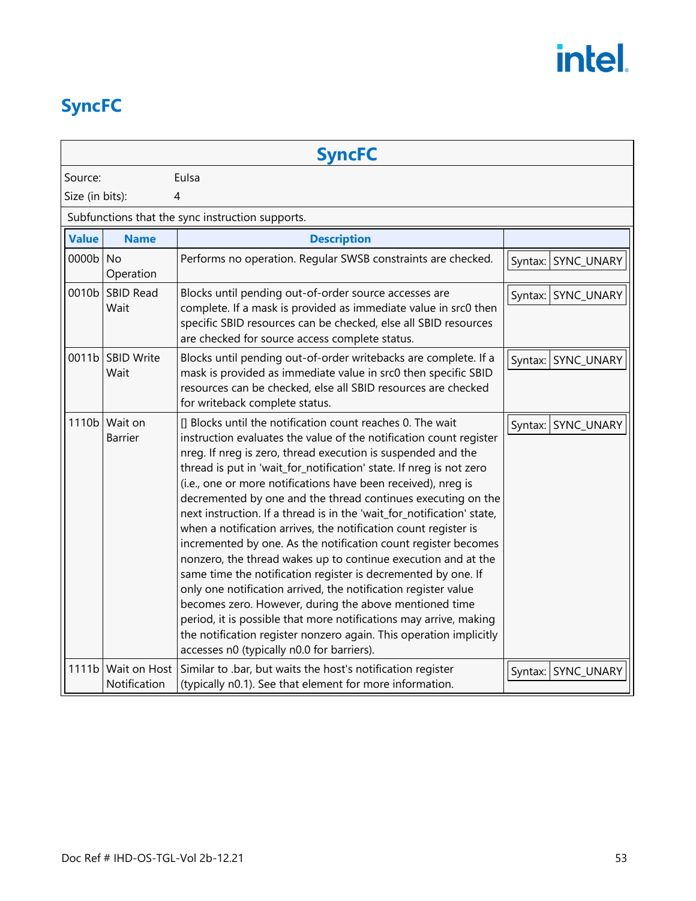# SyncFC

| SyncFC | | | |
|---|---|---|---|
| Source: | Eulsa | | |
| Size (in bits): | 4 | | |
| Subfunctions that the sync instruction supports. | | | |

| Value | Name | Description | |
|---|---|---|---|
| 0000b | No Operation | Performs no operation. Regular SWSB constraints are checked. | Syntax: SYNC_UNARY |
| 0010b | SBID Read Wait | Blocks until pending out-of-order source accesses are complete. If a mask is provided as immediate value in src0 then specific SBID resources can be checked, else all SBID resources are checked for source access complete status. | Syntax: SYNC_UNARY |
| 0011b | SBID Write Wait | Blocks until pending out-of-order writebacks are complete. If a mask is provided as immediate value in src0 then specific SBID resources can be checked, else all SBID resources are checked for writeback complete status. | Syntax: SYNC_UNARY |
| 1110b | Wait on Barrier | [] Blocks until the notification count reaches 0. The wait instruction evaluates the value of the notification count register nreg. If nreg is zero, thread execution is suspended and the thread is put in 'wait_for_notification' state. If nreg is not zero (i.e., one or more notifications have been received), nreg is decremented by one and the thread continues executing on the next instruction. If a thread is in the 'wait_for_notification' state, when a notification arrives, the notification count register is incremented by one. As the notification count register becomes nonzero, the thread wakes up to continue execution and at the same time the notification register is decremented by one. If only one notification arrived, the notification register value becomes zero. However, during the above mentioned time period, it is possible that more notifications may arrive, making the notification register nonzero again. This operation implicitly accesses n0 (typically n0.0 for barriers). | Syntax: SYNC_UNARY |
| 1111b | Wait on Host Notification | Similar to .bar, but waits the host's notification register (typically n0.1). See that element for more information. | Syntax: SYNC_UNARY |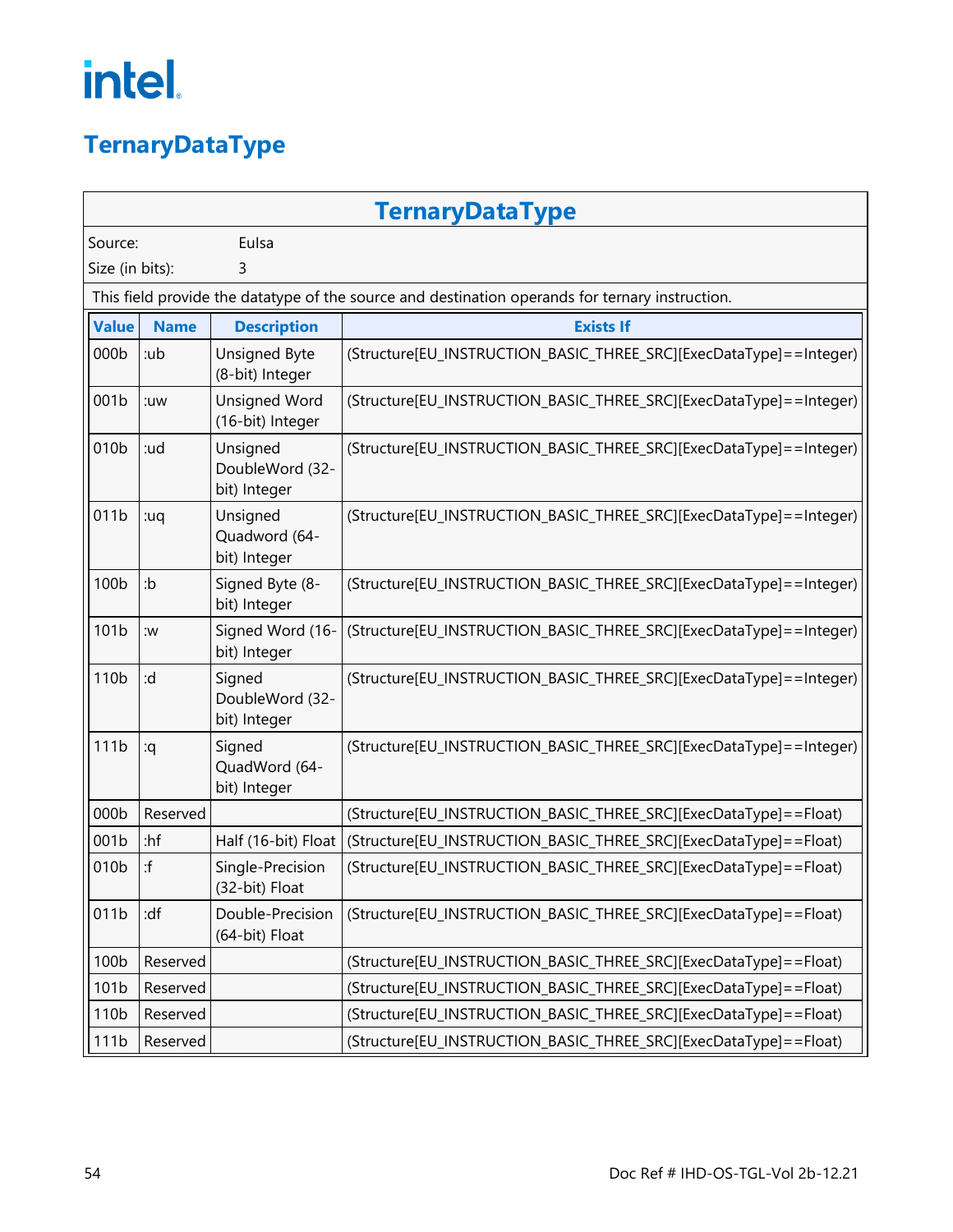# TernaryDataType

| TernaryDataType | | | |
|---|---|---|---|
| Source: | Eulsa | | |
| Size (in bits): | 3 | | |

This field provide the datatype of the source and destination operands for ternary instruction.

| Value | Name | Description | Exists If |
|---|---|---|---|
| 000b | :ub | Unsigned Byte (8-bit) Integer | (Structure[EU_INSTRUCTION_BASIC_THREE_SRC][ExecDataType]==Integer) |
| 001b | :uw | Unsigned Word (16-bit) Integer | (Structure[EU_INSTRUCTION_BASIC_THREE_SRC][ExecDataType]==Integer) |
| 010b | :ud | Unsigned DoubleWord (32-bit) Integer | (Structure[EU_INSTRUCTION_BASIC_THREE_SRC][ExecDataType]==Integer) |
| 011b | :uq | Unsigned Quadword (64-bit) Integer | (Structure[EU_INSTRUCTION_BASIC_THREE_SRC][ExecDataType]==Integer) |
| 100b | :b | Signed Byte (8-bit) Integer | (Structure[EU_INSTRUCTION_BASIC_THREE_SRC][ExecDataType]==Integer) |
| 101b | :w | Signed Word (16-bit) Integer | (Structure[EU_INSTRUCTION_BASIC_THREE_SRC][ExecDataType]==Integer) |
| 110b | :d | Signed DoubleWord (32-bit) Integer | (Structure[EU_INSTRUCTION_BASIC_THREE_SRC][ExecDataType]==Integer) |
| 111b | :q | Signed QuadWord (64-bit) Integer | (Structure[EU_INSTRUCTION_BASIC_THREE_SRC][ExecDataType]==Integer) |
| 000b | Reserved | | (Structure[EU_INSTRUCTION_BASIC_THREE_SRC][ExecDataType]==Float) |
| 001b | :hf | Half (16-bit) Float | (Structure[EU_INSTRUCTION_BASIC_THREE_SRC][ExecDataType]==Float) |
| 010b | :f | Single-Precision (32-bit) Float | (Structure[EU_INSTRUCTION_BASIC_THREE_SRC][ExecDataType]==Float) |
| 011b | :df | Double-Precision (64-bit) Float | (Structure[EU_INSTRUCTION_BASIC_THREE_SRC][ExecDataType]==Float) |
| 100b | Reserved | | (Structure[EU_INSTRUCTION_BASIC_THREE_SRC][ExecDataType]==Float) |
| 101b | Reserved | | (Structure[EU_INSTRUCTION_BASIC_THREE_SRC][ExecDataType]==Float) |
| 110b | Reserved | | (Structure[EU_INSTRUCTION_BASIC_THREE_SRC][ExecDataType]==Float) |
| 111b | Reserved | | (Structure[EU_INSTRUCTION_BASIC_THREE_SRC][ExecDataType]==Float) |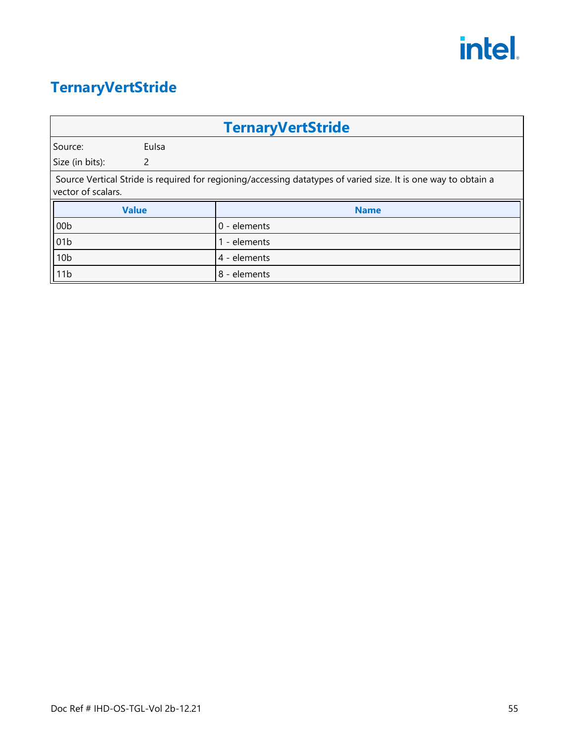# TernaryVertStride

| TernaryVertStride | |
|---|---|
| Source: | EuIsa |
| Size (in bits): | 2 |

Source Vertical Stride is required for regioning/accessing datatypes of varied size. It is one way to obtain a vector of scalars.

| Value | Name |
|---|---|
| 00b | 0 - elements |
| 01b | 1 - elements |
| 10b | 4 - elements |
| 11b | 8 - elements |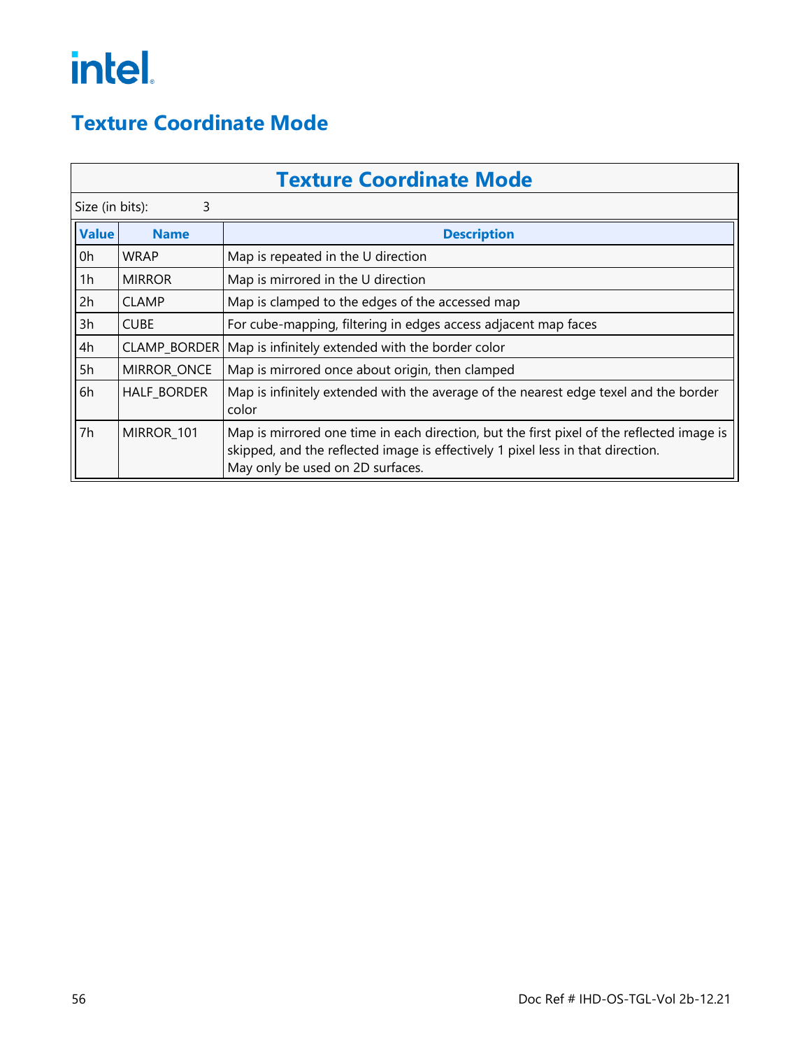# Texture Coordinate Mode

**Texture Coordinate Mode**

Size (in bits): 3

| Value | Name | Description |
|---|---|---|
| 0h | WRAP | Map is repeated in the U direction |
| 1h | MIRROR | Map is mirrored in the U direction |
| 2h | CLAMP | Map is clamped to the edges of the accessed map |
| 3h | CUBE | For cube-mapping, filtering in edges access adjacent map faces |
| 4h | CLAMP_BORDER | Map is infinitely extended with the border color |
| 5h | MIRROR_ONCE | Map is mirrored once about origin, then clamped |
| 6h | HALF_BORDER | Map is infinitely extended with the average of the nearest edge texel and the border color |
| 7h | MIRROR_101 | Map is mirrored one time in each direction, but the first pixel of the reflected image is skipped, and the reflected image is effectively 1 pixel less in that direction.<br>May only be used on 2D surfaces. |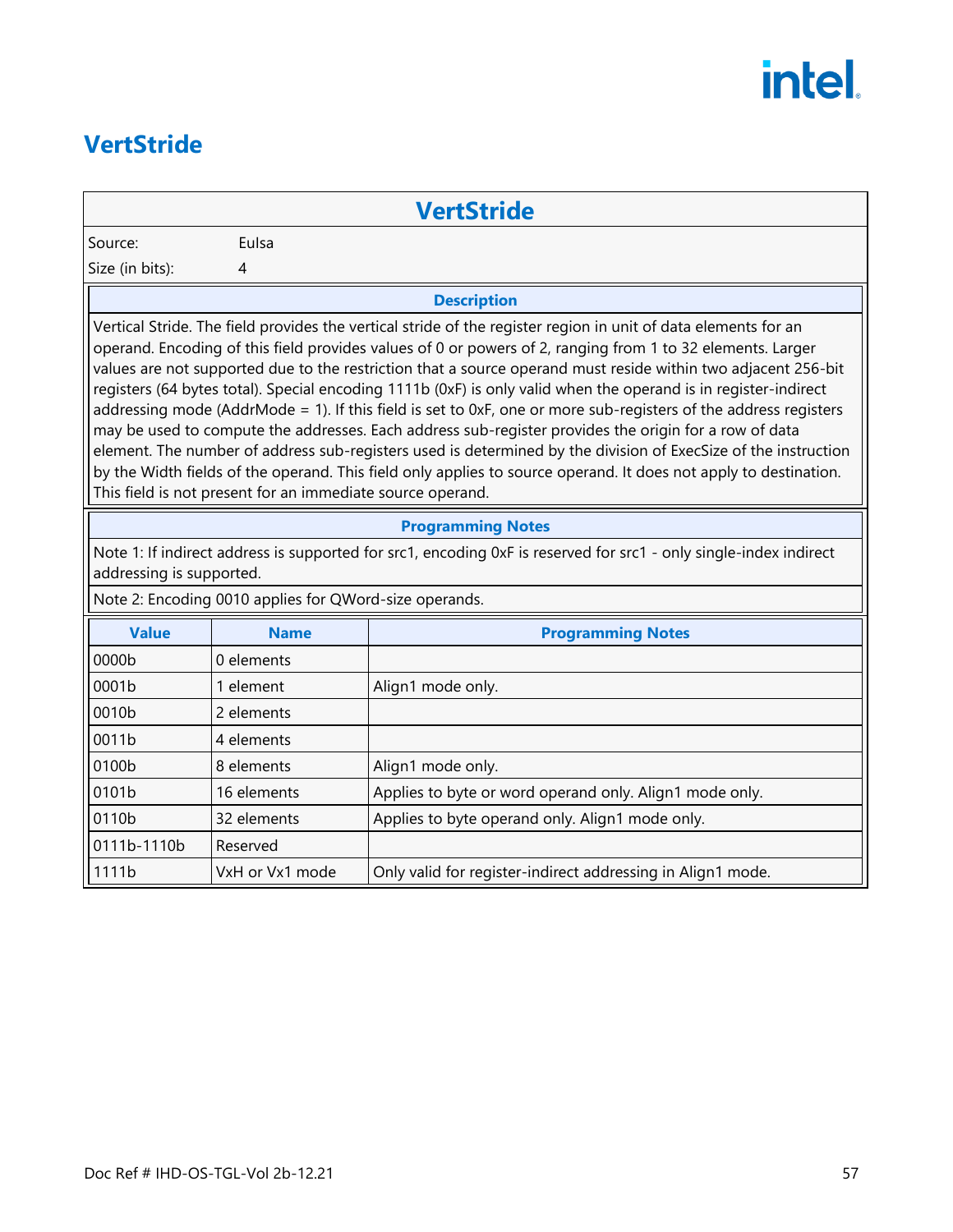## VertStride

| VertStride | |
|---|---|
| Source: | EuIsa |
| Size (in bits): | 4 |

**Description**

Vertical Stride. The field provides the vertical stride of the register region in unit of data elements for an operand. Encoding of this field provides values of 0 or powers of 2, ranging from 1 to 32 elements. Larger values are not supported due to the restriction that a source operand must reside within two adjacent 256-bit registers (64 bytes total). Special encoding 1111b (0xF) is only valid when the operand is in register-indirect addressing mode (AddrMode = 1). If this field is set to 0xF, one or more sub-registers of the address registers may be used to compute the addresses. Each address sub-register provides the origin for a row of data element. The number of address sub-registers used is determined by the division of ExecSize of the instruction by the Width fields of the operand. This field only applies to source operand. It does not apply to destination. This field is not present for an immediate source operand.

**Programming Notes**

Note 1: If indirect address is supported for src1, encoding 0xF is reserved for src1 - only single-index indirect addressing is supported.

Note 2: Encoding 0010 applies for QWord-size operands.

| Value | Name | Programming Notes |
|---|---|---|
| 0000b | 0 elements | |
| 0001b | 1 element | Align1 mode only. |
| 0010b | 2 elements | |
| 0011b | 4 elements | |
| 0100b | 8 elements | Align1 mode only. |
| 0101b | 16 elements | Applies to byte or word operand only. Align1 mode only. |
| 0110b | 32 elements | Applies to byte operand only. Align1 mode only. |
| 0111b-1110b | Reserved | |
| 1111b | VxH or Vx1 mode | Only valid for register-indirect addressing in Align1 mode. |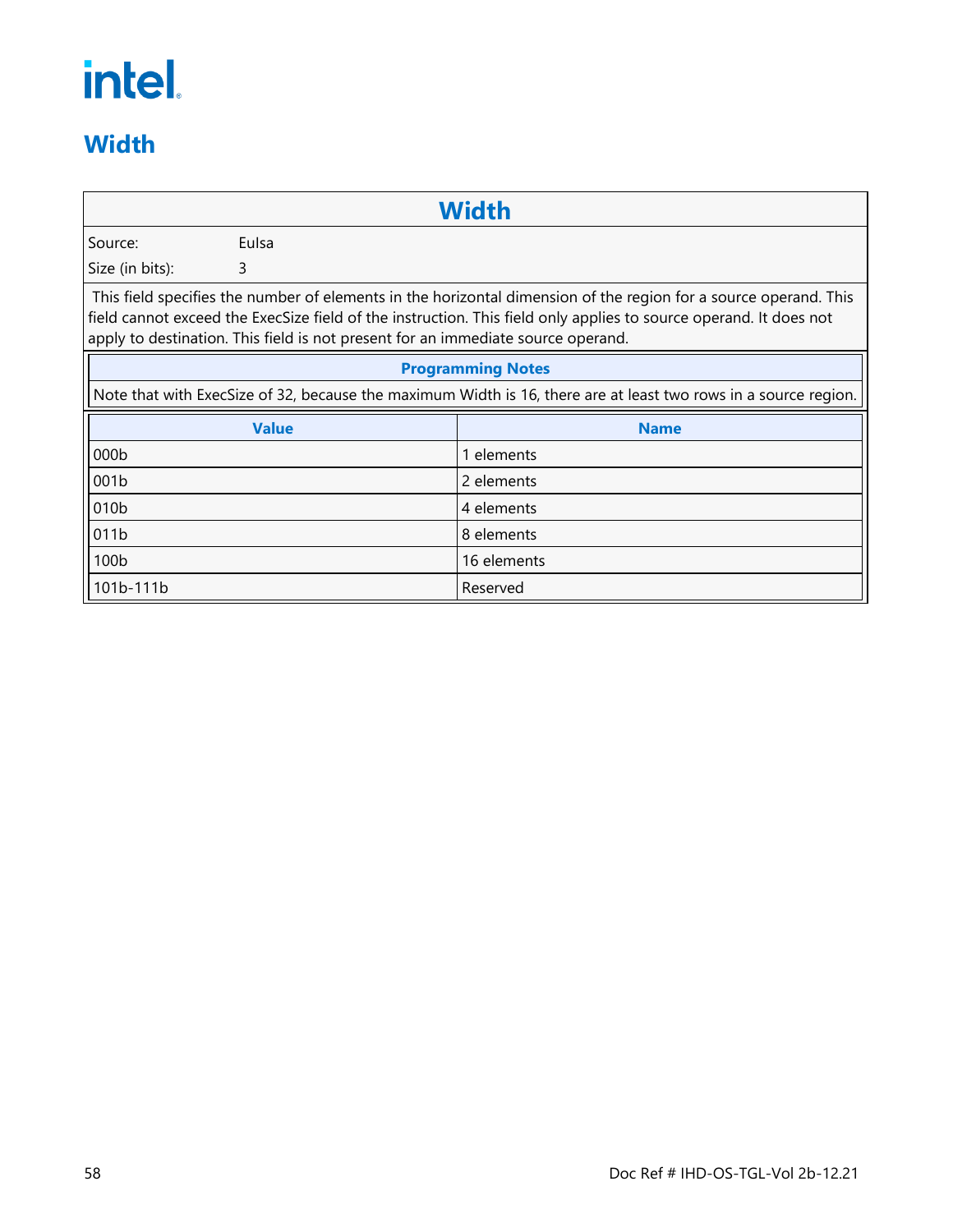# Width

| Width | |
|---|---|
| Source: | EuIsa |
| Size (in bits): | 3 |

This field specifies the number of elements in the horizontal dimension of the region for a source operand. This field cannot exceed the ExecSize field of the instruction. This field only applies to source operand. It does not apply to destination. This field is not present for an immediate source operand.

| Programming Notes |
|---|
| Note that with ExecSize of 32, because the maximum Width is 16, there are at least two rows in a source region. |

| Value | Name |
|---|---|
| 000b | 1 elements |
| 001b | 2 elements |
| 010b | 4 elements |
| 011b | 8 elements |
| 100b | 16 elements |
| 101b-111b | Reserved |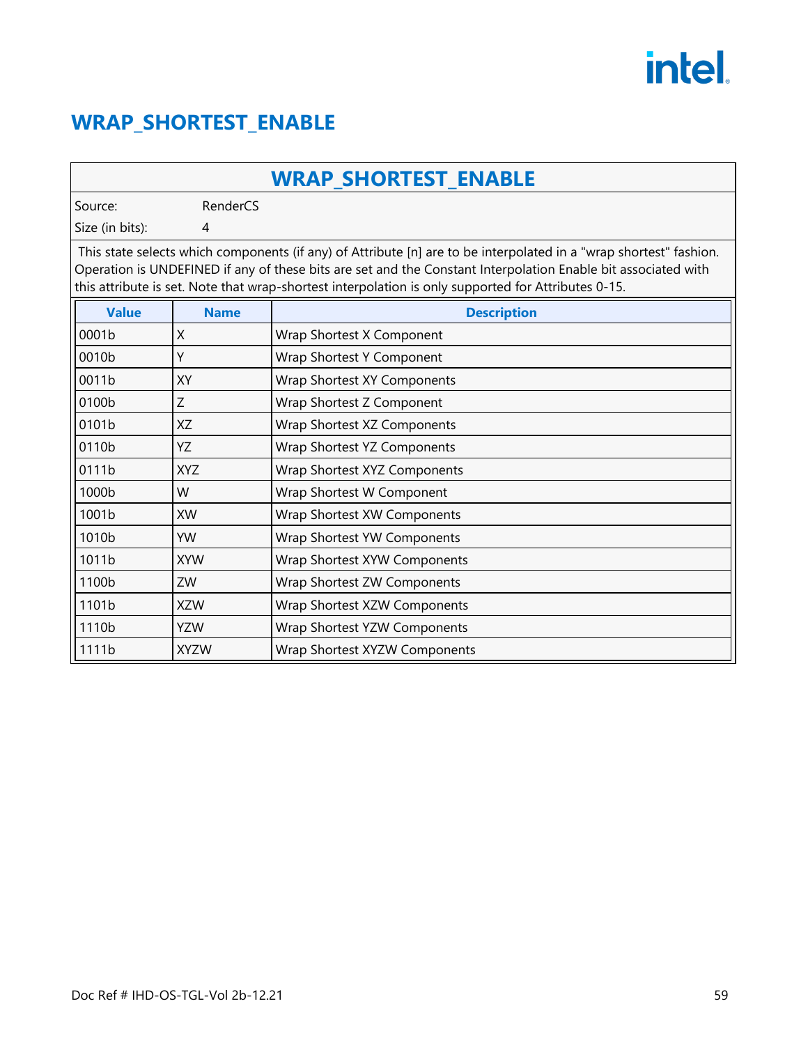## WRAP_SHORTEST_ENABLE

| WRAP_SHORTEST_ENABLE | |
|---|---|
| Source: | RenderCS |
| Size (in bits): | 4 |

This state selects which components (if any) of Attribute [n] are to be interpolated in a "wrap shortest" fashion. Operation is UNDEFINED if any of these bits are set and the Constant Interpolation Enable bit associated with this attribute is set. Note that wrap-shortest interpolation is only supported for Attributes 0-15.

| Value | Name | Description |
|---|---|---|
| 0001b | X | Wrap Shortest X Component |
| 0010b | Y | Wrap Shortest Y Component |
| 0011b | XY | Wrap Shortest XY Components |
| 0100b | Z | Wrap Shortest Z Component |
| 0101b | XZ | Wrap Shortest XZ Components |
| 0110b | YZ | Wrap Shortest YZ Components |
| 0111b | XYZ | Wrap Shortest XYZ Components |
| 1000b | W | Wrap Shortest W Component |
| 1001b | XW | Wrap Shortest XW Components |
| 1010b | YW | Wrap Shortest YW Components |
| 1011b | XYW | Wrap Shortest XYW Components |
| 1100b | ZW | Wrap Shortest ZW Components |
| 1101b | XZW | Wrap Shortest XZW Components |
| 1110b | YZW | Wrap Shortest YZW Components |
| 1111b | XYZW | Wrap Shortest XYZW Components |